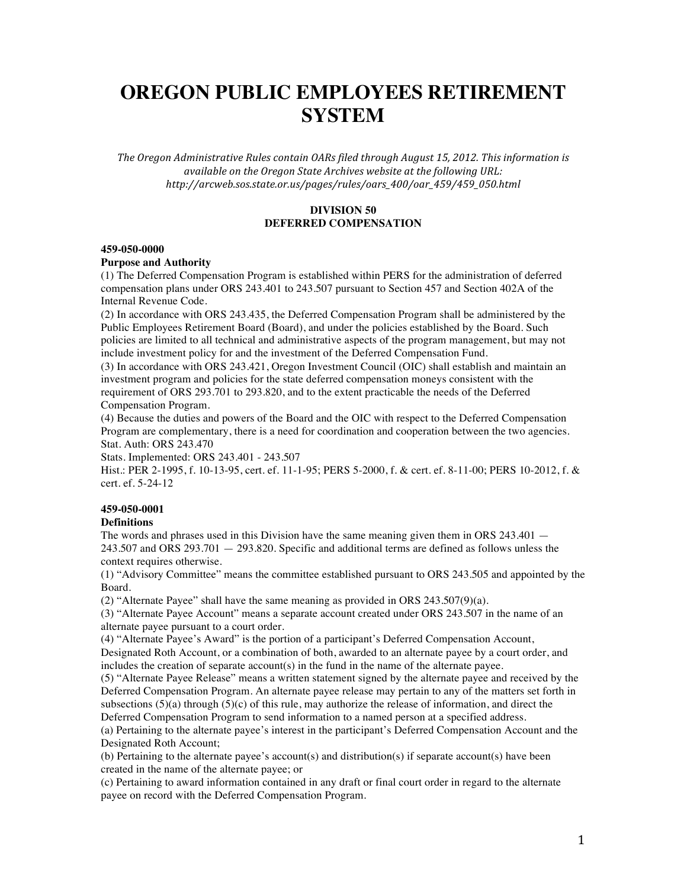# OREGON PUBLIC EMPLOYEES RETIREMENT SYSTEM

*The Oregon Administrative Rules contain OARs filed through August 15, 2012. This information is available on the Oregon State Archives website at the following URL: http://arcweb.sos.state.or.us/pages/rules/oars_400/oar_459/459_050.html*

## DIVISION 50
## DEFERRED COMPENSATION

**459-050-0000**
**Purpose and Authority**

(1) The Deferred Compensation Program is established within PERS for the administration of deferred compensation plans under ORS 243.401 to 243.507 pursuant to Section 457 and Section 402A of the Internal Revenue Code.

(2) In accordance with ORS 243.435, the Deferred Compensation Program shall be administered by the Public Employees Retirement Board (Board), and under the policies established by the Board. Such policies are limited to all technical and administrative aspects of the program management, but may not include investment policy for and the investment of the Deferred Compensation Fund.

(3) In accordance with ORS 243.421, Oregon Investment Council (OIC) shall establish and maintain an investment program and policies for the state deferred compensation moneys consistent with the requirement of ORS 293.701 to 293.820, and to the extent practicable the needs of the Deferred Compensation Program.

(4) Because the duties and powers of the Board and the OIC with respect to the Deferred Compensation Program are complementary, there is a need for coordination and cooperation between the two agencies.

Stat. Auth: ORS 243.470

Stats. Implemented: ORS 243.401 - 243.507

Hist.: PER 2-1995, f. 10-13-95, cert. ef. 11-1-95; PERS 5-2000, f. & cert. ef. 8-11-00; PERS 10-2012, f. & cert. ef. 5-24-12

**459-050-0001**
**Definitions**

The words and phrases used in this Division have the same meaning given them in ORS 243.401 — 243.507 and ORS 293.701 — 293.820. Specific and additional terms are defined as follows unless the context requires otherwise.

(1) "Advisory Committee" means the committee established pursuant to ORS 243.505 and appointed by the Board.

(2) "Alternate Payee" shall have the same meaning as provided in ORS 243.507(9)(a).

(3) "Alternate Payee Account" means a separate account created under ORS 243.507 in the name of an alternate payee pursuant to a court order.

(4) "Alternate Payee's Award" is the portion of a participant's Deferred Compensation Account, Designated Roth Account, or a combination of both, awarded to an alternate payee by a court order, and includes the creation of separate account(s) in the fund in the name of the alternate payee.

(5) "Alternate Payee Release" means a written statement signed by the alternate payee and received by the Deferred Compensation Program. An alternate payee release may pertain to any of the matters set forth in subsections (5)(a) through (5)(c) of this rule, may authorize the release of information, and direct the Deferred Compensation Program to send information to a named person at a specified address.

(a) Pertaining to the alternate payee's interest in the participant's Deferred Compensation Account and the Designated Roth Account;

(b) Pertaining to the alternate payee's account(s) and distribution(s) if separate account(s) have been created in the name of the alternate payee; or

(c) Pertaining to award information contained in any draft or final court order in regard to the alternate payee on record with the Deferred Compensation Program.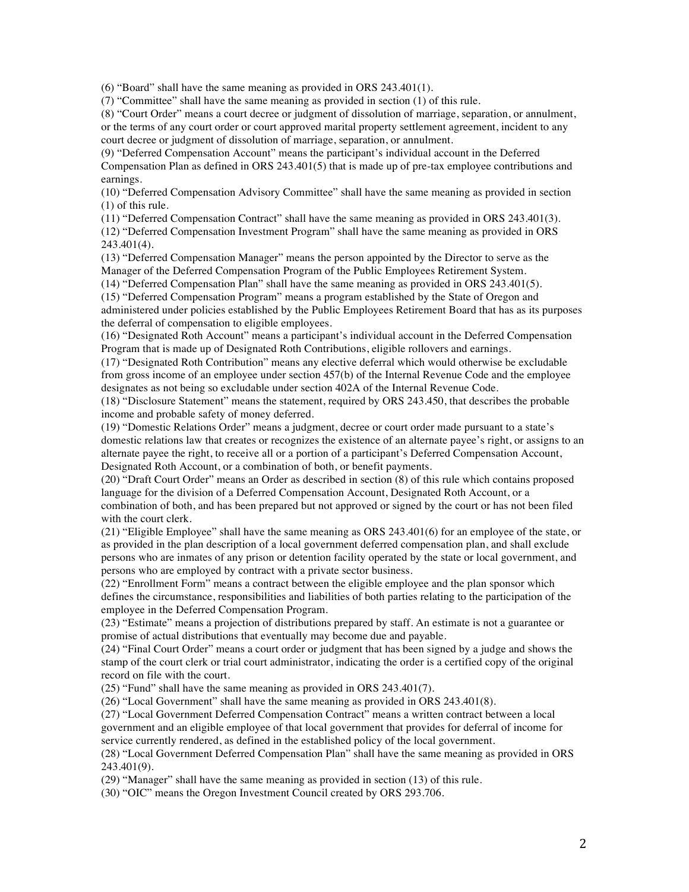(6) "Board" shall have the same meaning as provided in ORS 243.401(1).

(7) "Committee" shall have the same meaning as provided in section (1) of this rule.

(8) "Court Order" means a court decree or judgment of dissolution of marriage, separation, or annulment, or the terms of any court order or court approved marital property settlement agreement, incident to any court decree or judgment of dissolution of marriage, separation, or annulment.

(9) "Deferred Compensation Account" means the participant's individual account in the Deferred Compensation Plan as defined in ORS 243.401(5) that is made up of pre-tax employee contributions and earnings.

(10) "Deferred Compensation Advisory Committee" shall have the same meaning as provided in section (1) of this rule.

(11) "Deferred Compensation Contract" shall have the same meaning as provided in ORS 243.401(3).

(12) "Deferred Compensation Investment Program" shall have the same meaning as provided in ORS 243.401(4).

(13) "Deferred Compensation Manager" means the person appointed by the Director to serve as the Manager of the Deferred Compensation Program of the Public Employees Retirement System.

(14) "Deferred Compensation Plan" shall have the same meaning as provided in ORS 243.401(5).

(15) "Deferred Compensation Program" means a program established by the State of Oregon and administered under policies established by the Public Employees Retirement Board that has as its purposes the deferral of compensation to eligible employees.

(16) "Designated Roth Account" means a participant's individual account in the Deferred Compensation Program that is made up of Designated Roth Contributions, eligible rollovers and earnings.

(17) "Designated Roth Contribution" means any elective deferral which would otherwise be excludable from gross income of an employee under section 457(b) of the Internal Revenue Code and the employee designates as not being so excludable under section 402A of the Internal Revenue Code.

(18) "Disclosure Statement" means the statement, required by ORS 243.450, that describes the probable income and probable safety of money deferred.

(19) "Domestic Relations Order" means a judgment, decree or court order made pursuant to a state's domestic relations law that creates or recognizes the existence of an alternate payee's right, or assigns to an alternate payee the right, to receive all or a portion of a participant's Deferred Compensation Account, Designated Roth Account, or a combination of both, or benefit payments.

(20) "Draft Court Order" means an Order as described in section (8) of this rule which contains proposed language for the division of a Deferred Compensation Account, Designated Roth Account, or a combination of both, and has been prepared but not approved or signed by the court or has not been filed with the court clerk.

(21) "Eligible Employee" shall have the same meaning as ORS 243.401(6) for an employee of the state, or as provided in the plan description of a local government deferred compensation plan, and shall exclude persons who are inmates of any prison or detention facility operated by the state or local government, and persons who are employed by contract with a private sector business.

(22) "Enrollment Form" means a contract between the eligible employee and the plan sponsor which defines the circumstance, responsibilities and liabilities of both parties relating to the participation of the employee in the Deferred Compensation Program.

(23) "Estimate" means a projection of distributions prepared by staff. An estimate is not a guarantee or promise of actual distributions that eventually may become due and payable.

(24) "Final Court Order" means a court order or judgment that has been signed by a judge and shows the stamp of the court clerk or trial court administrator, indicating the order is a certified copy of the original record on file with the court.

(25) "Fund" shall have the same meaning as provided in ORS 243.401(7).

(26) "Local Government" shall have the same meaning as provided in ORS 243.401(8).

(27) "Local Government Deferred Compensation Contract" means a written contract between a local government and an eligible employee of that local government that provides for deferral of income for service currently rendered, as defined in the established policy of the local government.

(28) "Local Government Deferred Compensation Plan" shall have the same meaning as provided in ORS 243.401(9).

(29) "Manager" shall have the same meaning as provided in section (13) of this rule.

(30) "OIC" means the Oregon Investment Council created by ORS 293.706.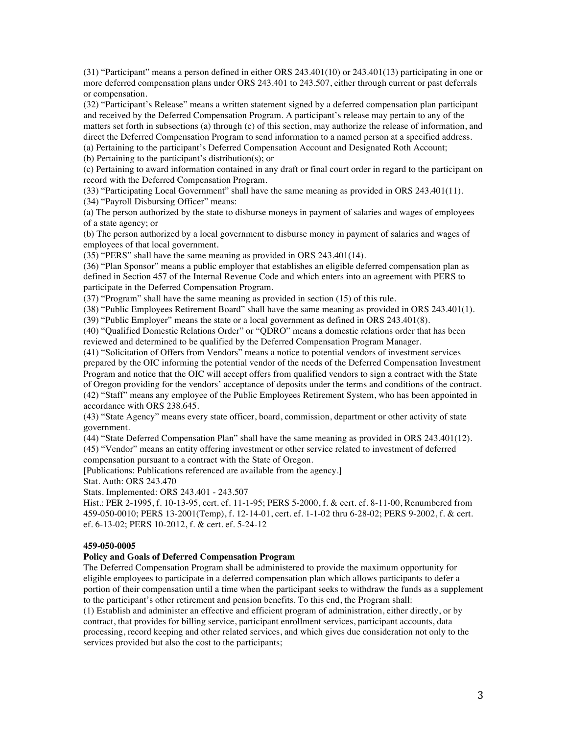(31) "Participant" means a person defined in either ORS 243.401(10) or 243.401(13) participating in one or more deferred compensation plans under ORS 243.401 to 243.507, either through current or past deferrals or compensation.

(32) "Participant's Release" means a written statement signed by a deferred compensation plan participant and received by the Deferred Compensation Program. A participant's release may pertain to any of the matters set forth in subsections (a) through (c) of this section, may authorize the release of information, and direct the Deferred Compensation Program to send information to a named person at a specified address.

(a) Pertaining to the participant's Deferred Compensation Account and Designated Roth Account;

(b) Pertaining to the participant's distribution(s); or

(c) Pertaining to award information contained in any draft or final court order in regard to the participant on record with the Deferred Compensation Program.

(33) "Participating Local Government" shall have the same meaning as provided in ORS 243.401(11).

(34) "Payroll Disbursing Officer" means:

(a) The person authorized by the state to disburse moneys in payment of salaries and wages of employees of a state agency; or

(b) The person authorized by a local government to disburse money in payment of salaries and wages of employees of that local government.

(35) "PERS" shall have the same meaning as provided in ORS 243.401(14).

(36) "Plan Sponsor" means a public employer that establishes an eligible deferred compensation plan as defined in Section 457 of the Internal Revenue Code and which enters into an agreement with PERS to participate in the Deferred Compensation Program.

(37) "Program" shall have the same meaning as provided in section (15) of this rule.

(38) "Public Employees Retirement Board" shall have the same meaning as provided in ORS 243.401(1).

(39) "Public Employer" means the state or a local government as defined in ORS 243.401(8).

(40) "Qualified Domestic Relations Order" or "QDRO" means a domestic relations order that has been reviewed and determined to be qualified by the Deferred Compensation Program Manager.

(41) "Solicitation of Offers from Vendors" means a notice to potential vendors of investment services prepared by the OIC informing the potential vendor of the needs of the Deferred Compensation Investment Program and notice that the OIC will accept offers from qualified vendors to sign a contract with the State of Oregon providing for the vendors' acceptance of deposits under the terms and conditions of the contract.

(42) "Staff" means any employee of the Public Employees Retirement System, who has been appointed in accordance with ORS 238.645.

(43) "State Agency" means every state officer, board, commission, department or other activity of state government.

(44) "State Deferred Compensation Plan" shall have the same meaning as provided in ORS 243.401(12).

(45) "Vendor" means an entity offering investment or other service related to investment of deferred compensation pursuant to a contract with the State of Oregon.

[Publications: Publications referenced are available from the agency.]

Stat. Auth: ORS 243.470

Stats. Implemented: ORS 243.401 - 243.507

Hist.: PER 2-1995, f. 10-13-95, cert. ef. 11-1-95; PERS 5-2000, f. & cert. ef. 8-11-00, Renumbered from 459-050-0010; PERS 13-2001(Temp), f. 12-14-01, cert. ef. 1-1-02 thru 6-28-02; PERS 9-2002, f. & cert. ef. 6-13-02; PERS 10-2012, f. & cert. ef. 5-24-12

**459-050-0005**

**Policy and Goals of Deferred Compensation Program**

The Deferred Compensation Program shall be administered to provide the maximum opportunity for eligible employees to participate in a deferred compensation plan which allows participants to defer a portion of their compensation until a time when the participant seeks to withdraw the funds as a supplement to the participant's other retirement and pension benefits. To this end, the Program shall:

(1) Establish and administer an effective and efficient program of administration, either directly, or by contract, that provides for billing service, participant enrollment services, participant accounts, data processing, record keeping and other related services, and which gives due consideration not only to the services provided but also the cost to the participants;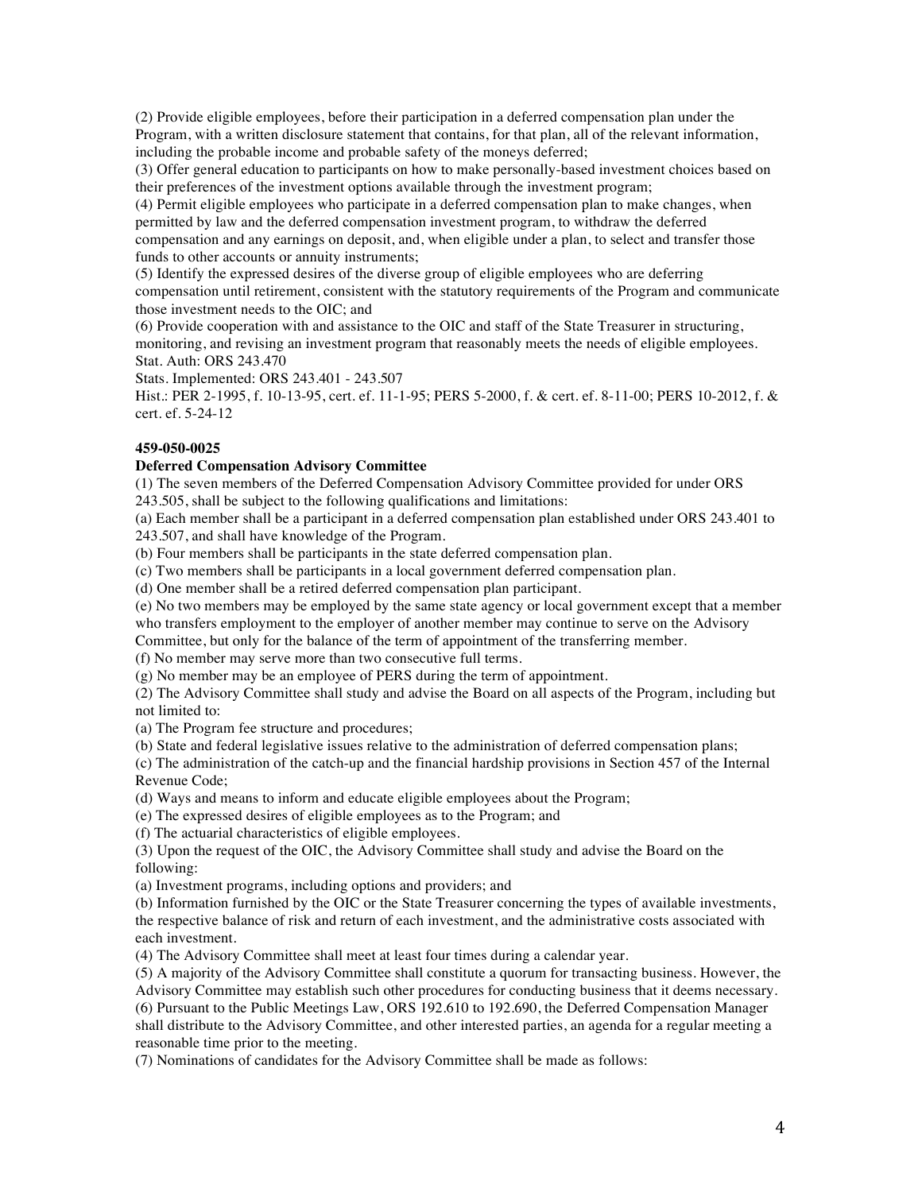(2) Provide eligible employees, before their participation in a deferred compensation plan under the Program, with a written disclosure statement that contains, for that plan, all of the relevant information, including the probable income and probable safety of the moneys deferred;

(3) Offer general education to participants on how to make personally-based investment choices based on their preferences of the investment options available through the investment program;

(4) Permit eligible employees who participate in a deferred compensation plan to make changes, when permitted by law and the deferred compensation investment program, to withdraw the deferred compensation and any earnings on deposit, and, when eligible under a plan, to select and transfer those funds to other accounts or annuity instruments;

(5) Identify the expressed desires of the diverse group of eligible employees who are deferring compensation until retirement, consistent with the statutory requirements of the Program and communicate those investment needs to the OIC; and

(6) Provide cooperation with and assistance to the OIC and staff of the State Treasurer in structuring, monitoring, and revising an investment program that reasonably meets the needs of eligible employees.

Stat. Auth: ORS 243.470

Stats. Implemented: ORS 243.401 - 243.507

Hist.: PER 2-1995, f. 10-13-95, cert. ef. 11-1-95; PERS 5-2000, f. & cert. ef. 8-11-00; PERS 10-2012, f. & cert. ef. 5-24-12

**459-050-0025**

**Deferred Compensation Advisory Committee**

(1) The seven members of the Deferred Compensation Advisory Committee provided for under ORS 243.505, shall be subject to the following qualifications and limitations:

(a) Each member shall be a participant in a deferred compensation plan established under ORS 243.401 to 243.507, and shall have knowledge of the Program.

(b) Four members shall be participants in the state deferred compensation plan.

(c) Two members shall be participants in a local government deferred compensation plan.

(d) One member shall be a retired deferred compensation plan participant.

(e) No two members may be employed by the same state agency or local government except that a member who transfers employment to the employer of another member may continue to serve on the Advisory Committee, but only for the balance of the term of appointment of the transferring member.

(f) No member may serve more than two consecutive full terms.

(g) No member may be an employee of PERS during the term of appointment.

(2) The Advisory Committee shall study and advise the Board on all aspects of the Program, including but not limited to:

(a) The Program fee structure and procedures;

(b) State and federal legislative issues relative to the administration of deferred compensation plans;

(c) The administration of the catch-up and the financial hardship provisions in Section 457 of the Internal Revenue Code;

(d) Ways and means to inform and educate eligible employees about the Program;

(e) The expressed desires of eligible employees as to the Program; and

(f) The actuarial characteristics of eligible employees.

(3) Upon the request of the OIC, the Advisory Committee shall study and advise the Board on the following:

(a) Investment programs, including options and providers; and

(b) Information furnished by the OIC or the State Treasurer concerning the types of available investments, the respective balance of risk and return of each investment, and the administrative costs associated with each investment.

(4) The Advisory Committee shall meet at least four times during a calendar year.

(5) A majority of the Advisory Committee shall constitute a quorum for transacting business. However, the Advisory Committee may establish such other procedures for conducting business that it deems necessary.

(6) Pursuant to the Public Meetings Law, ORS 192.610 to 192.690, the Deferred Compensation Manager shall distribute to the Advisory Committee, and other interested parties, an agenda for a regular meeting a reasonable time prior to the meeting.

(7) Nominations of candidates for the Advisory Committee shall be made as follows: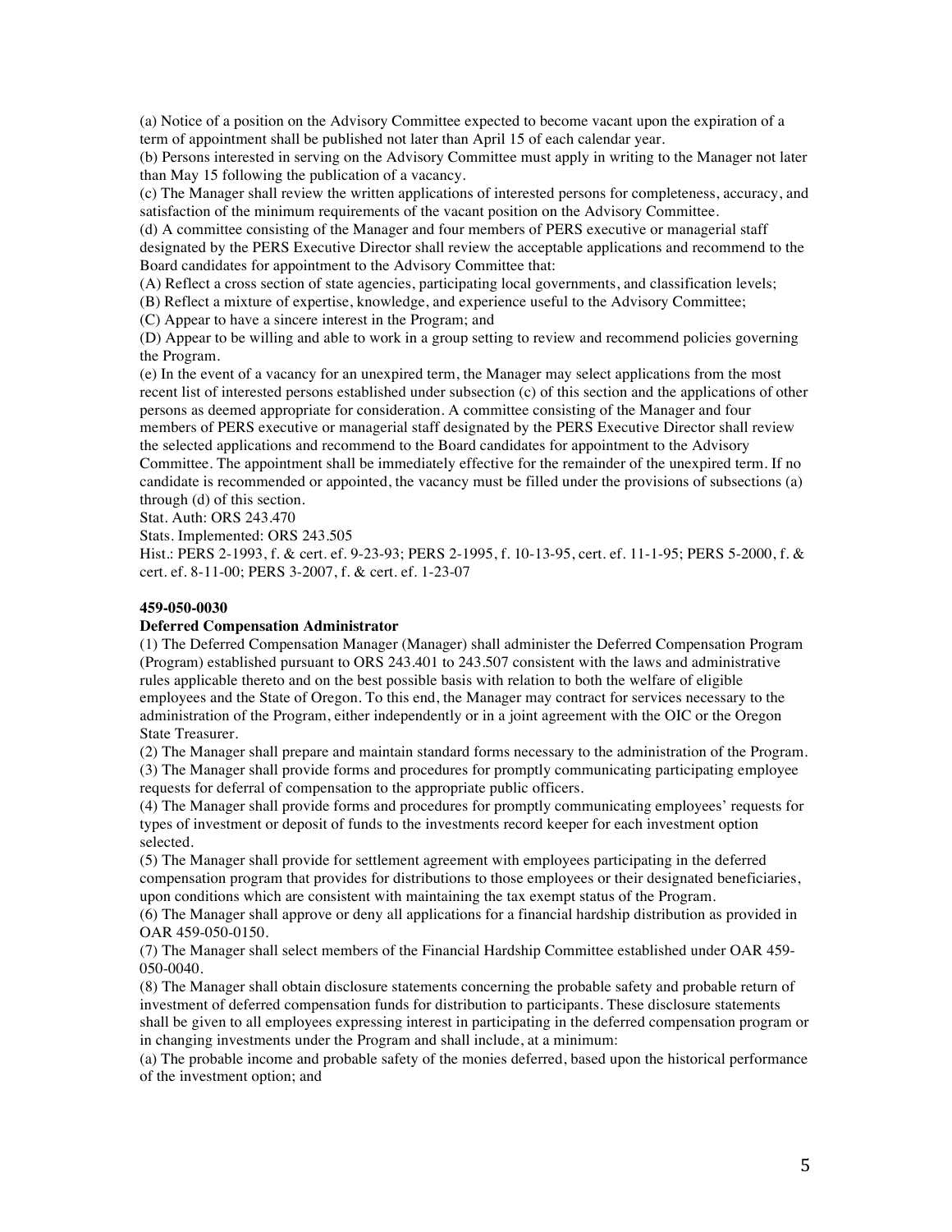(a) Notice of a position on the Advisory Committee expected to become vacant upon the expiration of a term of appointment shall be published not later than April 15 of each calendar year.

(b) Persons interested in serving on the Advisory Committee must apply in writing to the Manager not later than May 15 following the publication of a vacancy.

(c) The Manager shall review the written applications of interested persons for completeness, accuracy, and satisfaction of the minimum requirements of the vacant position on the Advisory Committee.

(d) A committee consisting of the Manager and four members of PERS executive or managerial staff designated by the PERS Executive Director shall review the acceptable applications and recommend to the Board candidates for appointment to the Advisory Committee that:

(A) Reflect a cross section of state agencies, participating local governments, and classification levels;

(B) Reflect a mixture of expertise, knowledge, and experience useful to the Advisory Committee;

(C) Appear to have a sincere interest in the Program; and

(D) Appear to be willing and able to work in a group setting to review and recommend policies governing the Program.

(e) In the event of a vacancy for an unexpired term, the Manager may select applications from the most recent list of interested persons established under subsection (c) of this section and the applications of other persons as deemed appropriate for consideration. A committee consisting of the Manager and four members of PERS executive or managerial staff designated by the PERS Executive Director shall review the selected applications and recommend to the Board candidates for appointment to the Advisory Committee. The appointment shall be immediately effective for the remainder of the unexpired term. If no candidate is recommended or appointed, the vacancy must be filled under the provisions of subsections (a) through (d) of this section.

Stat. Auth: ORS 243.470

Stats. Implemented: ORS 243.505

Hist.: PERS 2-1993, f. & cert. ef. 9-23-93; PERS 2-1995, f. 10-13-95, cert. ef. 11-1-95; PERS 5-2000, f. & cert. ef. 8-11-00; PERS 3-2007, f. & cert. ef. 1-23-07

**459-050-0030**

**Deferred Compensation Administrator**

(1) The Deferred Compensation Manager (Manager) shall administer the Deferred Compensation Program (Program) established pursuant to ORS 243.401 to 243.507 consistent with the laws and administrative rules applicable thereto and on the best possible basis with relation to both the welfare of eligible employees and the State of Oregon. To this end, the Manager may contract for services necessary to the administration of the Program, either independently or in a joint agreement with the OIC or the Oregon State Treasurer.

(2) The Manager shall prepare and maintain standard forms necessary to the administration of the Program.

(3) The Manager shall provide forms and procedures for promptly communicating participating employee requests for deferral of compensation to the appropriate public officers.

(4) The Manager shall provide forms and procedures for promptly communicating employees' requests for types of investment or deposit of funds to the investments record keeper for each investment option selected.

(5) The Manager shall provide for settlement agreement with employees participating in the deferred compensation program that provides for distributions to those employees or their designated beneficiaries, upon conditions which are consistent with maintaining the tax exempt status of the Program.

(6) The Manager shall approve or deny all applications for a financial hardship distribution as provided in OAR 459-050-0150.

(7) The Manager shall select members of the Financial Hardship Committee established under OAR 459-050-0040.

(8) The Manager shall obtain disclosure statements concerning the probable safety and probable return of investment of deferred compensation funds for distribution to participants. These disclosure statements shall be given to all employees expressing interest in participating in the deferred compensation program or in changing investments under the Program and shall include, at a minimum:

(a) The probable income and probable safety of the monies deferred, based upon the historical performance of the investment option; and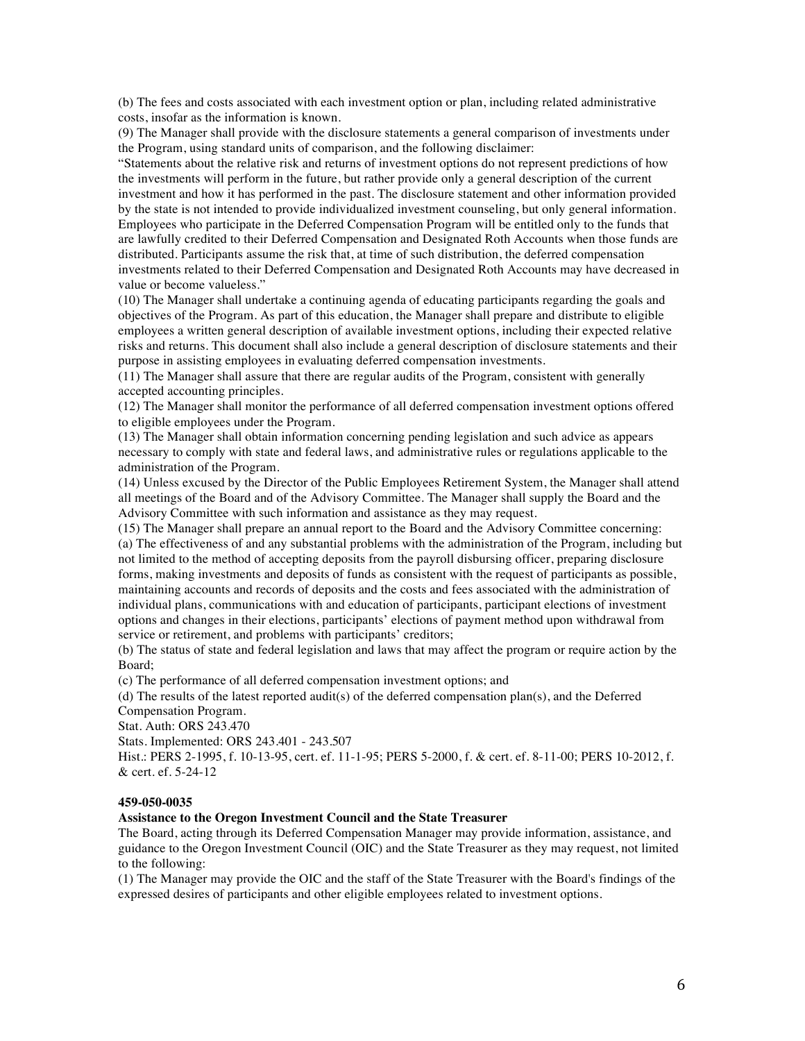(b) The fees and costs associated with each investment option or plan, including related administrative costs, insofar as the information is known.

(9) The Manager shall provide with the disclosure statements a general comparison of investments under the Program, using standard units of comparison, and the following disclaimer:

"Statements about the relative risk and returns of investment options do not represent predictions of how the investments will perform in the future, but rather provide only a general description of the current investment and how it has performed in the past. The disclosure statement and other information provided by the state is not intended to provide individualized investment counseling, but only general information. Employees who participate in the Deferred Compensation Program will be entitled only to the funds that are lawfully credited to their Deferred Compensation and Designated Roth Accounts when those funds are distributed. Participants assume the risk that, at time of such distribution, the deferred compensation investments related to their Deferred Compensation and Designated Roth Accounts may have decreased in value or become valueless."

(10) The Manager shall undertake a continuing agenda of educating participants regarding the goals and objectives of the Program. As part of this education, the Manager shall prepare and distribute to eligible employees a written general description of available investment options, including their expected relative risks and returns. This document shall also include a general description of disclosure statements and their purpose in assisting employees in evaluating deferred compensation investments.

(11) The Manager shall assure that there are regular audits of the Program, consistent with generally accepted accounting principles.

(12) The Manager shall monitor the performance of all deferred compensation investment options offered to eligible employees under the Program.

(13) The Manager shall obtain information concerning pending legislation and such advice as appears necessary to comply with state and federal laws, and administrative rules or regulations applicable to the administration of the Program.

(14) Unless excused by the Director of the Public Employees Retirement System, the Manager shall attend all meetings of the Board and of the Advisory Committee. The Manager shall supply the Board and the Advisory Committee with such information and assistance as they may request.

(15) The Manager shall prepare an annual report to the Board and the Advisory Committee concerning:

(a) The effectiveness of and any substantial problems with the administration of the Program, including but not limited to the method of accepting deposits from the payroll disbursing officer, preparing disclosure forms, making investments and deposits of funds as consistent with the request of participants as possible, maintaining accounts and records of deposits and the costs and fees associated with the administration of individual plans, communications with and education of participants, participant elections of investment options and changes in their elections, participants' elections of payment method upon withdrawal from service or retirement, and problems with participants' creditors;

(b) The status of state and federal legislation and laws that may affect the program or require action by the Board;

(c) The performance of all deferred compensation investment options; and

(d) The results of the latest reported audit(s) of the deferred compensation plan(s), and the Deferred Compensation Program.

Stat. Auth: ORS 243.470

Stats. Implemented: ORS 243.401 - 243.507

Hist.: PERS 2-1995, f. 10-13-95, cert. ef. 11-1-95; PERS 5-2000, f. & cert. ef. 8-11-00; PERS 10-2012, f. & cert. ef. 5-24-12

**459-050-0035**

**Assistance to the Oregon Investment Council and the State Treasurer**

The Board, acting through its Deferred Compensation Manager may provide information, assistance, and guidance to the Oregon Investment Council (OIC) and the State Treasurer as they may request, not limited to the following:

(1) The Manager may provide the OIC and the staff of the State Treasurer with the Board's findings of the expressed desires of participants and other eligible employees related to investment options.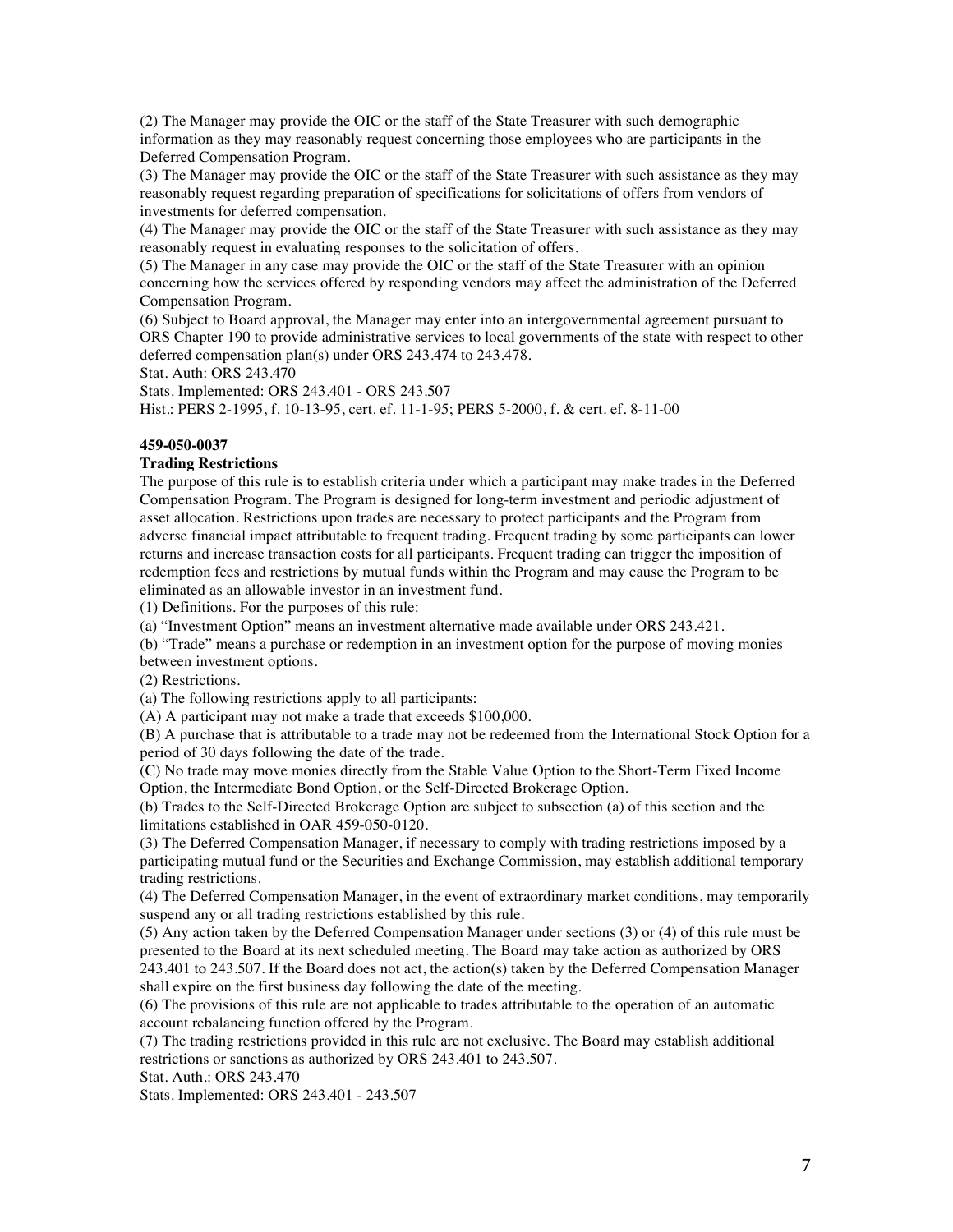(2) The Manager may provide the OIC or the staff of the State Treasurer with such demographic information as they may reasonably request concerning those employees who are participants in the Deferred Compensation Program.

(3) The Manager may provide the OIC or the staff of the State Treasurer with such assistance as they may reasonably request regarding preparation of specifications for solicitations of offers from vendors of investments for deferred compensation.

(4) The Manager may provide the OIC or the staff of the State Treasurer with such assistance as they may reasonably request in evaluating responses to the solicitation of offers.

(5) The Manager in any case may provide the OIC or the staff of the State Treasurer with an opinion concerning how the services offered by responding vendors may affect the administration of the Deferred Compensation Program.

(6) Subject to Board approval, the Manager may enter into an intergovernmental agreement pursuant to ORS Chapter 190 to provide administrative services to local governments of the state with respect to other deferred compensation plan(s) under ORS 243.474 to 243.478.

Stat. Auth: ORS 243.470

Stats. Implemented: ORS 243.401 - ORS 243.507

Hist.: PERS 2-1995, f. 10-13-95, cert. ef. 11-1-95; PERS 5-2000, f. & cert. ef. 8-11-00

**459-050-0037**

**Trading Restrictions**

The purpose of this rule is to establish criteria under which a participant may make trades in the Deferred Compensation Program. The Program is designed for long-term investment and periodic adjustment of asset allocation. Restrictions upon trades are necessary to protect participants and the Program from adverse financial impact attributable to frequent trading. Frequent trading by some participants can lower returns and increase transaction costs for all participants. Frequent trading can trigger the imposition of redemption fees and restrictions by mutual funds within the Program and may cause the Program to be eliminated as an allowable investor in an investment fund.

(1) Definitions. For the purposes of this rule:

(a) "Investment Option" means an investment alternative made available under ORS 243.421.

(b) "Trade" means a purchase or redemption in an investment option for the purpose of moving monies between investment options.

(2) Restrictions.

(a) The following restrictions apply to all participants:

(A) A participant may not make a trade that exceeds $100,000.

(B) A purchase that is attributable to a trade may not be redeemed from the International Stock Option for a period of 30 days following the date of the trade.

(C) No trade may move monies directly from the Stable Value Option to the Short-Term Fixed Income Option, the Intermediate Bond Option, or the Self-Directed Brokerage Option.

(b) Trades to the Self-Directed Brokerage Option are subject to subsection (a) of this section and the limitations established in OAR 459-050-0120.

(3) The Deferred Compensation Manager, if necessary to comply with trading restrictions imposed by a participating mutual fund or the Securities and Exchange Commission, may establish additional temporary trading restrictions.

(4) The Deferred Compensation Manager, in the event of extraordinary market conditions, may temporarily suspend any or all trading restrictions established by this rule.

(5) Any action taken by the Deferred Compensation Manager under sections (3) or (4) of this rule must be presented to the Board at its next scheduled meeting. The Board may take action as authorized by ORS 243.401 to 243.507. If the Board does not act, the action(s) taken by the Deferred Compensation Manager shall expire on the first business day following the date of the meeting.

(6) The provisions of this rule are not applicable to trades attributable to the operation of an automatic account rebalancing function offered by the Program.

(7) The trading restrictions provided in this rule are not exclusive. The Board may establish additional restrictions or sanctions as authorized by ORS 243.401 to 243.507.

Stat. Auth.: ORS 243.470

Stats. Implemented: ORS 243.401 - 243.507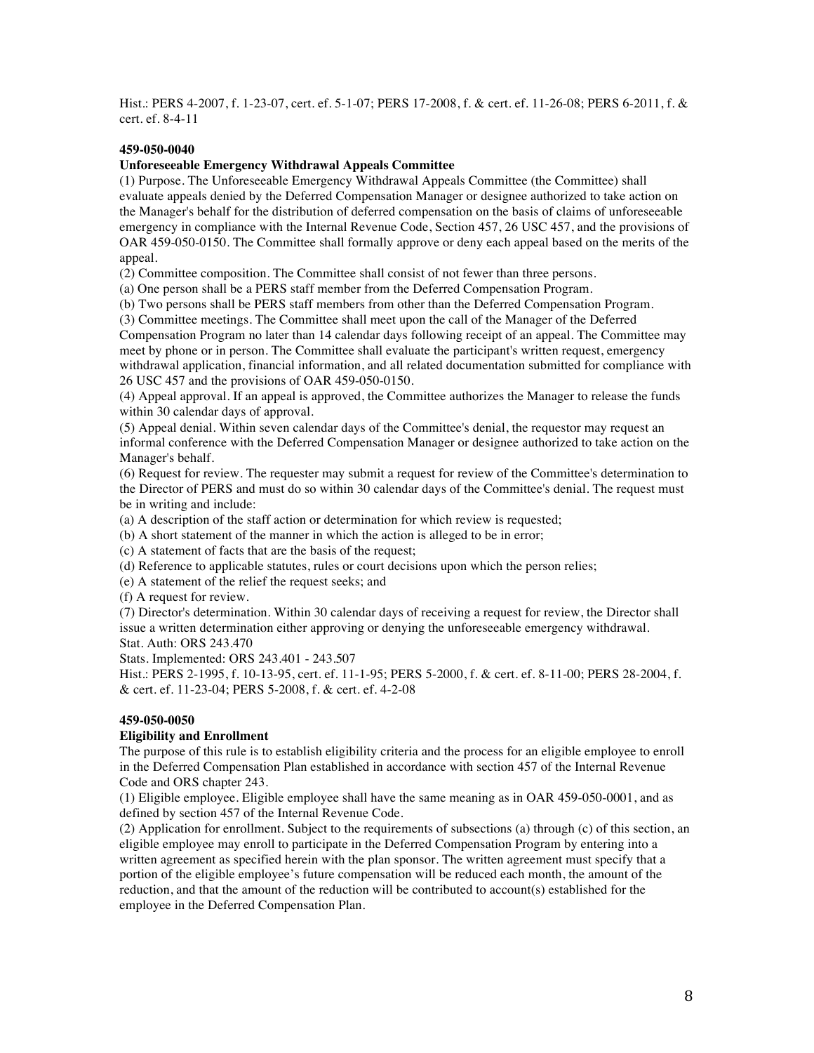Hist.: PERS 4-2007, f. 1-23-07, cert. ef. 5-1-07; PERS 17-2008, f. & cert. ef. 11-26-08; PERS 6-2011, f. & cert. ef. 8-4-11

**459-050-0040**

**Unforeseeable Emergency Withdrawal Appeals Committee**

(1) Purpose. The Unforeseeable Emergency Withdrawal Appeals Committee (the Committee) shall evaluate appeals denied by the Deferred Compensation Manager or designee authorized to take action on the Manager's behalf for the distribution of deferred compensation on the basis of claims of unforeseeable emergency in compliance with the Internal Revenue Code, Section 457, 26 USC 457, and the provisions of OAR 459-050-0150. The Committee shall formally approve or deny each appeal based on the merits of the appeal.

(2) Committee composition. The Committee shall consist of not fewer than three persons.

(a) One person shall be a PERS staff member from the Deferred Compensation Program.

(b) Two persons shall be PERS staff members from other than the Deferred Compensation Program.

(3) Committee meetings. The Committee shall meet upon the call of the Manager of the Deferred Compensation Program no later than 14 calendar days following receipt of an appeal. The Committee may meet by phone or in person. The Committee shall evaluate the participant's written request, emergency withdrawal application, financial information, and all related documentation submitted for compliance with 26 USC 457 and the provisions of OAR 459-050-0150.

(4) Appeal approval. If an appeal is approved, the Committee authorizes the Manager to release the funds within 30 calendar days of approval.

(5) Appeal denial. Within seven calendar days of the Committee's denial, the requestor may request an informal conference with the Deferred Compensation Manager or designee authorized to take action on the Manager's behalf.

(6) Request for review. The requester may submit a request for review of the Committee's determination to the Director of PERS and must do so within 30 calendar days of the Committee's denial. The request must be in writing and include:

(a) A description of the staff action or determination for which review is requested;

(b) A short statement of the manner in which the action is alleged to be in error;

(c) A statement of facts that are the basis of the request;

(d) Reference to applicable statutes, rules or court decisions upon which the person relies;

(e) A statement of the relief the request seeks; and

(f) A request for review.

(7) Director's determination. Within 30 calendar days of receiving a request for review, the Director shall issue a written determination either approving or denying the unforeseeable emergency withdrawal.

Stat. Auth: ORS 243.470

Stats. Implemented: ORS 243.401 - 243.507

Hist.: PERS 2-1995, f. 10-13-95, cert. ef. 11-1-95; PERS 5-2000, f. & cert. ef. 8-11-00; PERS 28-2004, f. & cert. ef. 11-23-04; PERS 5-2008, f. & cert. ef. 4-2-08

**459-050-0050**

**Eligibility and Enrollment**

The purpose of this rule is to establish eligibility criteria and the process for an eligible employee to enroll in the Deferred Compensation Plan established in accordance with section 457 of the Internal Revenue Code and ORS chapter 243.

(1) Eligible employee. Eligible employee shall have the same meaning as in OAR 459-050-0001, and as defined by section 457 of the Internal Revenue Code.

(2) Application for enrollment. Subject to the requirements of subsections (a) through (c) of this section, an eligible employee may enroll to participate in the Deferred Compensation Program by entering into a written agreement as specified herein with the plan sponsor. The written agreement must specify that a portion of the eligible employee's future compensation will be reduced each month, the amount of the reduction, and that the amount of the reduction will be contributed to account(s) established for the employee in the Deferred Compensation Plan.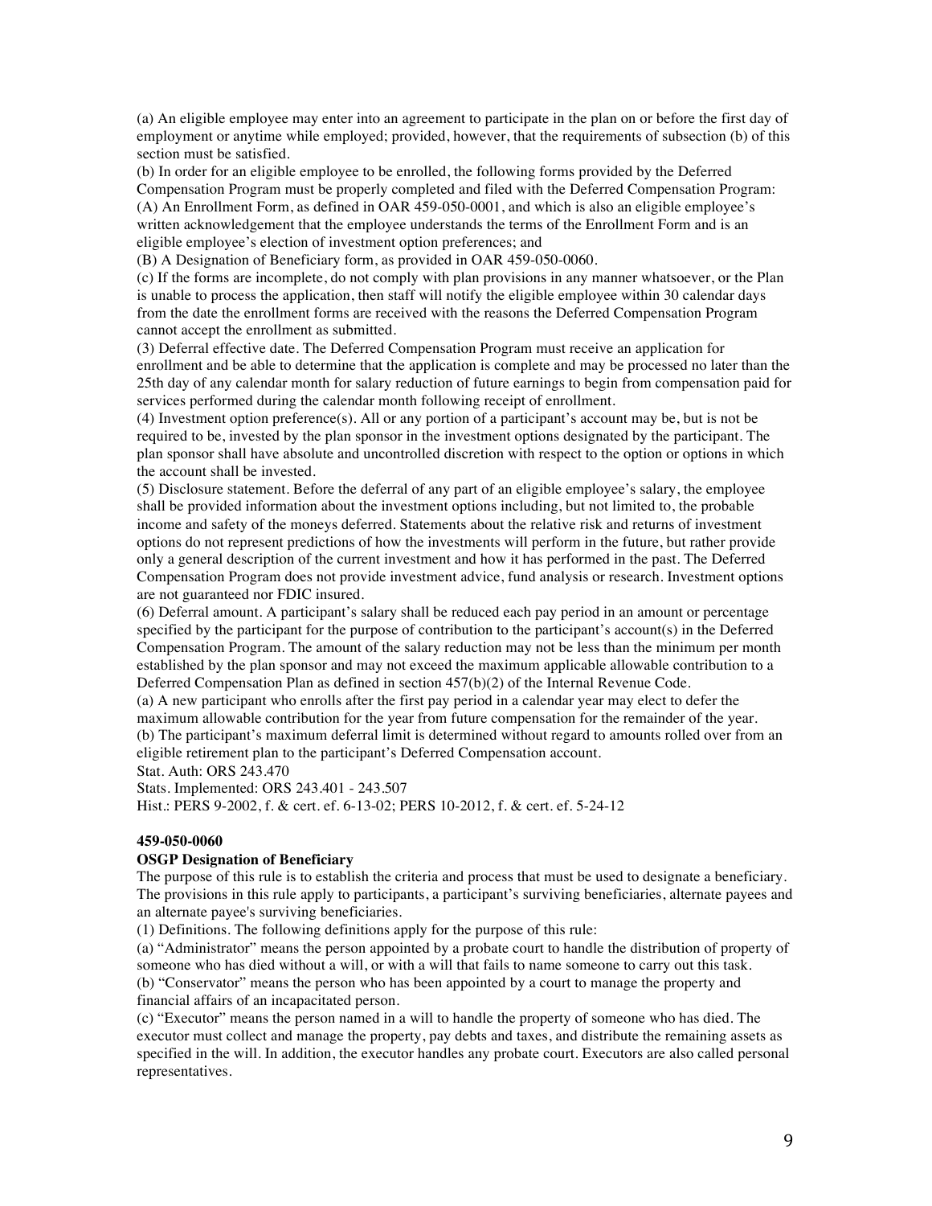(a) An eligible employee may enter into an agreement to participate in the plan on or before the first day of employment or anytime while employed; provided, however, that the requirements of subsection (b) of this section must be satisfied.

(b) In order for an eligible employee to be enrolled, the following forms provided by the Deferred Compensation Program must be properly completed and filed with the Deferred Compensation Program:

(A) An Enrollment Form, as defined in OAR 459-050-0001, and which is also an eligible employee's written acknowledgement that the employee understands the terms of the Enrollment Form and is an eligible employee's election of investment option preferences; and

(B) A Designation of Beneficiary form, as provided in OAR 459-050-0060.

(c) If the forms are incomplete, do not comply with plan provisions in any manner whatsoever, or the Plan is unable to process the application, then staff will notify the eligible employee within 30 calendar days from the date the enrollment forms are received with the reasons the Deferred Compensation Program cannot accept the enrollment as submitted.

(3) Deferral effective date. The Deferred Compensation Program must receive an application for enrollment and be able to determine that the application is complete and may be processed no later than the 25th day of any calendar month for salary reduction of future earnings to begin from compensation paid for services performed during the calendar month following receipt of enrollment.

(4) Investment option preference(s). All or any portion of a participant's account may be, but is not be required to be, invested by the plan sponsor in the investment options designated by the participant. The plan sponsor shall have absolute and uncontrolled discretion with respect to the option or options in which the account shall be invested.

(5) Disclosure statement. Before the deferral of any part of an eligible employee's salary, the employee shall be provided information about the investment options including, but not limited to, the probable income and safety of the moneys deferred. Statements about the relative risk and returns of investment options do not represent predictions of how the investments will perform in the future, but rather provide only a general description of the current investment and how it has performed in the past. The Deferred Compensation Program does not provide investment advice, fund analysis or research. Investment options are not guaranteed nor FDIC insured.

(6) Deferral amount. A participant's salary shall be reduced each pay period in an amount or percentage specified by the participant for the purpose of contribution to the participant's account(s) in the Deferred Compensation Program. The amount of the salary reduction may not be less than the minimum per month established by the plan sponsor and may not exceed the maximum applicable allowable contribution to a Deferred Compensation Plan as defined in section 457(b)(2) of the Internal Revenue Code.

(a) A new participant who enrolls after the first pay period in a calendar year may elect to defer the maximum allowable contribution for the year from future compensation for the remainder of the year.

(b) The participant's maximum deferral limit is determined without regard to amounts rolled over from an eligible retirement plan to the participant's Deferred Compensation account.

Stat. Auth: ORS 243.470

Stats. Implemented: ORS 243.401 - 243.507

Hist.: PERS 9-2002, f. & cert. ef. 6-13-02; PERS 10-2012, f. & cert. ef. 5-24-12

**459-050-0060**

**OSGP Designation of Beneficiary**

The purpose of this rule is to establish the criteria and process that must be used to designate a beneficiary. The provisions in this rule apply to participants, a participant's surviving beneficiaries, alternate payees and an alternate payee's surviving beneficiaries.

(1) Definitions. The following definitions apply for the purpose of this rule:

(a) "Administrator" means the person appointed by a probate court to handle the distribution of property of someone who has died without a will, or with a will that fails to name someone to carry out this task.

(b) "Conservator" means the person who has been appointed by a court to manage the property and financial affairs of an incapacitated person.

(c) "Executor" means the person named in a will to handle the property of someone who has died. The executor must collect and manage the property, pay debts and taxes, and distribute the remaining assets as specified in the will. In addition, the executor handles any probate court. Executors are also called personal representatives.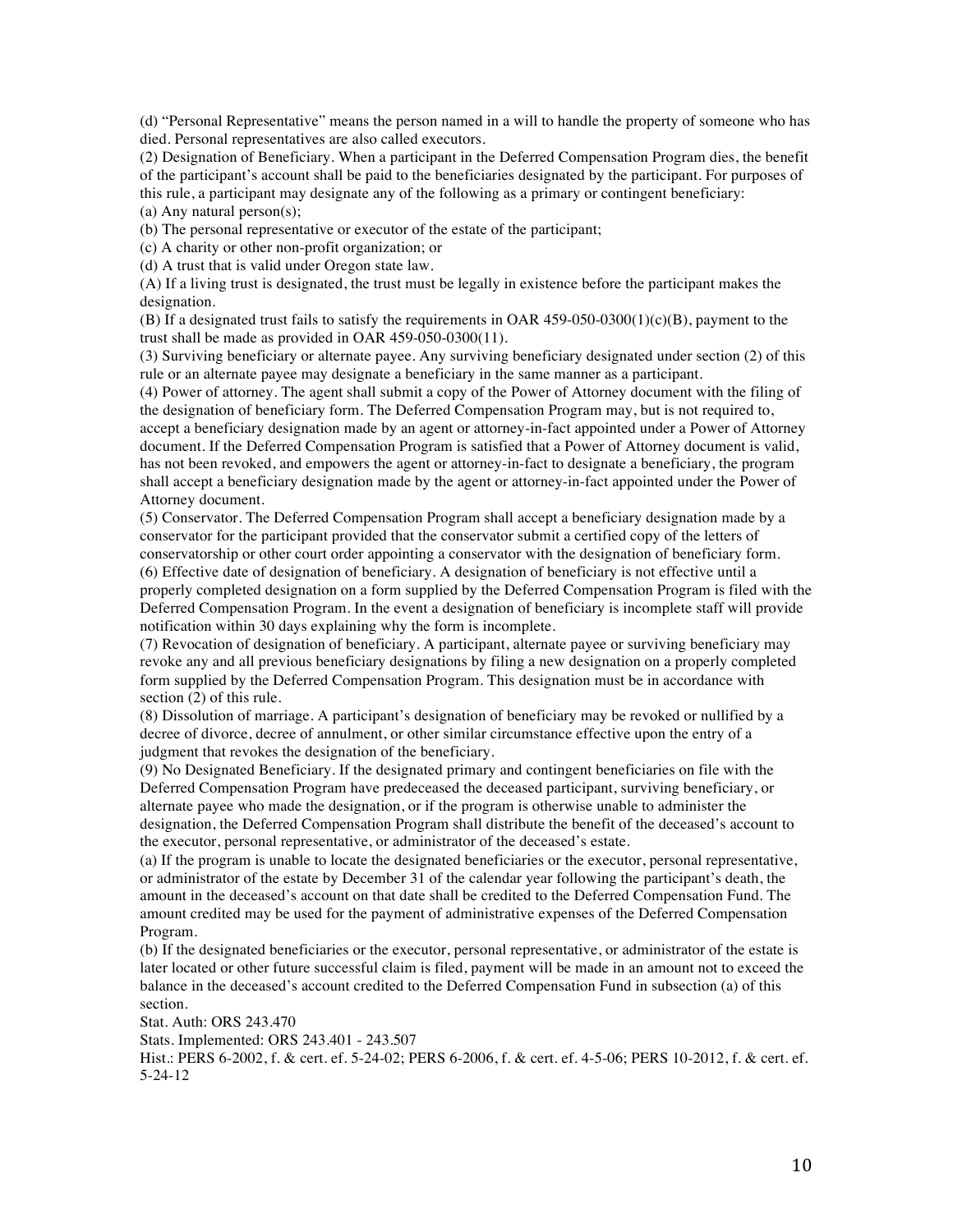(d) "Personal Representative" means the person named in a will to handle the property of someone who has died. Personal representatives are also called executors.

(2) Designation of Beneficiary. When a participant in the Deferred Compensation Program dies, the benefit of the participant's account shall be paid to the beneficiaries designated by the participant. For purposes of this rule, a participant may designate any of the following as a primary or contingent beneficiary:

(a) Any natural person(s);

(b) The personal representative or executor of the estate of the participant;

(c) A charity or other non-profit organization; or

(d) A trust that is valid under Oregon state law.

(A) If a living trust is designated, the trust must be legally in existence before the participant makes the designation.

(B) If a designated trust fails to satisfy the requirements in OAR 459-050-0300(1)(c)(B), payment to the trust shall be made as provided in OAR 459-050-0300(11).

(3) Surviving beneficiary or alternate payee. Any surviving beneficiary designated under section (2) of this rule or an alternate payee may designate a beneficiary in the same manner as a participant.

(4) Power of attorney. The agent shall submit a copy of the Power of Attorney document with the filing of the designation of beneficiary form. The Deferred Compensation Program may, but is not required to, accept a beneficiary designation made by an agent or attorney-in-fact appointed under a Power of Attorney document. If the Deferred Compensation Program is satisfied that a Power of Attorney document is valid, has not been revoked, and empowers the agent or attorney-in-fact to designate a beneficiary, the program shall accept a beneficiary designation made by the agent or attorney-in-fact appointed under the Power of Attorney document.

(5) Conservator. The Deferred Compensation Program shall accept a beneficiary designation made by a conservator for the participant provided that the conservator submit a certified copy of the letters of conservatorship or other court order appointing a conservator with the designation of beneficiary form.

(6) Effective date of designation of beneficiary. A designation of beneficiary is not effective until a properly completed designation on a form supplied by the Deferred Compensation Program is filed with the Deferred Compensation Program. In the event a designation of beneficiary is incomplete staff will provide notification within 30 days explaining why the form is incomplete.

(7) Revocation of designation of beneficiary. A participant, alternate payee or surviving beneficiary may revoke any and all previous beneficiary designations by filing a new designation on a properly completed form supplied by the Deferred Compensation Program. This designation must be in accordance with section (2) of this rule.

(8) Dissolution of marriage. A participant's designation of beneficiary may be revoked or nullified by a decree of divorce, decree of annulment, or other similar circumstance effective upon the entry of a judgment that revokes the designation of the beneficiary.

(9) No Designated Beneficiary. If the designated primary and contingent beneficiaries on file with the Deferred Compensation Program have predeceased the deceased participant, surviving beneficiary, or alternate payee who made the designation, or if the program is otherwise unable to administer the designation, the Deferred Compensation Program shall distribute the benefit of the deceased's account to the executor, personal representative, or administrator of the deceased's estate.

(a) If the program is unable to locate the designated beneficiaries or the executor, personal representative, or administrator of the estate by December 31 of the calendar year following the participant's death, the amount in the deceased's account on that date shall be credited to the Deferred Compensation Fund. The amount credited may be used for the payment of administrative expenses of the Deferred Compensation Program.

(b) If the designated beneficiaries or the executor, personal representative, or administrator of the estate is later located or other future successful claim is filed, payment will be made in an amount not to exceed the balance in the deceased's account credited to the Deferred Compensation Fund in subsection (a) of this section.

Stat. Auth: ORS 243.470

Stats. Implemented: ORS 243.401 - 243.507

Hist.: PERS 6-2002, f. & cert. ef. 5-24-02; PERS 6-2006, f. & cert. ef. 4-5-06; PERS 10-2012, f. & cert. ef. 5-24-12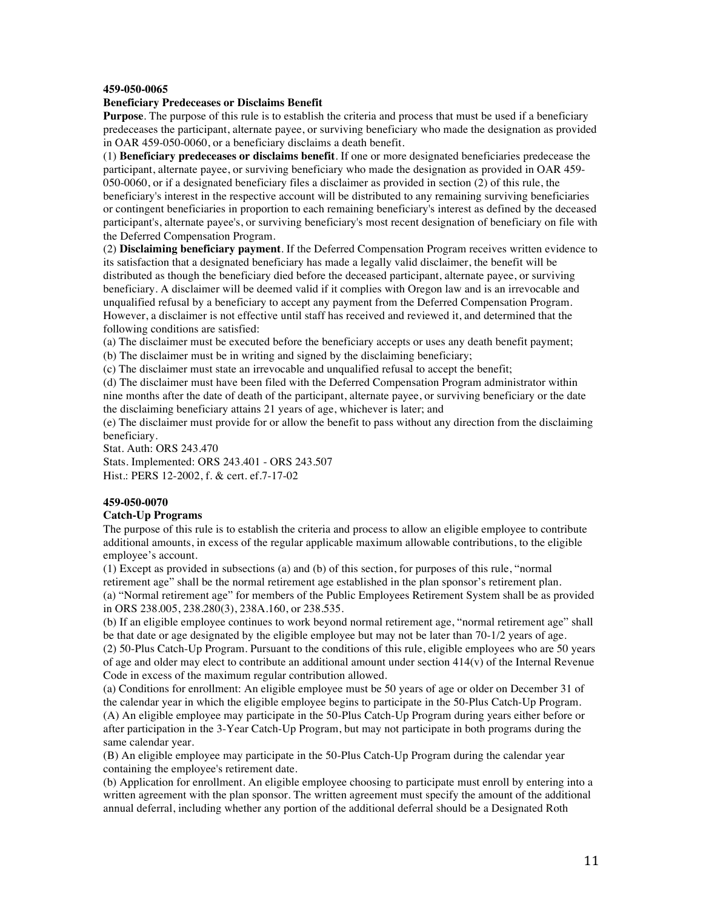**459-050-0065**

**Beneficiary Predeceases or Disclaims Benefit**

**Purpose**. The purpose of this rule is to establish the criteria and process that must be used if a beneficiary predeceases the participant, alternate payee, or surviving beneficiary who made the designation as provided in OAR 459-050-0060, or a beneficiary disclaims a death benefit.

(1) **Beneficiary predeceases or disclaims benefit**. If one or more designated beneficiaries predecease the participant, alternate payee, or surviving beneficiary who made the designation as provided in OAR 459-050-0060, or if a designated beneficiary files a disclaimer as provided in section (2) of this rule, the beneficiary's interest in the respective account will be distributed to any remaining surviving beneficiaries or contingent beneficiaries in proportion to each remaining beneficiary's interest as defined by the deceased participant's, alternate payee's, or surviving beneficiary's most recent designation of beneficiary on file with the Deferred Compensation Program.

(2) **Disclaiming beneficiary payment**. If the Deferred Compensation Program receives written evidence to its satisfaction that a designated beneficiary has made a legally valid disclaimer, the benefit will be distributed as though the beneficiary died before the deceased participant, alternate payee, or surviving beneficiary. A disclaimer will be deemed valid if it complies with Oregon law and is an irrevocable and unqualified refusal by a beneficiary to accept any payment from the Deferred Compensation Program. However, a disclaimer is not effective until staff has received and reviewed it, and determined that the following conditions are satisfied:

(a) The disclaimer must be executed before the beneficiary accepts or uses any death benefit payment;

(b) The disclaimer must be in writing and signed by the disclaiming beneficiary;

(c) The disclaimer must state an irrevocable and unqualified refusal to accept the benefit;

(d) The disclaimer must have been filed with the Deferred Compensation Program administrator within nine months after the date of death of the participant, alternate payee, or surviving beneficiary or the date the disclaiming beneficiary attains 21 years of age, whichever is later; and

(e) The disclaimer must provide for or allow the benefit to pass without any direction from the disclaiming beneficiary.

Stat. Auth: ORS 243.470

Stats. Implemented: ORS 243.401 - ORS 243.507

Hist.: PERS 12-2002, f. & cert. ef.7-17-02

**459-050-0070**

**Catch-Up Programs**

The purpose of this rule is to establish the criteria and process to allow an eligible employee to contribute additional amounts, in excess of the regular applicable maximum allowable contributions, to the eligible employee's account.

(1) Except as provided in subsections (a) and (b) of this section, for purposes of this rule, "normal retirement age" shall be the normal retirement age established in the plan sponsor's retirement plan.

(a) "Normal retirement age" for members of the Public Employees Retirement System shall be as provided in ORS 238.005, 238.280(3), 238A.160, or 238.535.

(b) If an eligible employee continues to work beyond normal retirement age, "normal retirement age" shall be that date or age designated by the eligible employee but may not be later than 70-1/2 years of age.

(2) 50-Plus Catch-Up Program. Pursuant to the conditions of this rule, eligible employees who are 50 years of age and older may elect to contribute an additional amount under section 414(v) of the Internal Revenue Code in excess of the maximum regular contribution allowed.

(a) Conditions for enrollment: An eligible employee must be 50 years of age or older on December 31 of the calendar year in which the eligible employee begins to participate in the 50-Plus Catch-Up Program.

(A) An eligible employee may participate in the 50-Plus Catch-Up Program during years either before or after participation in the 3-Year Catch-Up Program, but may not participate in both programs during the same calendar year.

(B) An eligible employee may participate in the 50-Plus Catch-Up Program during the calendar year containing the employee's retirement date.

(b) Application for enrollment. An eligible employee choosing to participate must enroll by entering into a written agreement with the plan sponsor. The written agreement must specify the amount of the additional annual deferral, including whether any portion of the additional deferral should be a Designated Roth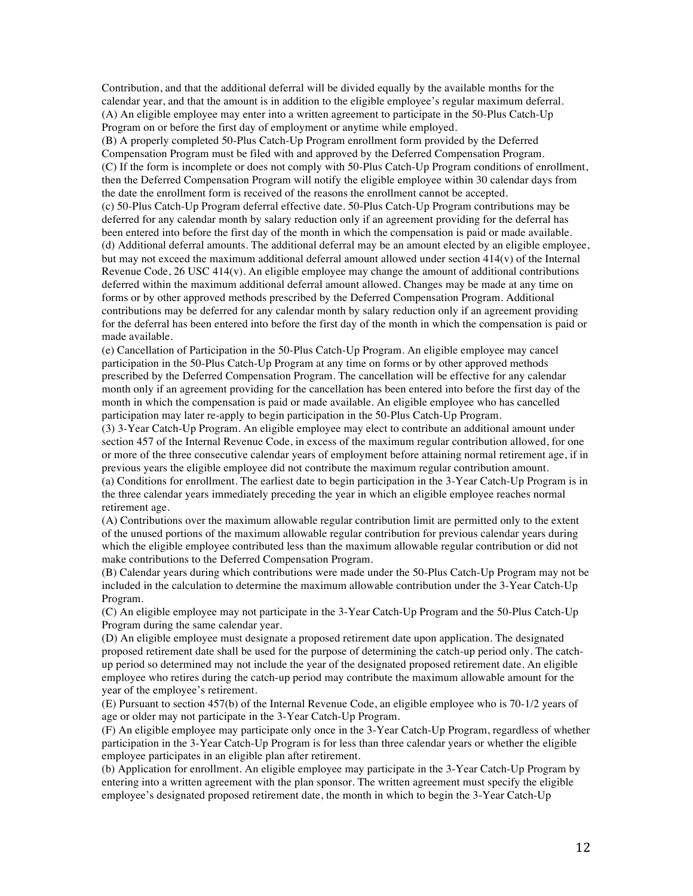Contribution, and that the additional deferral will be divided equally by the available months for the calendar year, and that the amount is in addition to the eligible employee's regular maximum deferral.

(A) An eligible employee may enter into a written agreement to participate in the 50-Plus Catch-Up Program on or before the first day of employment or anytime while employed.

(B) A properly completed 50-Plus Catch-Up Program enrollment form provided by the Deferred Compensation Program must be filed with and approved by the Deferred Compensation Program.

(C) If the form is incomplete or does not comply with 50-Plus Catch-Up Program conditions of enrollment, then the Deferred Compensation Program will notify the eligible employee within 30 calendar days from the date the enrollment form is received of the reasons the enrollment cannot be accepted.

(c) 50-Plus Catch-Up Program deferral effective date. 50-Plus Catch-Up Program contributions may be deferred for any calendar month by salary reduction only if an agreement providing for the deferral has been entered into before the first day of the month in which the compensation is paid or made available.

(d) Additional deferral amounts. The additional deferral may be an amount elected by an eligible employee, but may not exceed the maximum additional deferral amount allowed under section 414(v) of the Internal Revenue Code, 26 USC 414(v). An eligible employee may change the amount of additional contributions deferred within the maximum additional deferral amount allowed. Changes may be made at any time on forms or by other approved methods prescribed by the Deferred Compensation Program. Additional contributions may be deferred for any calendar month by salary reduction only if an agreement providing for the deferral has been entered into before the first day of the month in which the compensation is paid or made available.

(e) Cancellation of Participation in the 50-Plus Catch-Up Program. An eligible employee may cancel participation in the 50-Plus Catch-Up Program at any time on forms or by other approved methods prescribed by the Deferred Compensation Program. The cancellation will be effective for any calendar month only if an agreement providing for the cancellation has been entered into before the first day of the month in which the compensation is paid or made available. An eligible employee who has cancelled participation may later re-apply to begin participation in the 50-Plus Catch-Up Program.

(3) 3-Year Catch-Up Program. An eligible employee may elect to contribute an additional amount under section 457 of the Internal Revenue Code, in excess of the maximum regular contribution allowed, for one or more of the three consecutive calendar years of employment before attaining normal retirement age, if in previous years the eligible employee did not contribute the maximum regular contribution amount.

(a) Conditions for enrollment. The earliest date to begin participation in the 3-Year Catch-Up Program is in the three calendar years immediately preceding the year in which an eligible employee reaches normal retirement age.

(A) Contributions over the maximum allowable regular contribution limit are permitted only to the extent of the unused portions of the maximum allowable regular contribution for previous calendar years during which the eligible employee contributed less than the maximum allowable regular contribution or did not make contributions to the Deferred Compensation Program.

(B) Calendar years during which contributions were made under the 50-Plus Catch-Up Program may not be included in the calculation to determine the maximum allowable contribution under the 3-Year Catch-Up Program.

(C) An eligible employee may not participate in the 3-Year Catch-Up Program and the 50-Plus Catch-Up Program during the same calendar year.

(D) An eligible employee must designate a proposed retirement date upon application. The designated proposed retirement date shall be used for the purpose of determining the catch-up period only. The catch-up period so determined may not include the year of the designated proposed retirement date. An eligible employee who retires during the catch-up period may contribute the maximum allowable amount for the year of the employee's retirement.

(E) Pursuant to section 457(b) of the Internal Revenue Code, an eligible employee who is 70-1/2 years of age or older may not participate in the 3-Year Catch-Up Program.

(F) An eligible employee may participate only once in the 3-Year Catch-Up Program, regardless of whether participation in the 3-Year Catch-Up Program is for less than three calendar years or whether the eligible employee participates in an eligible plan after retirement.

(b) Application for enrollment. An eligible employee may participate in the 3-Year Catch-Up Program by entering into a written agreement with the plan sponsor. The written agreement must specify the eligible employee's designated proposed retirement date, the month in which to begin the 3-Year Catch-Up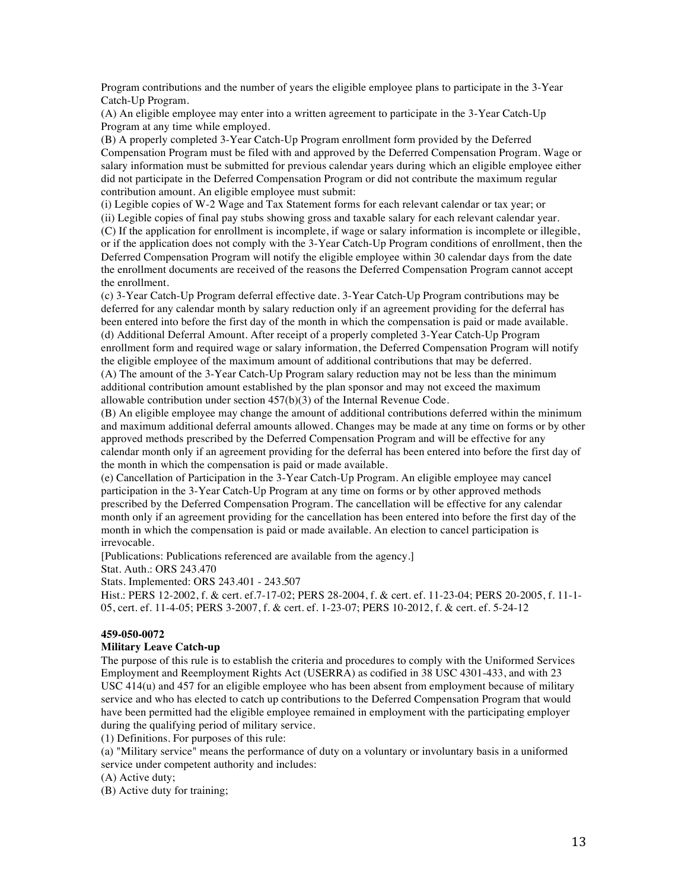Program contributions and the number of years the eligible employee plans to participate in the 3-Year Catch-Up Program.

(A) An eligible employee may enter into a written agreement to participate in the 3-Year Catch-Up Program at any time while employed.

(B) A properly completed 3-Year Catch-Up Program enrollment form provided by the Deferred Compensation Program must be filed with and approved by the Deferred Compensation Program. Wage or salary information must be submitted for previous calendar years during which an eligible employee either did not participate in the Deferred Compensation Program or did not contribute the maximum regular contribution amount. An eligible employee must submit:

(i) Legible copies of W-2 Wage and Tax Statement forms for each relevant calendar or tax year; or

(ii) Legible copies of final pay stubs showing gross and taxable salary for each relevant calendar year.

(C) If the application for enrollment is incomplete, if wage or salary information is incomplete or illegible, or if the application does not comply with the 3-Year Catch-Up Program conditions of enrollment, then the Deferred Compensation Program will notify the eligible employee within 30 calendar days from the date the enrollment documents are received of the reasons the Deferred Compensation Program cannot accept the enrollment.

(c) 3-Year Catch-Up Program deferral effective date. 3-Year Catch-Up Program contributions may be deferred for any calendar month by salary reduction only if an agreement providing for the deferral has been entered into before the first day of the month in which the compensation is paid or made available.

(d) Additional Deferral Amount. After receipt of a properly completed 3-Year Catch-Up Program enrollment form and required wage or salary information, the Deferred Compensation Program will notify the eligible employee of the maximum amount of additional contributions that may be deferred.

(A) The amount of the 3-Year Catch-Up Program salary reduction may not be less than the minimum additional contribution amount established by the plan sponsor and may not exceed the maximum allowable contribution under section 457(b)(3) of the Internal Revenue Code.

(B) An eligible employee may change the amount of additional contributions deferred within the minimum and maximum additional deferral amounts allowed. Changes may be made at any time on forms or by other approved methods prescribed by the Deferred Compensation Program and will be effective for any calendar month only if an agreement providing for the deferral has been entered into before the first day of the month in which the compensation is paid or made available.

(e) Cancellation of Participation in the 3-Year Catch-Up Program. An eligible employee may cancel participation in the 3-Year Catch-Up Program at any time on forms or by other approved methods prescribed by the Deferred Compensation Program. The cancellation will be effective for any calendar month only if an agreement providing for the cancellation has been entered into before the first day of the month in which the compensation is paid or made available. An election to cancel participation is irrevocable.

[Publications: Publications referenced are available from the agency.]

Stat. Auth.: ORS 243.470

Stats. Implemented: ORS 243.401 - 243.507

Hist.: PERS 12-2002, f. & cert. ef.7-17-02; PERS 28-2004, f. & cert. ef. 11-23-04; PERS 20-2005, f. 11-1-05, cert. ef. 11-4-05; PERS 3-2007, f. & cert. ef. 1-23-07; PERS 10-2012, f. & cert. ef. 5-24-12

**459-050-0072**

**Military Leave Catch-up**

The purpose of this rule is to establish the criteria and procedures to comply with the Uniformed Services Employment and Reemployment Rights Act (USERRA) as codified in 38 USC 4301-433, and with 23 USC 414(u) and 457 for an eligible employee who has been absent from employment because of military service and who has elected to catch up contributions to the Deferred Compensation Program that would have been permitted had the eligible employee remained in employment with the participating employer during the qualifying period of military service.

(1) Definitions. For purposes of this rule:

(a) "Military service" means the performance of duty on a voluntary or involuntary basis in a uniformed service under competent authority and includes:

(A) Active duty;

(B) Active duty for training;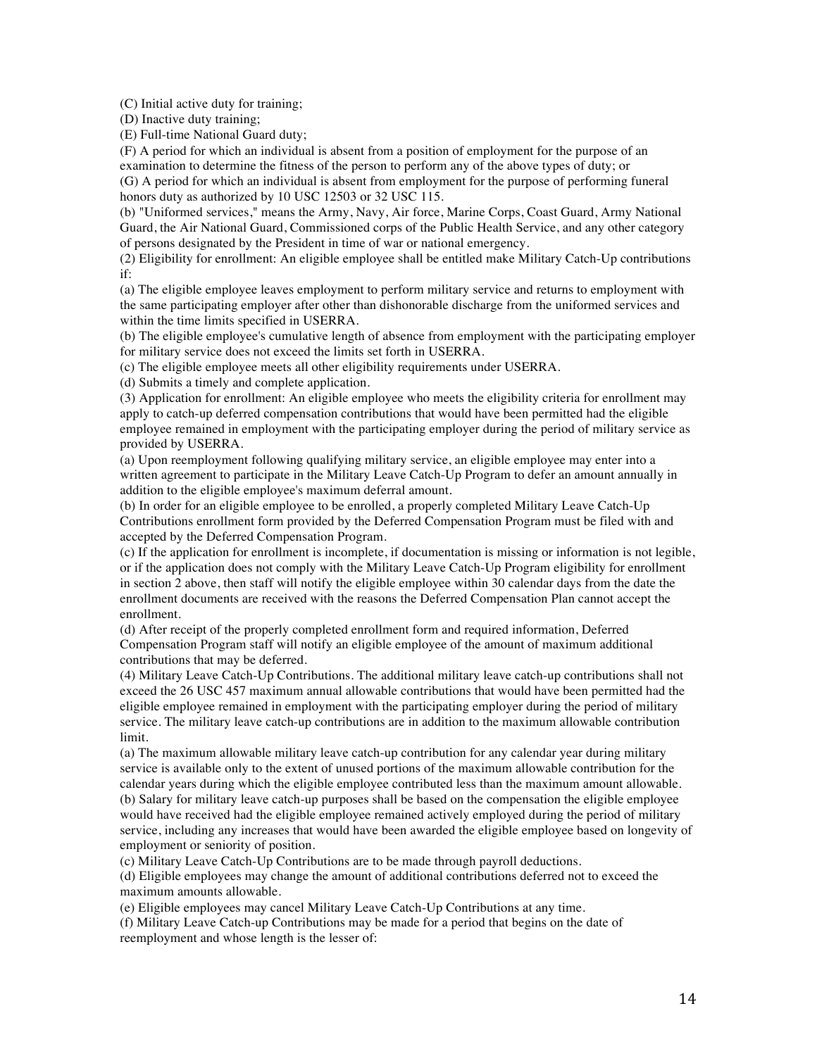(C) Initial active duty for training;

(D) Inactive duty training;

(E) Full-time National Guard duty;

(F) A period for which an individual is absent from a position of employment for the purpose of an examination to determine the fitness of the person to perform any of the above types of duty; or

(G) A period for which an individual is absent from employment for the purpose of performing funeral honors duty as authorized by 10 USC 12503 or 32 USC 115.

(b) "Uniformed services," means the Army, Navy, Air force, Marine Corps, Coast Guard, Army National Guard, the Air National Guard, Commissioned corps of the Public Health Service, and any other category of persons designated by the President in time of war or national emergency.

(2) Eligibility for enrollment: An eligible employee shall be entitled make Military Catch-Up contributions if:

(a) The eligible employee leaves employment to perform military service and returns to employment with the same participating employer after other than dishonorable discharge from the uniformed services and within the time limits specified in USERRA.

(b) The eligible employee's cumulative length of absence from employment with the participating employer for military service does not exceed the limits set forth in USERRA.

(c) The eligible employee meets all other eligibility requirements under USERRA.

(d) Submits a timely and complete application.

(3) Application for enrollment: An eligible employee who meets the eligibility criteria for enrollment may apply to catch-up deferred compensation contributions that would have been permitted had the eligible employee remained in employment with the participating employer during the period of military service as provided by USERRA.

(a) Upon reemployment following qualifying military service, an eligible employee may enter into a written agreement to participate in the Military Leave Catch-Up Program to defer an amount annually in addition to the eligible employee's maximum deferral amount.

(b) In order for an eligible employee to be enrolled, a properly completed Military Leave Catch-Up Contributions enrollment form provided by the Deferred Compensation Program must be filed with and accepted by the Deferred Compensation Program.

(c) If the application for enrollment is incomplete, if documentation is missing or information is not legible, or if the application does not comply with the Military Leave Catch-Up Program eligibility for enrollment in section 2 above, then staff will notify the eligible employee within 30 calendar days from the date the enrollment documents are received with the reasons the Deferred Compensation Plan cannot accept the enrollment.

(d) After receipt of the properly completed enrollment form and required information, Deferred Compensation Program staff will notify an eligible employee of the amount of maximum additional contributions that may be deferred.

(4) Military Leave Catch-Up Contributions. The additional military leave catch-up contributions shall not exceed the 26 USC 457 maximum annual allowable contributions that would have been permitted had the eligible employee remained in employment with the participating employer during the period of military service. The military leave catch-up contributions are in addition to the maximum allowable contribution limit.

(a) The maximum allowable military leave catch-up contribution for any calendar year during military service is available only to the extent of unused portions of the maximum allowable contribution for the calendar years during which the eligible employee contributed less than the maximum amount allowable.

(b) Salary for military leave catch-up purposes shall be based on the compensation the eligible employee would have received had the eligible employee remained actively employed during the period of military service, including any increases that would have been awarded the eligible employee based on longevity of employment or seniority of position.

(c) Military Leave Catch-Up Contributions are to be made through payroll deductions.

(d) Eligible employees may change the amount of additional contributions deferred not to exceed the maximum amounts allowable.

(e) Eligible employees may cancel Military Leave Catch-Up Contributions at any time.

(f) Military Leave Catch-up Contributions may be made for a period that begins on the date of reemployment and whose length is the lesser of: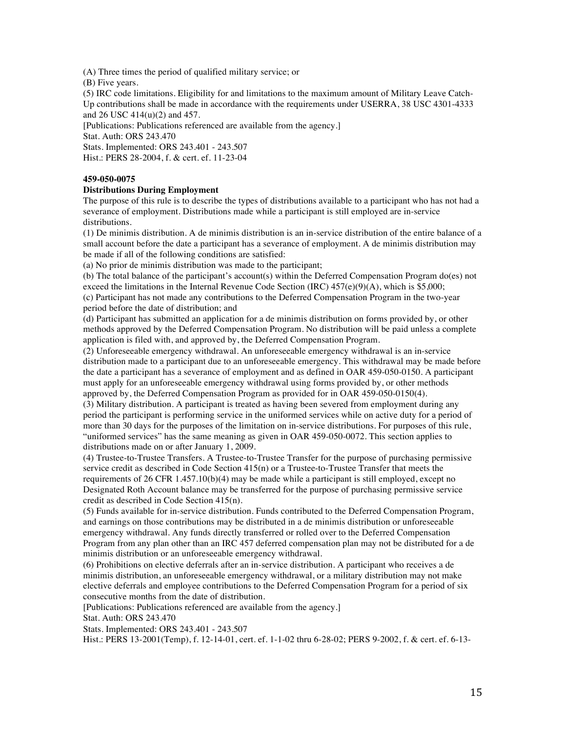(A) Three times the period of qualified military service; or

(B) Five years.

(5) IRC code limitations. Eligibility for and limitations to the maximum amount of Military Leave Catch-Up contributions shall be made in accordance with the requirements under USERRA, 38 USC 4301-4333 and 26 USC 414(u)(2) and 457.

[Publications: Publications referenced are available from the agency.]

Stat. Auth: ORS 243.470

Stats. Implemented: ORS 243.401 - 243.507

Hist.: PERS 28-2004, f. & cert. ef. 11-23-04

**459-050-0075**

**Distributions During Employment**

The purpose of this rule is to describe the types of distributions available to a participant who has not had a severance of employment. Distributions made while a participant is still employed are in-service distributions.

(1) De minimis distribution. A de minimis distribution is an in-service distribution of the entire balance of a small account before the date a participant has a severance of employment. A de minimis distribution may be made if all of the following conditions are satisfied:

(a) No prior de minimis distribution was made to the participant;

(b) The total balance of the participant's account(s) within the Deferred Compensation Program do(es) not exceed the limitations in the Internal Revenue Code Section (IRC) 457(e)(9)(A), which is $5,000;

(c) Participant has not made any contributions to the Deferred Compensation Program in the two-year period before the date of distribution; and

(d) Participant has submitted an application for a de minimis distribution on forms provided by, or other methods approved by the Deferred Compensation Program. No distribution will be paid unless a complete application is filed with, and approved by, the Deferred Compensation Program.

(2) Unforeseeable emergency withdrawal. An unforeseeable emergency withdrawal is an in-service distribution made to a participant due to an unforeseeable emergency. This withdrawal may be made before the date a participant has a severance of employment and as defined in OAR 459-050-0150. A participant must apply for an unforeseeable emergency withdrawal using forms provided by, or other methods approved by, the Deferred Compensation Program as provided for in OAR 459-050-0150(4).

(3) Military distribution. A participant is treated as having been severed from employment during any period the participant is performing service in the uniformed services while on active duty for a period of more than 30 days for the purposes of the limitation on in-service distributions. For purposes of this rule, "uniformed services" has the same meaning as given in OAR 459-050-0072. This section applies to distributions made on or after January 1, 2009.

(4) Trustee-to-Trustee Transfers. A Trustee-to-Trustee Transfer for the purpose of purchasing permissive service credit as described in Code Section 415(n) or a Trustee-to-Trustee Transfer that meets the requirements of 26 CFR 1.457.10(b)(4) may be made while a participant is still employed, except no Designated Roth Account balance may be transferred for the purpose of purchasing permissive service credit as described in Code Section 415(n).

(5) Funds available for in-service distribution. Funds contributed to the Deferred Compensation Program, and earnings on those contributions may be distributed in a de minimis distribution or unforeseeable emergency withdrawal. Any funds directly transferred or rolled over to the Deferred Compensation Program from any plan other than an IRC 457 deferred compensation plan may not be distributed for a de minimis distribution or an unforeseeable emergency withdrawal.

(6) Prohibitions on elective deferrals after an in-service distribution. A participant who receives a de minimis distribution, an unforeseeable emergency withdrawal, or a military distribution may not make elective deferrals and employee contributions to the Deferred Compensation Program for a period of six consecutive months from the date of distribution.

[Publications: Publications referenced are available from the agency.]

Stat. Auth: ORS 243.470

Stats. Implemented: ORS 243.401 - 243.507

Hist.: PERS 13-2001(Temp), f. 12-14-01, cert. ef. 1-1-02 thru 6-28-02; PERS 9-2002, f. & cert. ef. 6-13-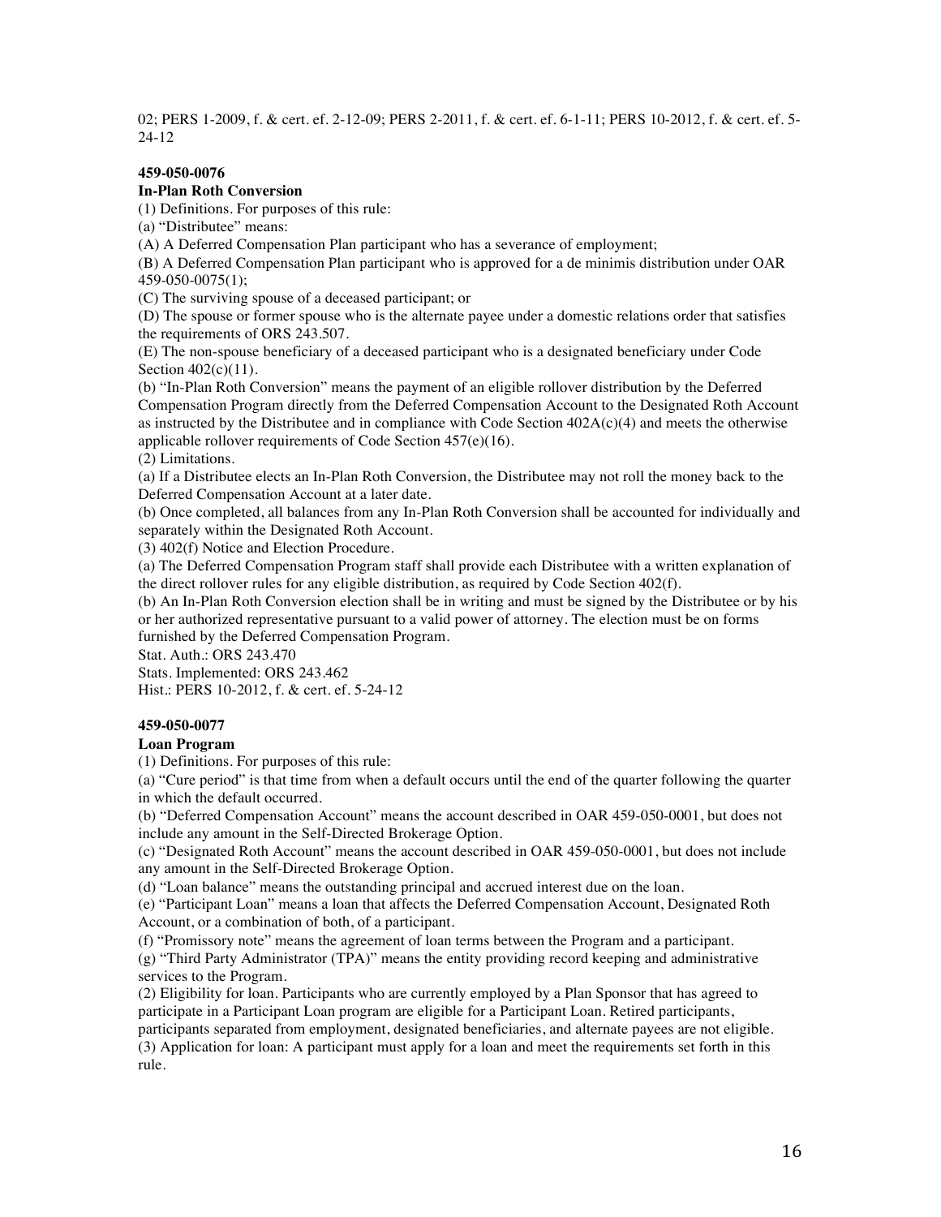02; PERS 1-2009, f. & cert. ef. 2-12-09; PERS 2-2011, f. & cert. ef. 6-1-11; PERS 10-2012, f. & cert. ef. 5-24-12

**459-050-0076**

**In-Plan Roth Conversion**

(1) Definitions. For purposes of this rule:

(a) "Distributee" means:

(A) A Deferred Compensation Plan participant who has a severance of employment;

(B) A Deferred Compensation Plan participant who is approved for a de minimis distribution under OAR 459-050-0075(1);

(C) The surviving spouse of a deceased participant; or

(D) The spouse or former spouse who is the alternate payee under a domestic relations order that satisfies the requirements of ORS 243.507.

(E) The non-spouse beneficiary of a deceased participant who is a designated beneficiary under Code Section 402(c)(11).

(b) "In-Plan Roth Conversion" means the payment of an eligible rollover distribution by the Deferred Compensation Program directly from the Deferred Compensation Account to the Designated Roth Account as instructed by the Distributee and in compliance with Code Section 402A(c)(4) and meets the otherwise applicable rollover requirements of Code Section 457(e)(16).

(2) Limitations.

(a) If a Distributee elects an In-Plan Roth Conversion, the Distributee may not roll the money back to the Deferred Compensation Account at a later date.

(b) Once completed, all balances from any In-Plan Roth Conversion shall be accounted for individually and separately within the Designated Roth Account.

(3) 402(f) Notice and Election Procedure.

(a) The Deferred Compensation Program staff shall provide each Distributee with a written explanation of the direct rollover rules for any eligible distribution, as required by Code Section 402(f).

(b) An In-Plan Roth Conversion election shall be in writing and must be signed by the Distributee or by his or her authorized representative pursuant to a valid power of attorney. The election must be on forms furnished by the Deferred Compensation Program.

Stat. Auth.: ORS 243.470

Stats. Implemented: ORS 243.462

Hist.: PERS 10-2012, f. & cert. ef. 5-24-12

**459-050-0077**

**Loan Program**

(1) Definitions. For purposes of this rule:

(a) "Cure period" is that time from when a default occurs until the end of the quarter following the quarter in which the default occurred.

(b) "Deferred Compensation Account" means the account described in OAR 459-050-0001, but does not include any amount in the Self-Directed Brokerage Option.

(c) "Designated Roth Account" means the account described in OAR 459-050-0001, but does not include any amount in the Self-Directed Brokerage Option.

(d) "Loan balance" means the outstanding principal and accrued interest due on the loan.

(e) "Participant Loan" means a loan that affects the Deferred Compensation Account, Designated Roth Account, or a combination of both, of a participant.

(f) "Promissory note" means the agreement of loan terms between the Program and a participant.

(g) "Third Party Administrator (TPA)" means the entity providing record keeping and administrative services to the Program.

(2) Eligibility for loan. Participants who are currently employed by a Plan Sponsor that has agreed to participate in a Participant Loan program are eligible for a Participant Loan. Retired participants, participants separated from employment, designated beneficiaries, and alternate payees are not eligible.

(3) Application for loan: A participant must apply for a loan and meet the requirements set forth in this rule.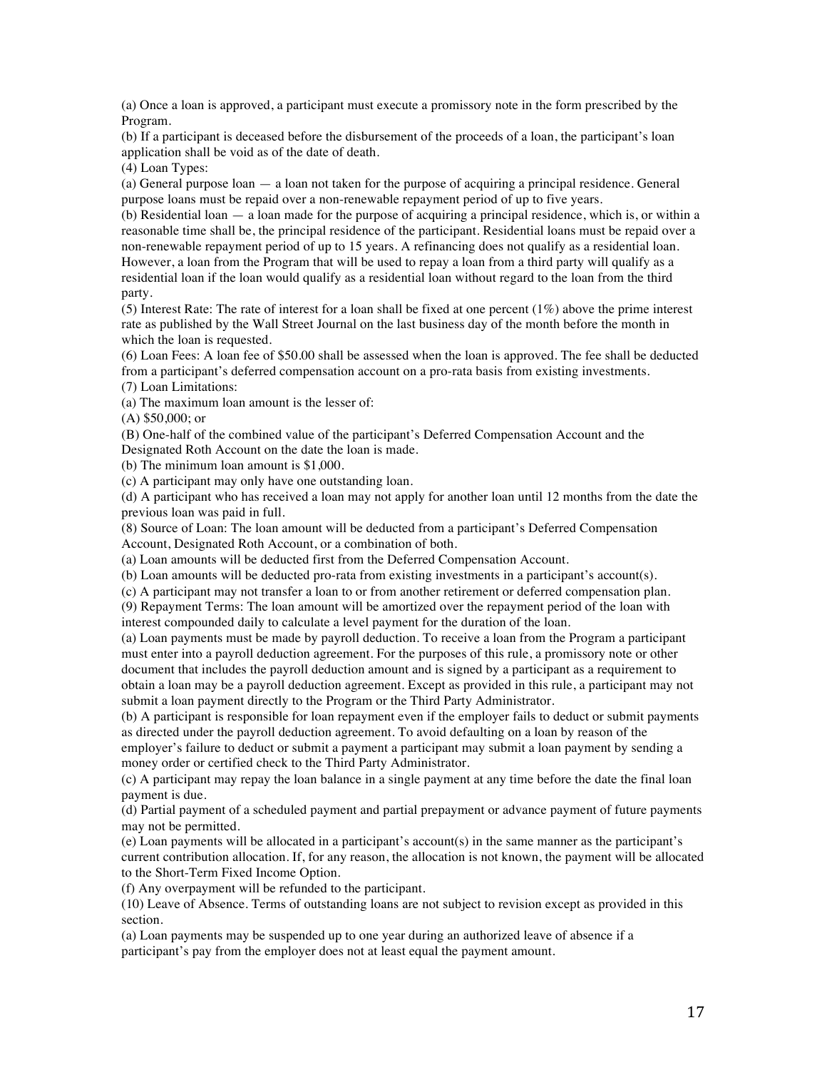(a) Once a loan is approved, a participant must execute a promissory note in the form prescribed by the Program.

(b) If a participant is deceased before the disbursement of the proceeds of a loan, the participant's loan application shall be void as of the date of death.

(4) Loan Types:

(a) General purpose loan — a loan not taken for the purpose of acquiring a principal residence. General purpose loans must be repaid over a non-renewable repayment period of up to five years.

(b) Residential loan — a loan made for the purpose of acquiring a principal residence, which is, or within a reasonable time shall be, the principal residence of the participant. Residential loans must be repaid over a non-renewable repayment period of up to 15 years. A refinancing does not qualify as a residential loan. However, a loan from the Program that will be used to repay a loan from a third party will qualify as a residential loan if the loan would qualify as a residential loan without regard to the loan from the third party.

(5) Interest Rate: The rate of interest for a loan shall be fixed at one percent (1%) above the prime interest rate as published by the Wall Street Journal on the last business day of the month before the month in which the loan is requested.

(6) Loan Fees: A loan fee of $50.00 shall be assessed when the loan is approved. The fee shall be deducted from a participant's deferred compensation account on a pro-rata basis from existing investments.

(7) Loan Limitations:

(a) The maximum loan amount is the lesser of:

(A) $50,000; or

(B) One-half of the combined value of the participant's Deferred Compensation Account and the Designated Roth Account on the date the loan is made.

(b) The minimum loan amount is $1,000.

(c) A participant may only have one outstanding loan.

(d) A participant who has received a loan may not apply for another loan until 12 months from the date the previous loan was paid in full.

(8) Source of Loan: The loan amount will be deducted from a participant's Deferred Compensation Account, Designated Roth Account, or a combination of both.

(a) Loan amounts will be deducted first from the Deferred Compensation Account.

(b) Loan amounts will be deducted pro-rata from existing investments in a participant's account(s).

(c) A participant may not transfer a loan to or from another retirement or deferred compensation plan.

(9) Repayment Terms: The loan amount will be amortized over the repayment period of the loan with interest compounded daily to calculate a level payment for the duration of the loan.

(a) Loan payments must be made by payroll deduction. To receive a loan from the Program a participant must enter into a payroll deduction agreement. For the purposes of this rule, a promissory note or other document that includes the payroll deduction amount and is signed by a participant as a requirement to obtain a loan may be a payroll deduction agreement. Except as provided in this rule, a participant may not submit a loan payment directly to the Program or the Third Party Administrator.

(b) A participant is responsible for loan repayment even if the employer fails to deduct or submit payments as directed under the payroll deduction agreement. To avoid defaulting on a loan by reason of the employer's failure to deduct or submit a payment a participant may submit a loan payment by sending a money order or certified check to the Third Party Administrator.

(c) A participant may repay the loan balance in a single payment at any time before the date the final loan payment is due.

(d) Partial payment of a scheduled payment and partial prepayment or advance payment of future payments may not be permitted.

(e) Loan payments will be allocated in a participant's account(s) in the same manner as the participant's current contribution allocation. If, for any reason, the allocation is not known, the payment will be allocated to the Short-Term Fixed Income Option.

(f) Any overpayment will be refunded to the participant.

(10) Leave of Absence. Terms of outstanding loans are not subject to revision except as provided in this section.

(a) Loan payments may be suspended up to one year during an authorized leave of absence if a participant's pay from the employer does not at least equal the payment amount.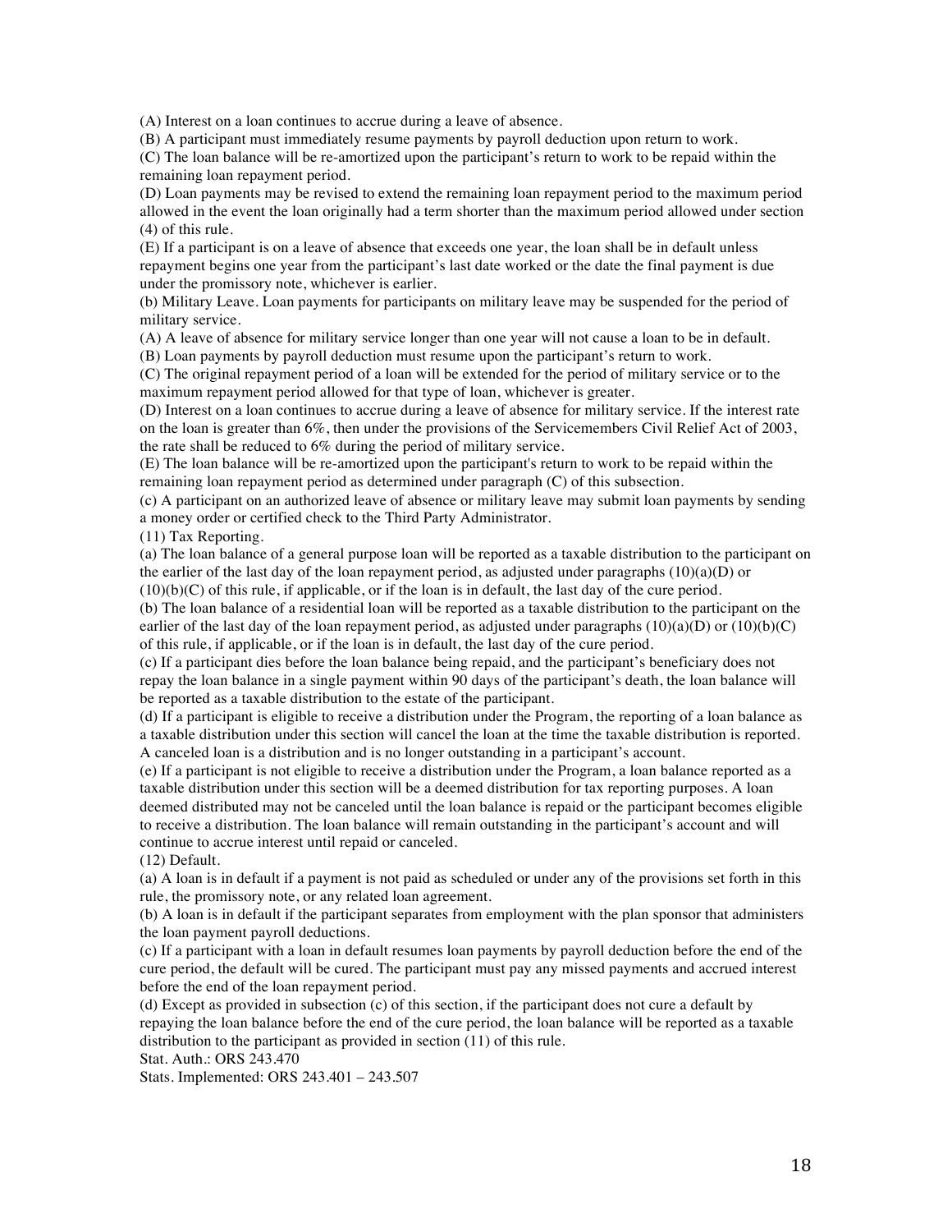(A) Interest on a loan continues to accrue during a leave of absence.

(B) A participant must immediately resume payments by payroll deduction upon return to work.

(C) The loan balance will be re-amortized upon the participant's return to work to be repaid within the remaining loan repayment period.

(D) Loan payments may be revised to extend the remaining loan repayment period to the maximum period allowed in the event the loan originally had a term shorter than the maximum period allowed under section (4) of this rule.

(E) If a participant is on a leave of absence that exceeds one year, the loan shall be in default unless repayment begins one year from the participant's last date worked or the date the final payment is due under the promissory note, whichever is earlier.

(b) Military Leave. Loan payments for participants on military leave may be suspended for the period of military service.

(A) A leave of absence for military service longer than one year will not cause a loan to be in default.

(B) Loan payments by payroll deduction must resume upon the participant's return to work.

(C) The original repayment period of a loan will be extended for the period of military service or to the maximum repayment period allowed for that type of loan, whichever is greater.

(D) Interest on a loan continues to accrue during a leave of absence for military service. If the interest rate on the loan is greater than 6%, then under the provisions of the Servicemembers Civil Relief Act of 2003, the rate shall be reduced to 6% during the period of military service.

(E) The loan balance will be re-amortized upon the participant's return to work to be repaid within the remaining loan repayment period as determined under paragraph (C) of this subsection.

(c) A participant on an authorized leave of absence or military leave may submit loan payments by sending a money order or certified check to the Third Party Administrator.

(11) Tax Reporting.

(a) The loan balance of a general purpose loan will be reported as a taxable distribution to the participant on the earlier of the last day of the loan repayment period, as adjusted under paragraphs (10)(a)(D) or (10)(b)(C) of this rule, if applicable, or if the loan is in default, the last day of the cure period.

(b) The loan balance of a residential loan will be reported as a taxable distribution to the participant on the earlier of the last day of the loan repayment period, as adjusted under paragraphs (10)(a)(D) or (10)(b)(C) of this rule, if applicable, or if the loan is in default, the last day of the cure period.

(c) If a participant dies before the loan balance being repaid, and the participant's beneficiary does not repay the loan balance in a single payment within 90 days of the participant's death, the loan balance will be reported as a taxable distribution to the estate of the participant.

(d) If a participant is eligible to receive a distribution under the Program, the reporting of a loan balance as a taxable distribution under this section will cancel the loan at the time the taxable distribution is reported. A canceled loan is a distribution and is no longer outstanding in a participant's account.

(e) If a participant is not eligible to receive a distribution under the Program, a loan balance reported as a taxable distribution under this section will be a deemed distribution for tax reporting purposes. A loan deemed distributed may not be canceled until the loan balance is repaid or the participant becomes eligible to receive a distribution. The loan balance will remain outstanding in the participant's account and will continue to accrue interest until repaid or canceled.

(12) Default.

(a) A loan is in default if a payment is not paid as scheduled or under any of the provisions set forth in this rule, the promissory note, or any related loan agreement.

(b) A loan is in default if the participant separates from employment with the plan sponsor that administers the loan payment payroll deductions.

(c) If a participant with a loan in default resumes loan payments by payroll deduction before the end of the cure period, the default will be cured. The participant must pay any missed payments and accrued interest before the end of the loan repayment period.

(d) Except as provided in subsection (c) of this section, if the participant does not cure a default by repaying the loan balance before the end of the cure period, the loan balance will be reported as a taxable distribution to the participant as provided in section (11) of this rule.

Stat. Auth.: ORS 243.470

Stats. Implemented: ORS 243.401 – 243.507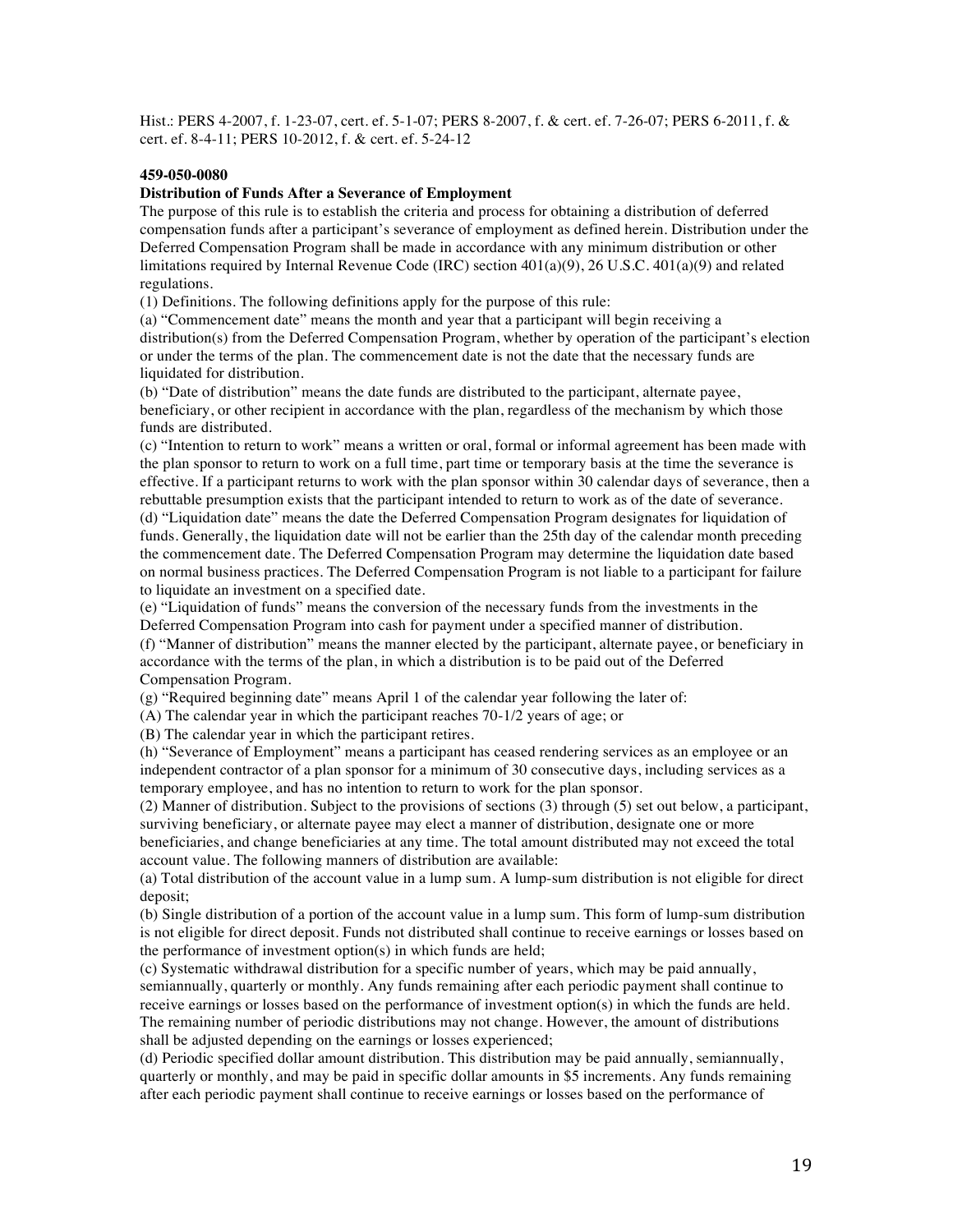Hist.: PERS 4-2007, f. 1-23-07, cert. ef. 5-1-07; PERS 8-2007, f. & cert. ef. 7-26-07; PERS 6-2011, f. & cert. ef. 8-4-11; PERS 10-2012, f. & cert. ef. 5-24-12

**459-050-0080**

**Distribution of Funds After a Severance of Employment**

The purpose of this rule is to establish the criteria and process for obtaining a distribution of deferred compensation funds after a participant's severance of employment as defined herein. Distribution under the Deferred Compensation Program shall be made in accordance with any minimum distribution or other limitations required by Internal Revenue Code (IRC) section 401(a)(9), 26 U.S.C. 401(a)(9) and related regulations.

(1) Definitions. The following definitions apply for the purpose of this rule:

(a) "Commencement date" means the month and year that a participant will begin receiving a distribution(s) from the Deferred Compensation Program, whether by operation of the participant's election or under the terms of the plan. The commencement date is not the date that the necessary funds are liquidated for distribution.

(b) "Date of distribution" means the date funds are distributed to the participant, alternate payee, beneficiary, or other recipient in accordance with the plan, regardless of the mechanism by which those funds are distributed.

(c) "Intention to return to work" means a written or oral, formal or informal agreement has been made with the plan sponsor to return to work on a full time, part time or temporary basis at the time the severance is effective. If a participant returns to work with the plan sponsor within 30 calendar days of severance, then a rebuttable presumption exists that the participant intended to return to work as of the date of severance.

(d) "Liquidation date" means the date the Deferred Compensation Program designates for liquidation of funds. Generally, the liquidation date will not be earlier than the 25th day of the calendar month preceding the commencement date. The Deferred Compensation Program may determine the liquidation date based on normal business practices. The Deferred Compensation Program is not liable to a participant for failure to liquidate an investment on a specified date.

(e) "Liquidation of funds" means the conversion of the necessary funds from the investments in the Deferred Compensation Program into cash for payment under a specified manner of distribution.

(f) "Manner of distribution" means the manner elected by the participant, alternate payee, or beneficiary in accordance with the terms of the plan, in which a distribution is to be paid out of the Deferred Compensation Program.

(g) "Required beginning date" means April 1 of the calendar year following the later of:

(A) The calendar year in which the participant reaches 70-1/2 years of age; or

(B) The calendar year in which the participant retires.

(h) "Severance of Employment" means a participant has ceased rendering services as an employee or an independent contractor of a plan sponsor for a minimum of 30 consecutive days, including services as a temporary employee, and has no intention to return to work for the plan sponsor.

(2) Manner of distribution. Subject to the provisions of sections (3) through (5) set out below, a participant, surviving beneficiary, or alternate payee may elect a manner of distribution, designate one or more beneficiaries, and change beneficiaries at any time. The total amount distributed may not exceed the total account value. The following manners of distribution are available:

(a) Total distribution of the account value in a lump sum. A lump-sum distribution is not eligible for direct deposit;

(b) Single distribution of a portion of the account value in a lump sum. This form of lump-sum distribution is not eligible for direct deposit. Funds not distributed shall continue to receive earnings or losses based on the performance of investment option(s) in which funds are held;

(c) Systematic withdrawal distribution for a specific number of years, which may be paid annually, semiannually, quarterly or monthly. Any funds remaining after each periodic payment shall continue to receive earnings or losses based on the performance of investment option(s) in which the funds are held. The remaining number of periodic distributions may not change. However, the amount of distributions shall be adjusted depending on the earnings or losses experienced;

(d) Periodic specified dollar amount distribution. This distribution may be paid annually, semiannually, quarterly or monthly, and may be paid in specific dollar amounts in $5 increments. Any funds remaining after each periodic payment shall continue to receive earnings or losses based on the performance of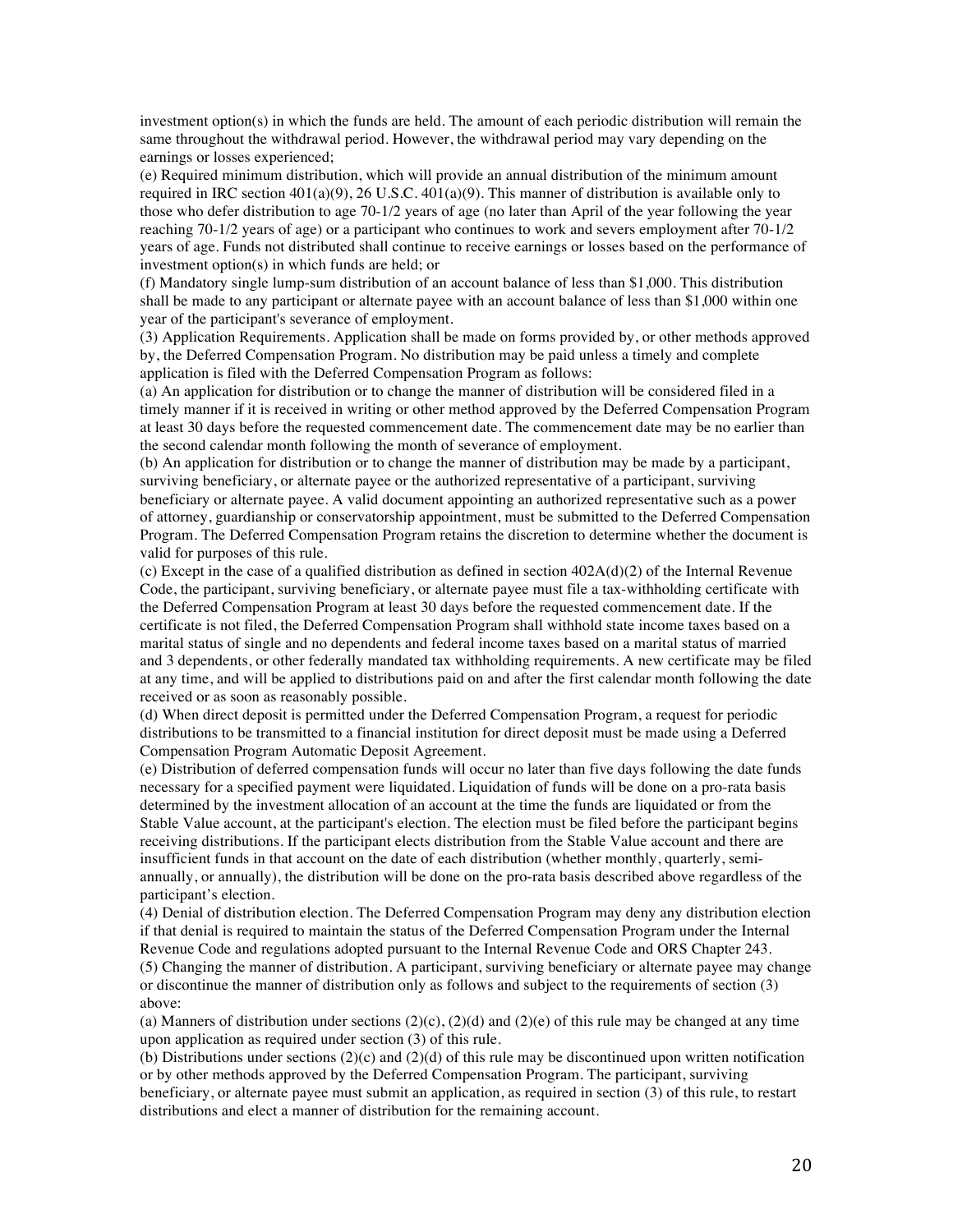investment option(s) in which the funds are held. The amount of each periodic distribution will remain the same throughout the withdrawal period. However, the withdrawal period may vary depending on the earnings or losses experienced;

(e) Required minimum distribution, which will provide an annual distribution of the minimum amount required in IRC section 401(a)(9), 26 U.S.C. 401(a)(9). This manner of distribution is available only to those who defer distribution to age 70-1/2 years of age (no later than April of the year following the year reaching 70-1/2 years of age) or a participant who continues to work and severs employment after 70-1/2 years of age. Funds not distributed shall continue to receive earnings or losses based on the performance of investment option(s) in which funds are held; or

(f) Mandatory single lump-sum distribution of an account balance of less than $1,000. This distribution shall be made to any participant or alternate payee with an account balance of less than $1,000 within one year of the participant's severance of employment.

(3) Application Requirements. Application shall be made on forms provided by, or other methods approved by, the Deferred Compensation Program. No distribution may be paid unless a timely and complete application is filed with the Deferred Compensation Program as follows:

(a) An application for distribution or to change the manner of distribution will be considered filed in a timely manner if it is received in writing or other method approved by the Deferred Compensation Program at least 30 days before the requested commencement date. The commencement date may be no earlier than the second calendar month following the month of severance of employment.

(b) An application for distribution or to change the manner of distribution may be made by a participant, surviving beneficiary, or alternate payee or the authorized representative of a participant, surviving beneficiary or alternate payee. A valid document appointing an authorized representative such as a power of attorney, guardianship or conservatorship appointment, must be submitted to the Deferred Compensation Program. The Deferred Compensation Program retains the discretion to determine whether the document is valid for purposes of this rule.

(c) Except in the case of a qualified distribution as defined in section 402A(d)(2) of the Internal Revenue Code, the participant, surviving beneficiary, or alternate payee must file a tax-withholding certificate with the Deferred Compensation Program at least 30 days before the requested commencement date. If the certificate is not filed, the Deferred Compensation Program shall withhold state income taxes based on a marital status of single and no dependents and federal income taxes based on a marital status of married and 3 dependents, or other federally mandated tax withholding requirements. A new certificate may be filed at any time, and will be applied to distributions paid on and after the first calendar month following the date received or as soon as reasonably possible.

(d) When direct deposit is permitted under the Deferred Compensation Program, a request for periodic distributions to be transmitted to a financial institution for direct deposit must be made using a Deferred Compensation Program Automatic Deposit Agreement.

(e) Distribution of deferred compensation funds will occur no later than five days following the date funds necessary for a specified payment were liquidated. Liquidation of funds will be done on a pro-rata basis determined by the investment allocation of an account at the time the funds are liquidated or from the Stable Value account, at the participant's election. The election must be filed before the participant begins receiving distributions. If the participant elects distribution from the Stable Value account and there are insufficient funds in that account on the date of each distribution (whether monthly, quarterly, semi-annually, or annually), the distribution will be done on the pro-rata basis described above regardless of the participant's election.

(4) Denial of distribution election. The Deferred Compensation Program may deny any distribution election if that denial is required to maintain the status of the Deferred Compensation Program under the Internal Revenue Code and regulations adopted pursuant to the Internal Revenue Code and ORS Chapter 243.

(5) Changing the manner of distribution. A participant, surviving beneficiary or alternate payee may change or discontinue the manner of distribution only as follows and subject to the requirements of section (3) above:

(a) Manners of distribution under sections (2)(c), (2)(d) and (2)(e) of this rule may be changed at any time upon application as required under section (3) of this rule.

(b) Distributions under sections (2)(c) and (2)(d) of this rule may be discontinued upon written notification or by other methods approved by the Deferred Compensation Program. The participant, surviving beneficiary, or alternate payee must submit an application, as required in section (3) of this rule, to restart distributions and elect a manner of distribution for the remaining account.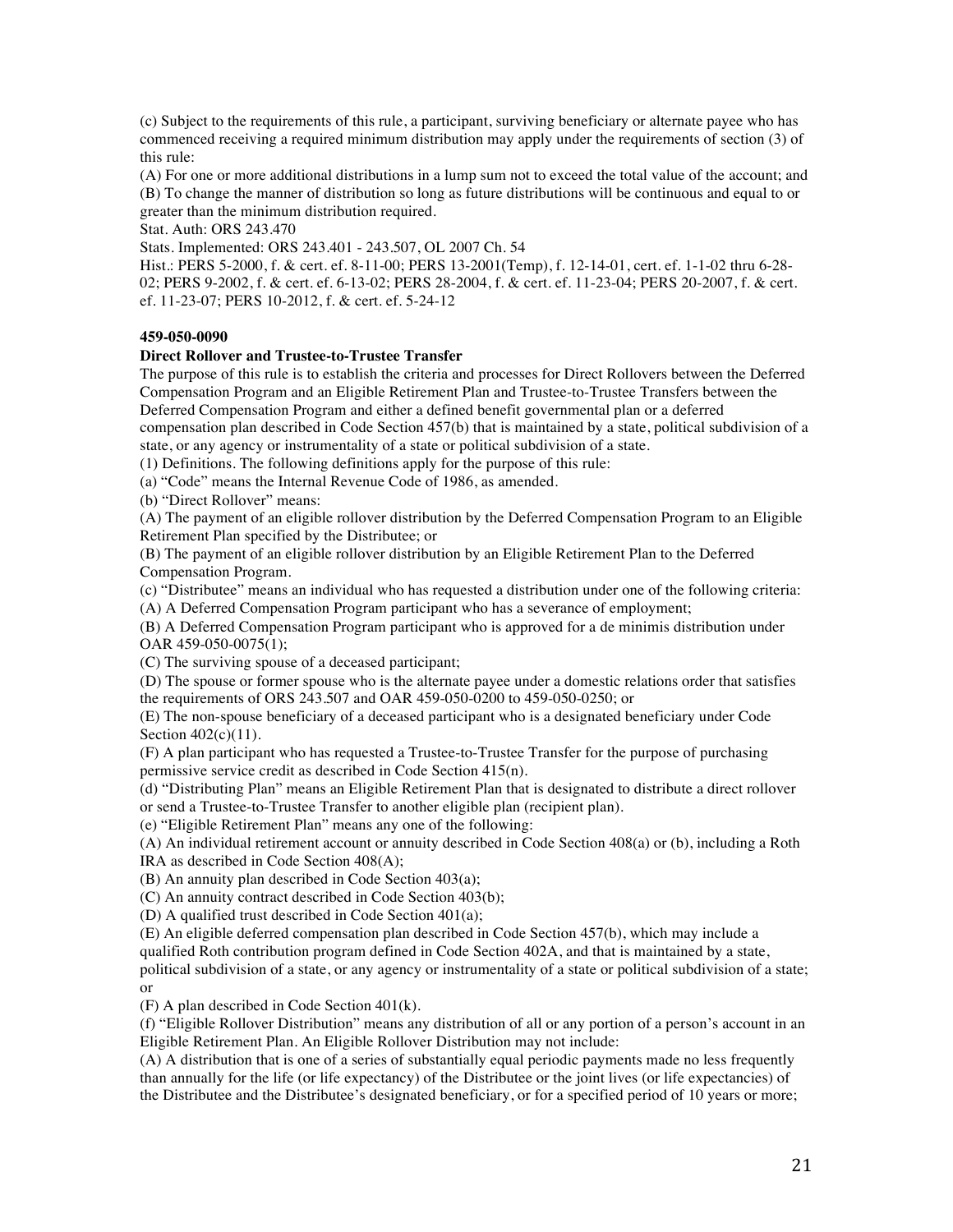(c) Subject to the requirements of this rule, a participant, surviving beneficiary or alternate payee who has commenced receiving a required minimum distribution may apply under the requirements of section (3) of this rule:

(A) For one or more additional distributions in a lump sum not to exceed the total value of the account; and

(B) To change the manner of distribution so long as future distributions will be continuous and equal to or greater than the minimum distribution required.

Stat. Auth: ORS 243.470

Stats. Implemented: ORS 243.401 - 243.507, OL 2007 Ch. 54

Hist.: PERS 5-2000, f. & cert. ef. 8-11-00; PERS 13-2001(Temp), f. 12-14-01, cert. ef. 1-1-02 thru 6-28-02; PERS 9-2002, f. & cert. ef. 6-13-02; PERS 28-2004, f. & cert. ef. 11-23-04; PERS 20-2007, f. & cert. ef. 11-23-07; PERS 10-2012, f. & cert. ef. 5-24-12

**459-050-0090**

**Direct Rollover and Trustee-to-Trustee Transfer**

The purpose of this rule is to establish the criteria and processes for Direct Rollovers between the Deferred Compensation Program and an Eligible Retirement Plan and Trustee-to-Trustee Transfers between the Deferred Compensation Program and either a defined benefit governmental plan or a deferred compensation plan described in Code Section 457(b) that is maintained by a state, political subdivision of a state, or any agency or instrumentality of a state or political subdivision of a state.

(1) Definitions. The following definitions apply for the purpose of this rule:

(a) "Code" means the Internal Revenue Code of 1986, as amended.

(b) "Direct Rollover" means:

(A) The payment of an eligible rollover distribution by the Deferred Compensation Program to an Eligible Retirement Plan specified by the Distributee; or

(B) The payment of an eligible rollover distribution by an Eligible Retirement Plan to the Deferred Compensation Program.

(c) "Distributee" means an individual who has requested a distribution under one of the following criteria:

(A) A Deferred Compensation Program participant who has a severance of employment;

(B) A Deferred Compensation Program participant who is approved for a de minimis distribution under OAR 459-050-0075(1);

(C) The surviving spouse of a deceased participant;

(D) The spouse or former spouse who is the alternate payee under a domestic relations order that satisfies the requirements of ORS 243.507 and OAR 459-050-0200 to 459-050-0250; or

(E) The non-spouse beneficiary of a deceased participant who is a designated beneficiary under Code Section 402(c)(11).

(F) A plan participant who has requested a Trustee-to-Trustee Transfer for the purpose of purchasing permissive service credit as described in Code Section 415(n).

(d) "Distributing Plan" means an Eligible Retirement Plan that is designated to distribute a direct rollover or send a Trustee-to-Trustee Transfer to another eligible plan (recipient plan).

(e) "Eligible Retirement Plan" means any one of the following:

(A) An individual retirement account or annuity described in Code Section 408(a) or (b), including a Roth IRA as described in Code Section 408(A);

(B) An annuity plan described in Code Section 403(a);

(C) An annuity contract described in Code Section 403(b);

(D) A qualified trust described in Code Section 401(a);

(E) An eligible deferred compensation plan described in Code Section 457(b), which may include a qualified Roth contribution program defined in Code Section 402A, and that is maintained by a state, political subdivision of a state, or any agency or instrumentality of a state or political subdivision of a state; or

(F) A plan described in Code Section 401(k).

(f) "Eligible Rollover Distribution" means any distribution of all or any portion of a person's account in an Eligible Retirement Plan. An Eligible Rollover Distribution may not include:

(A) A distribution that is one of a series of substantially equal periodic payments made no less frequently than annually for the life (or life expectancy) of the Distributee or the joint lives (or life expectancies) of the Distributee and the Distributee's designated beneficiary, or for a specified period of 10 years or more;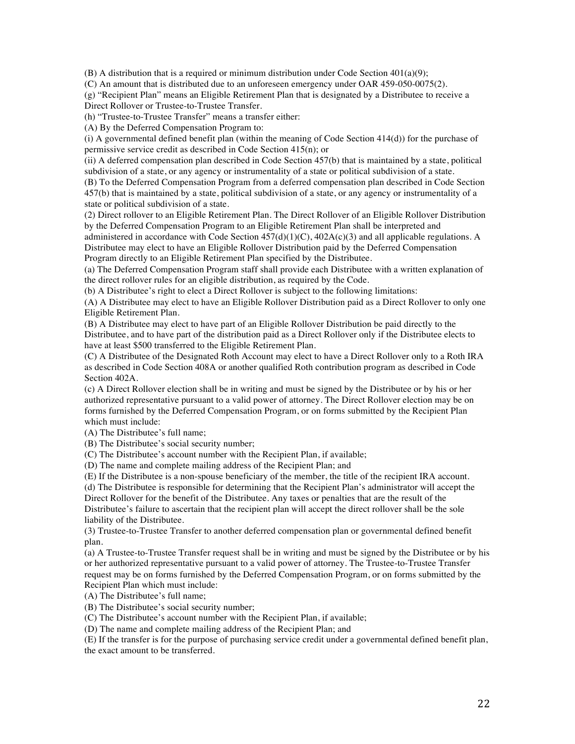(B) A distribution that is a required or minimum distribution under Code Section 401(a)(9);

(C) An amount that is distributed due to an unforeseen emergency under OAR 459-050-0075(2).

(g) "Recipient Plan" means an Eligible Retirement Plan that is designated by a Distributee to receive a Direct Rollover or Trustee-to-Trustee Transfer.

(h) "Trustee-to-Trustee Transfer" means a transfer either:

(A) By the Deferred Compensation Program to:

(i) A governmental defined benefit plan (within the meaning of Code Section 414(d)) for the purchase of permissive service credit as described in Code Section 415(n); or

(ii) A deferred compensation plan described in Code Section 457(b) that is maintained by a state, political subdivision of a state, or any agency or instrumentality of a state or political subdivision of a state.

(B) To the Deferred Compensation Program from a deferred compensation plan described in Code Section 457(b) that is maintained by a state, political subdivision of a state, or any agency or instrumentality of a state or political subdivision of a state.

(2) Direct rollover to an Eligible Retirement Plan. The Direct Rollover of an Eligible Rollover Distribution by the Deferred Compensation Program to an Eligible Retirement Plan shall be interpreted and administered in accordance with Code Section 457(d)(1)(C), 402A(c)(3) and all applicable regulations. A Distributee may elect to have an Eligible Rollover Distribution paid by the Deferred Compensation Program directly to an Eligible Retirement Plan specified by the Distributee.

(a) The Deferred Compensation Program staff shall provide each Distributee with a written explanation of the direct rollover rules for an eligible distribution, as required by the Code.

(b) A Distributee's right to elect a Direct Rollover is subject to the following limitations:

(A) A Distributee may elect to have an Eligible Rollover Distribution paid as a Direct Rollover to only one Eligible Retirement Plan.

(B) A Distributee may elect to have part of an Eligible Rollover Distribution be paid directly to the Distributee, and to have part of the distribution paid as a Direct Rollover only if the Distributee elects to have at least $500 transferred to the Eligible Retirement Plan.

(C) A Distributee of the Designated Roth Account may elect to have a Direct Rollover only to a Roth IRA as described in Code Section 408A or another qualified Roth contribution program as described in Code Section 402A.

(c) A Direct Rollover election shall be in writing and must be signed by the Distributee or by his or her authorized representative pursuant to a valid power of attorney. The Direct Rollover election may be on forms furnished by the Deferred Compensation Program, or on forms submitted by the Recipient Plan which must include:

(A) The Distributee's full name;

(B) The Distributee's social security number;

(C) The Distributee's account number with the Recipient Plan, if available;

(D) The name and complete mailing address of the Recipient Plan; and

(E) If the Distributee is a non-spouse beneficiary of the member, the title of the recipient IRA account.

(d) The Distributee is responsible for determining that the Recipient Plan's administrator will accept the Direct Rollover for the benefit of the Distributee. Any taxes or penalties that are the result of the Distributee's failure to ascertain that the recipient plan will accept the direct rollover shall be the sole liability of the Distributee.

(3) Trustee-to-Trustee Transfer to another deferred compensation plan or governmental defined benefit plan.

(a) A Trustee-to-Trustee Transfer request shall be in writing and must be signed by the Distributee or by his or her authorized representative pursuant to a valid power of attorney. The Trustee-to-Trustee Transfer request may be on forms furnished by the Deferred Compensation Program, or on forms submitted by the Recipient Plan which must include:

(A) The Distributee's full name;

(B) The Distributee's social security number;

(C) The Distributee's account number with the Recipient Plan, if available;

(D) The name and complete mailing address of the Recipient Plan; and

(E) If the transfer is for the purpose of purchasing service credit under a governmental defined benefit plan, the exact amount to be transferred.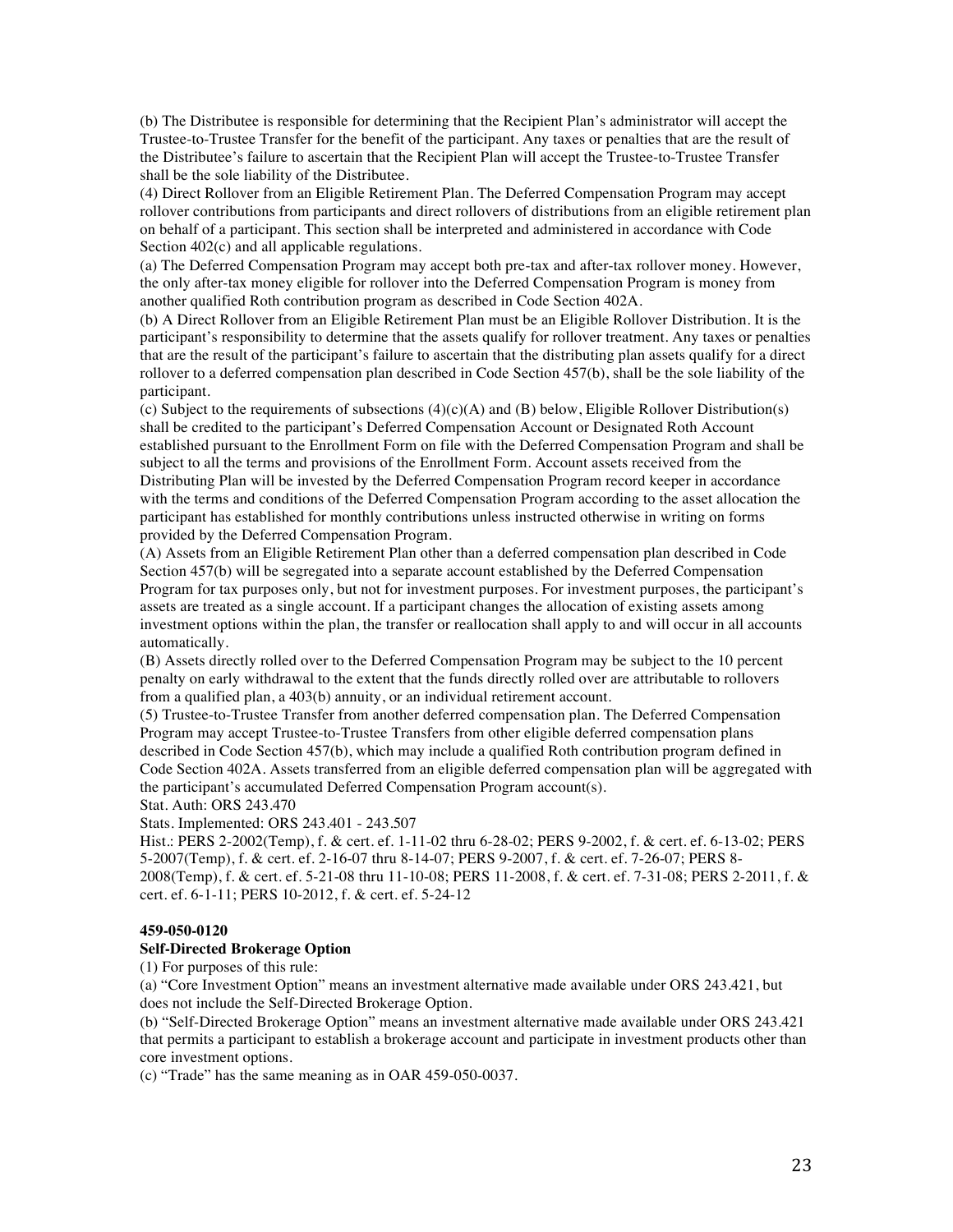(b) The Distributee is responsible for determining that the Recipient Plan's administrator will accept the Trustee-to-Trustee Transfer for the benefit of the participant. Any taxes or penalties that are the result of the Distributee's failure to ascertain that the Recipient Plan will accept the Trustee-to-Trustee Transfer shall be the sole liability of the Distributee.

(4) Direct Rollover from an Eligible Retirement Plan. The Deferred Compensation Program may accept rollover contributions from participants and direct rollovers of distributions from an eligible retirement plan on behalf of a participant. This section shall be interpreted and administered in accordance with Code Section 402(c) and all applicable regulations.

(a) The Deferred Compensation Program may accept both pre-tax and after-tax rollover money. However, the only after-tax money eligible for rollover into the Deferred Compensation Program is money from another qualified Roth contribution program as described in Code Section 402A.

(b) A Direct Rollover from an Eligible Retirement Plan must be an Eligible Rollover Distribution. It is the participant's responsibility to determine that the assets qualify for rollover treatment. Any taxes or penalties that are the result of the participant's failure to ascertain that the distributing plan assets qualify for a direct rollover to a deferred compensation plan described in Code Section 457(b), shall be the sole liability of the participant.

(c) Subject to the requirements of subsections (4)(c)(A) and (B) below, Eligible Rollover Distribution(s) shall be credited to the participant's Deferred Compensation Account or Designated Roth Account established pursuant to the Enrollment Form on file with the Deferred Compensation Program and shall be subject to all the terms and provisions of the Enrollment Form. Account assets received from the Distributing Plan will be invested by the Deferred Compensation Program record keeper in accordance with the terms and conditions of the Deferred Compensation Program according to the asset allocation the participant has established for monthly contributions unless instructed otherwise in writing on forms provided by the Deferred Compensation Program.

(A) Assets from an Eligible Retirement Plan other than a deferred compensation plan described in Code Section 457(b) will be segregated into a separate account established by the Deferred Compensation Program for tax purposes only, but not for investment purposes. For investment purposes, the participant's assets are treated as a single account. If a participant changes the allocation of existing assets among investment options within the plan, the transfer or reallocation shall apply to and will occur in all accounts automatically.

(B) Assets directly rolled over to the Deferred Compensation Program may be subject to the 10 percent penalty on early withdrawal to the extent that the funds directly rolled over are attributable to rollovers from a qualified plan, a 403(b) annuity, or an individual retirement account.

(5) Trustee-to-Trustee Transfer from another deferred compensation plan. The Deferred Compensation Program may accept Trustee-to-Trustee Transfers from other eligible deferred compensation plans described in Code Section 457(b), which may include a qualified Roth contribution program defined in Code Section 402A. Assets transferred from an eligible deferred compensation plan will be aggregated with the participant's accumulated Deferred Compensation Program account(s).

Stat. Auth: ORS 243.470

Stats. Implemented: ORS 243.401 - 243.507

Hist.: PERS 2-2002(Temp), f. & cert. ef. 1-11-02 thru 6-28-02; PERS 9-2002, f. & cert. ef. 6-13-02; PERS 5-2007(Temp), f. & cert. ef. 2-16-07 thru 8-14-07; PERS 9-2007, f. & cert. ef. 7-26-07; PERS 8-2008(Temp), f. & cert. ef. 5-21-08 thru 11-10-08; PERS 11-2008, f. & cert. ef. 7-31-08; PERS 2-2011, f. & cert. ef. 6-1-11; PERS 10-2012, f. & cert. ef. 5-24-12

**459-050-0120**

**Self-Directed Brokerage Option**

(1) For purposes of this rule:

(a) "Core Investment Option" means an investment alternative made available under ORS 243.421, but does not include the Self-Directed Brokerage Option.

(b) "Self-Directed Brokerage Option" means an investment alternative made available under ORS 243.421 that permits a participant to establish a brokerage account and participate in investment products other than core investment options.

(c) "Trade" has the same meaning as in OAR 459-050-0037.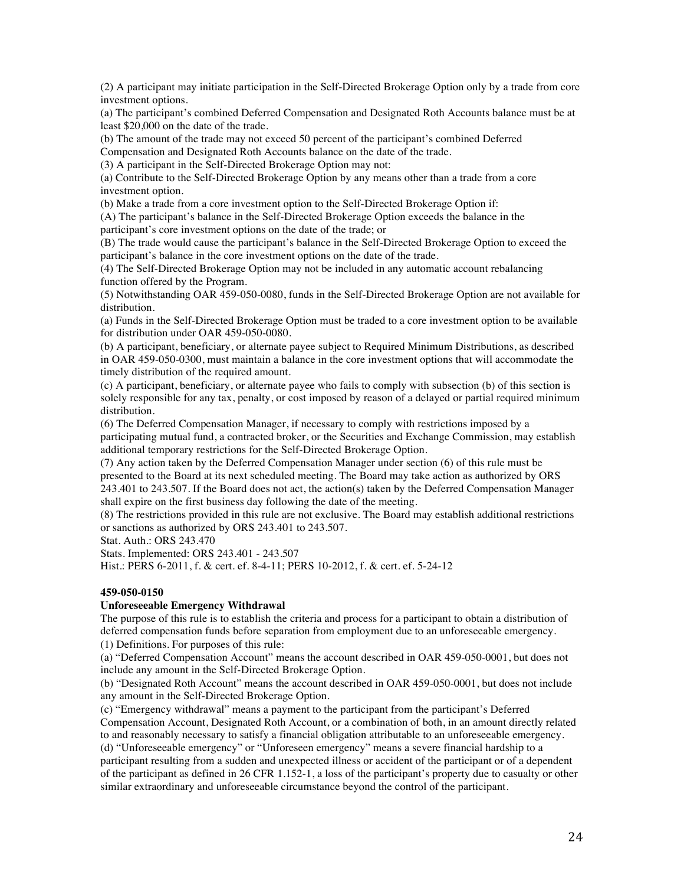(2) A participant may initiate participation in the Self-Directed Brokerage Option only by a trade from core investment options.

(a) The participant's combined Deferred Compensation and Designated Roth Accounts balance must be at least $20,000 on the date of the trade.

(b) The amount of the trade may not exceed 50 percent of the participant's combined Deferred Compensation and Designated Roth Accounts balance on the date of the trade.

(3) A participant in the Self-Directed Brokerage Option may not:

(a) Contribute to the Self-Directed Brokerage Option by any means other than a trade from a core investment option.

(b) Make a trade from a core investment option to the Self-Directed Brokerage Option if:

(A) The participant's balance in the Self-Directed Brokerage Option exceeds the balance in the participant's core investment options on the date of the trade; or

(B) The trade would cause the participant's balance in the Self-Directed Brokerage Option to exceed the participant's balance in the core investment options on the date of the trade.

(4) The Self-Directed Brokerage Option may not be included in any automatic account rebalancing function offered by the Program.

(5) Notwithstanding OAR 459-050-0080, funds in the Self-Directed Brokerage Option are not available for distribution.

(a) Funds in the Self-Directed Brokerage Option must be traded to a core investment option to be available for distribution under OAR 459-050-0080.

(b) A participant, beneficiary, or alternate payee subject to Required Minimum Distributions, as described in OAR 459-050-0300, must maintain a balance in the core investment options that will accommodate the timely distribution of the required amount.

(c) A participant, beneficiary, or alternate payee who fails to comply with subsection (b) of this section is solely responsible for any tax, penalty, or cost imposed by reason of a delayed or partial required minimum distribution.

(6) The Deferred Compensation Manager, if necessary to comply with restrictions imposed by a participating mutual fund, a contracted broker, or the Securities and Exchange Commission, may establish additional temporary restrictions for the Self-Directed Brokerage Option.

(7) Any action taken by the Deferred Compensation Manager under section (6) of this rule must be presented to the Board at its next scheduled meeting. The Board may take action as authorized by ORS 243.401 to 243.507. If the Board does not act, the action(s) taken by the Deferred Compensation Manager shall expire on the first business day following the date of the meeting.

(8) The restrictions provided in this rule are not exclusive. The Board may establish additional restrictions or sanctions as authorized by ORS 243.401 to 243.507.

Stat. Auth.: ORS 243.470

Stats. Implemented: ORS 243.401 - 243.507

Hist.: PERS 6-2011, f. & cert. ef. 8-4-11; PERS 10-2012, f. & cert. ef. 5-24-12

**459-050-0150**

**Unforeseeable Emergency Withdrawal**

The purpose of this rule is to establish the criteria and process for a participant to obtain a distribution of deferred compensation funds before separation from employment due to an unforeseeable emergency.

(1) Definitions. For purposes of this rule:

(a) "Deferred Compensation Account" means the account described in OAR 459-050-0001, but does not include any amount in the Self-Directed Brokerage Option.

(b) "Designated Roth Account" means the account described in OAR 459-050-0001, but does not include any amount in the Self-Directed Brokerage Option.

(c) "Emergency withdrawal" means a payment to the participant from the participant's Deferred Compensation Account, Designated Roth Account, or a combination of both, in an amount directly related to and reasonably necessary to satisfy a financial obligation attributable to an unforeseeable emergency.

(d) "Unforeseeable emergency" or "Unforeseen emergency" means a severe financial hardship to a participant resulting from a sudden and unexpected illness or accident of the participant or of a dependent of the participant as defined in 26 CFR 1.152-1, a loss of the participant's property due to casualty or other similar extraordinary and unforeseeable circumstance beyond the control of the participant.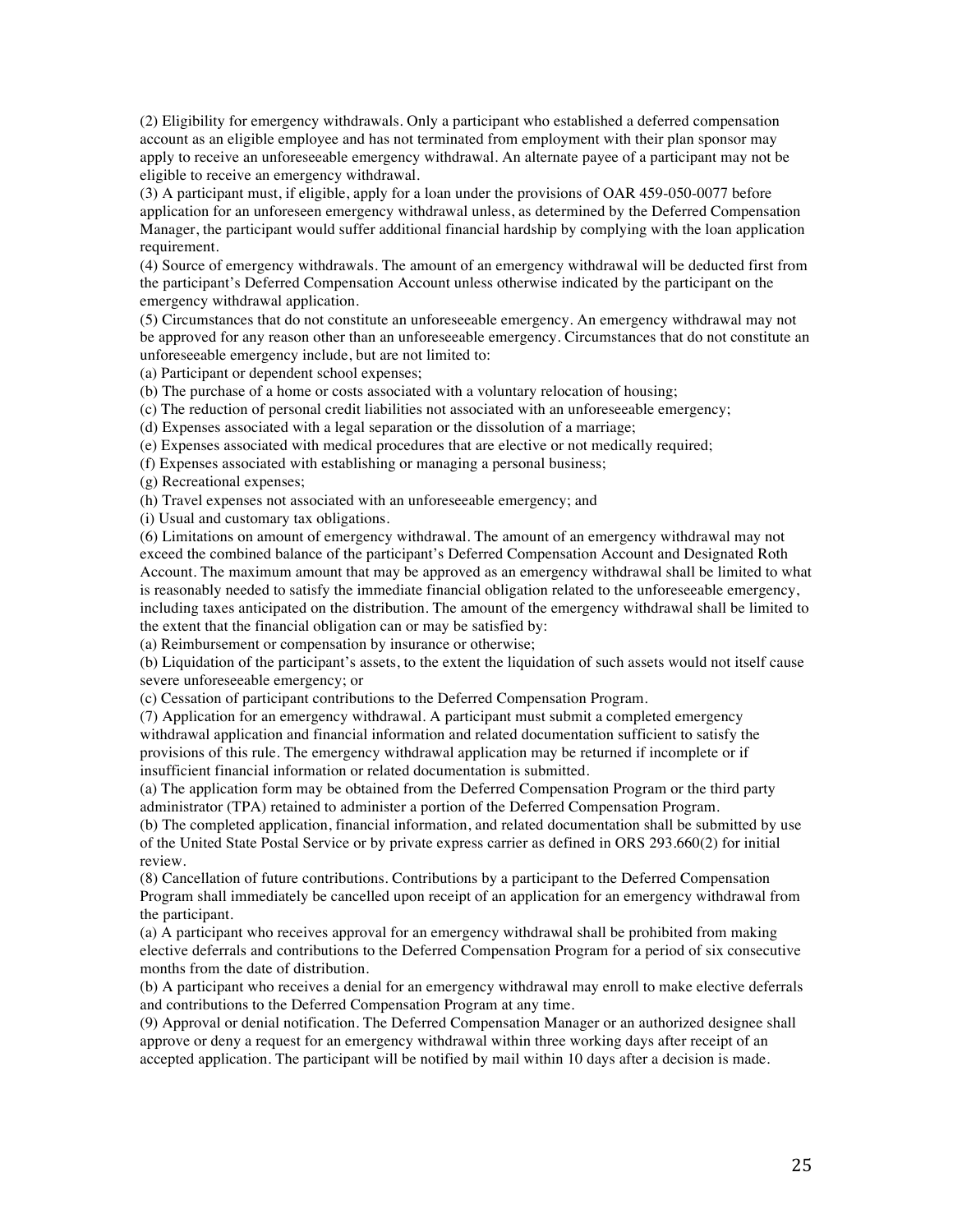(2) Eligibility for emergency withdrawals. Only a participant who established a deferred compensation account as an eligible employee and has not terminated from employment with their plan sponsor may apply to receive an unforeseeable emergency withdrawal. An alternate payee of a participant may not be eligible to receive an emergency withdrawal.

(3) A participant must, if eligible, apply for a loan under the provisions of OAR 459-050-0077 before application for an unforeseen emergency withdrawal unless, as determined by the Deferred Compensation Manager, the participant would suffer additional financial hardship by complying with the loan application requirement.

(4) Source of emergency withdrawals. The amount of an emergency withdrawal will be deducted first from the participant's Deferred Compensation Account unless otherwise indicated by the participant on the emergency withdrawal application.

(5) Circumstances that do not constitute an unforeseeable emergency. An emergency withdrawal may not be approved for any reason other than an unforeseeable emergency. Circumstances that do not constitute an unforeseeable emergency include, but are not limited to:

(a) Participant or dependent school expenses;

(b) The purchase of a home or costs associated with a voluntary relocation of housing;

(c) The reduction of personal credit liabilities not associated with an unforeseeable emergency;

(d) Expenses associated with a legal separation or the dissolution of a marriage;

(e) Expenses associated with medical procedures that are elective or not medically required;

(f) Expenses associated with establishing or managing a personal business;

(g) Recreational expenses;

(h) Travel expenses not associated with an unforeseeable emergency; and

(i) Usual and customary tax obligations.

(6) Limitations on amount of emergency withdrawal. The amount of an emergency withdrawal may not exceed the combined balance of the participant's Deferred Compensation Account and Designated Roth Account. The maximum amount that may be approved as an emergency withdrawal shall be limited to what is reasonably needed to satisfy the immediate financial obligation related to the unforeseeable emergency, including taxes anticipated on the distribution. The amount of the emergency withdrawal shall be limited to the extent that the financial obligation can or may be satisfied by:

(a) Reimbursement or compensation by insurance or otherwise;

(b) Liquidation of the participant's assets, to the extent the liquidation of such assets would not itself cause severe unforeseeable emergency; or

(c) Cessation of participant contributions to the Deferred Compensation Program.

(7) Application for an emergency withdrawal. A participant must submit a completed emergency withdrawal application and financial information and related documentation sufficient to satisfy the provisions of this rule. The emergency withdrawal application may be returned if incomplete or if insufficient financial information or related documentation is submitted.

(a) The application form may be obtained from the Deferred Compensation Program or the third party administrator (TPA) retained to administer a portion of the Deferred Compensation Program.

(b) The completed application, financial information, and related documentation shall be submitted by use of the United State Postal Service or by private express carrier as defined in ORS 293.660(2) for initial review.

(8) Cancellation of future contributions. Contributions by a participant to the Deferred Compensation Program shall immediately be cancelled upon receipt of an application for an emergency withdrawal from the participant.

(a) A participant who receives approval for an emergency withdrawal shall be prohibited from making elective deferrals and contributions to the Deferred Compensation Program for a period of six consecutive months from the date of distribution.

(b) A participant who receives a denial for an emergency withdrawal may enroll to make elective deferrals and contributions to the Deferred Compensation Program at any time.

(9) Approval or denial notification. The Deferred Compensation Manager or an authorized designee shall approve or deny a request for an emergency withdrawal within three working days after receipt of an accepted application. The participant will be notified by mail within 10 days after a decision is made.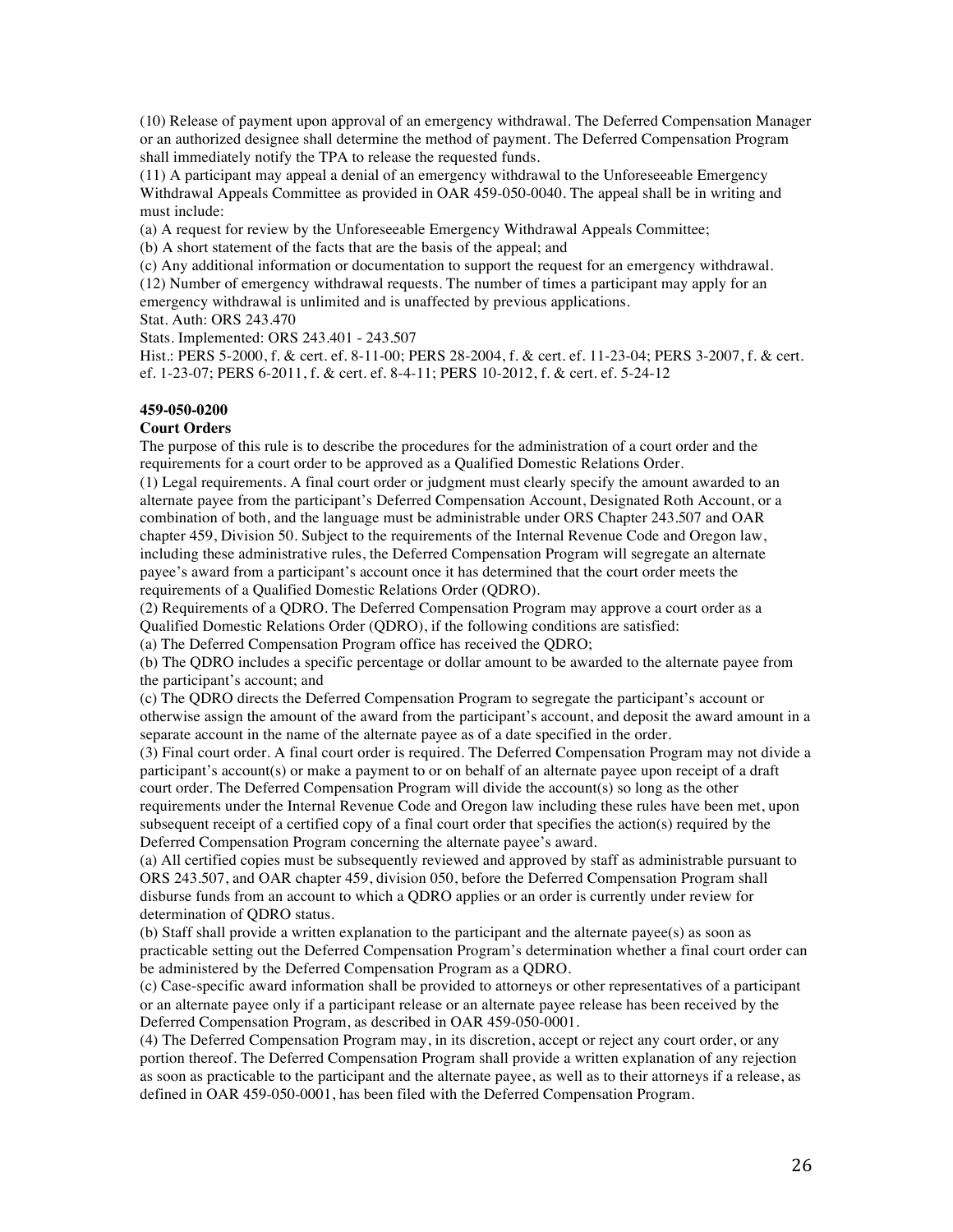(10) Release of payment upon approval of an emergency withdrawal. The Deferred Compensation Manager or an authorized designee shall determine the method of payment. The Deferred Compensation Program shall immediately notify the TPA to release the requested funds.

(11) A participant may appeal a denial of an emergency withdrawal to the Unforeseeable Emergency Withdrawal Appeals Committee as provided in OAR 459-050-0040. The appeal shall be in writing and must include:

(a) A request for review by the Unforeseeable Emergency Withdrawal Appeals Committee;

(b) A short statement of the facts that are the basis of the appeal; and

(c) Any additional information or documentation to support the request for an emergency withdrawal.

(12) Number of emergency withdrawal requests. The number of times a participant may apply for an emergency withdrawal is unlimited and is unaffected by previous applications.

Stat. Auth: ORS 243.470

Stats. Implemented: ORS 243.401 - 243.507

Hist.: PERS 5-2000, f. & cert. ef. 8-11-00; PERS 28-2004, f. & cert. ef. 11-23-04; PERS 3-2007, f. & cert. ef. 1-23-07; PERS 6-2011, f. & cert. ef. 8-4-11; PERS 10-2012, f. & cert. ef. 5-24-12

**459-050-0200**

**Court Orders**

The purpose of this rule is to describe the procedures for the administration of a court order and the requirements for a court order to be approved as a Qualified Domestic Relations Order.

(1) Legal requirements. A final court order or judgment must clearly specify the amount awarded to an alternate payee from the participant's Deferred Compensation Account, Designated Roth Account, or a combination of both, and the language must be administrable under ORS Chapter 243.507 and OAR chapter 459, Division 50. Subject to the requirements of the Internal Revenue Code and Oregon law, including these administrative rules, the Deferred Compensation Program will segregate an alternate payee's award from a participant's account once it has determined that the court order meets the requirements of a Qualified Domestic Relations Order (QDRO).

(2) Requirements of a QDRO. The Deferred Compensation Program may approve a court order as a Qualified Domestic Relations Order (QDRO), if the following conditions are satisfied:

(a) The Deferred Compensation Program office has received the QDRO;

(b) The QDRO includes a specific percentage or dollar amount to be awarded to the alternate payee from the participant's account; and

(c) The QDRO directs the Deferred Compensation Program to segregate the participant's account or otherwise assign the amount of the award from the participant's account, and deposit the award amount in a separate account in the name of the alternate payee as of a date specified in the order.

(3) Final court order. A final court order is required. The Deferred Compensation Program may not divide a participant's account(s) or make a payment to or on behalf of an alternate payee upon receipt of a draft court order. The Deferred Compensation Program will divide the account(s) so long as the other requirements under the Internal Revenue Code and Oregon law including these rules have been met, upon subsequent receipt of a certified copy of a final court order that specifies the action(s) required by the Deferred Compensation Program concerning the alternate payee's award.

(a) All certified copies must be subsequently reviewed and approved by staff as administrable pursuant to ORS 243.507, and OAR chapter 459, division 050, before the Deferred Compensation Program shall disburse funds from an account to which a QDRO applies or an order is currently under review for determination of QDRO status.

(b) Staff shall provide a written explanation to the participant and the alternate payee(s) as soon as practicable setting out the Deferred Compensation Program's determination whether a final court order can be administered by the Deferred Compensation Program as a QDRO.

(c) Case-specific award information shall be provided to attorneys or other representatives of a participant or an alternate payee only if a participant release or an alternate payee release has been received by the Deferred Compensation Program, as described in OAR 459-050-0001.

(4) The Deferred Compensation Program may, in its discretion, accept or reject any court order, or any portion thereof. The Deferred Compensation Program shall provide a written explanation of any rejection as soon as practicable to the participant and the alternate payee, as well as to their attorneys if a release, as defined in OAR 459-050-0001, has been filed with the Deferred Compensation Program.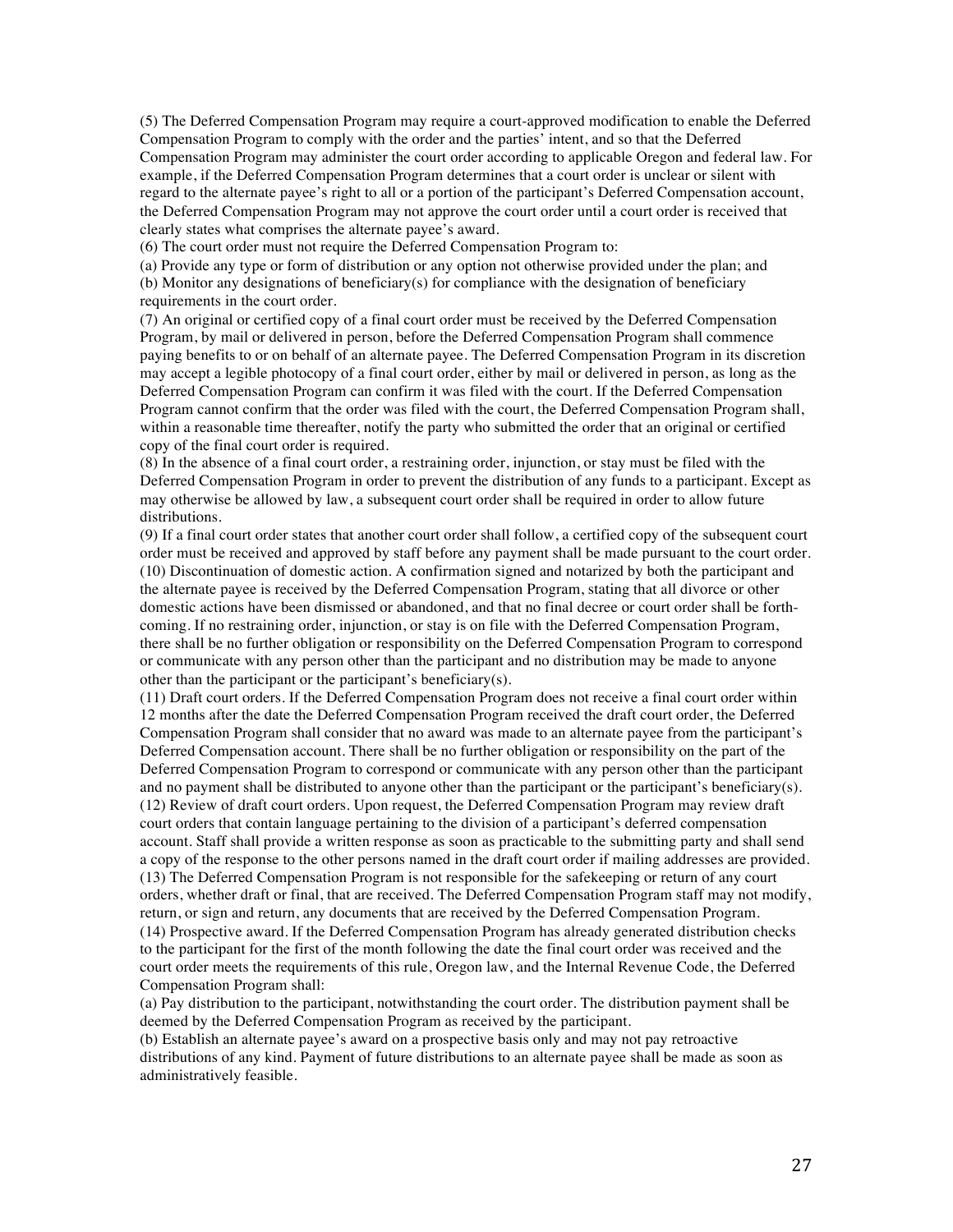(5) The Deferred Compensation Program may require a court-approved modification to enable the Deferred Compensation Program to comply with the order and the parties' intent, and so that the Deferred Compensation Program may administer the court order according to applicable Oregon and federal law. For example, if the Deferred Compensation Program determines that a court order is unclear or silent with regard to the alternate payee's right to all or a portion of the participant's Deferred Compensation account, the Deferred Compensation Program may not approve the court order until a court order is received that clearly states what comprises the alternate payee's award.

(6) The court order must not require the Deferred Compensation Program to:

(a) Provide any type or form of distribution or any option not otherwise provided under the plan; and

(b) Monitor any designations of beneficiary(s) for compliance with the designation of beneficiary requirements in the court order.

(7) An original or certified copy of a final court order must be received by the Deferred Compensation Program, by mail or delivered in person, before the Deferred Compensation Program shall commence paying benefits to or on behalf of an alternate payee. The Deferred Compensation Program in its discretion may accept a legible photocopy of a final court order, either by mail or delivered in person, as long as the Deferred Compensation Program can confirm it was filed with the court. If the Deferred Compensation Program cannot confirm that the order was filed with the court, the Deferred Compensation Program shall, within a reasonable time thereafter, notify the party who submitted the order that an original or certified copy of the final court order is required.

(8) In the absence of a final court order, a restraining order, injunction, or stay must be filed with the Deferred Compensation Program in order to prevent the distribution of any funds to a participant. Except as may otherwise be allowed by law, a subsequent court order shall be required in order to allow future distributions.

(9) If a final court order states that another court order shall follow, a certified copy of the subsequent court order must be received and approved by staff before any payment shall be made pursuant to the court order.

(10) Discontinuation of domestic action. A confirmation signed and notarized by both the participant and the alternate payee is received by the Deferred Compensation Program, stating that all divorce or other domestic actions have been dismissed or abandoned, and that no final decree or court order shall be forth-coming. If no restraining order, injunction, or stay is on file with the Deferred Compensation Program, there shall be no further obligation or responsibility on the Deferred Compensation Program to correspond or communicate with any person other than the participant and no distribution may be made to anyone other than the participant or the participant's beneficiary(s).

(11) Draft court orders. If the Deferred Compensation Program does not receive a final court order within 12 months after the date the Deferred Compensation Program received the draft court order, the Deferred Compensation Program shall consider that no award was made to an alternate payee from the participant's Deferred Compensation account. There shall be no further obligation or responsibility on the part of the Deferred Compensation Program to correspond or communicate with any person other than the participant and no payment shall be distributed to anyone other than the participant or the participant's beneficiary(s).

(12) Review of draft court orders. Upon request, the Deferred Compensation Program may review draft court orders that contain language pertaining to the division of a participant's deferred compensation account. Staff shall provide a written response as soon as practicable to the submitting party and shall send a copy of the response to the other persons named in the draft court order if mailing addresses are provided.

(13) The Deferred Compensation Program is not responsible for the safekeeping or return of any court orders, whether draft or final, that are received. The Deferred Compensation Program staff may not modify, return, or sign and return, any documents that are received by the Deferred Compensation Program.

(14) Prospective award. If the Deferred Compensation Program has already generated distribution checks to the participant for the first of the month following the date the final court order was received and the court order meets the requirements of this rule, Oregon law, and the Internal Revenue Code, the Deferred Compensation Program shall:

(a) Pay distribution to the participant, notwithstanding the court order. The distribution payment shall be deemed by the Deferred Compensation Program as received by the participant.

(b) Establish an alternate payee's award on a prospective basis only and may not pay retroactive distributions of any kind. Payment of future distributions to an alternate payee shall be made as soon as administratively feasible.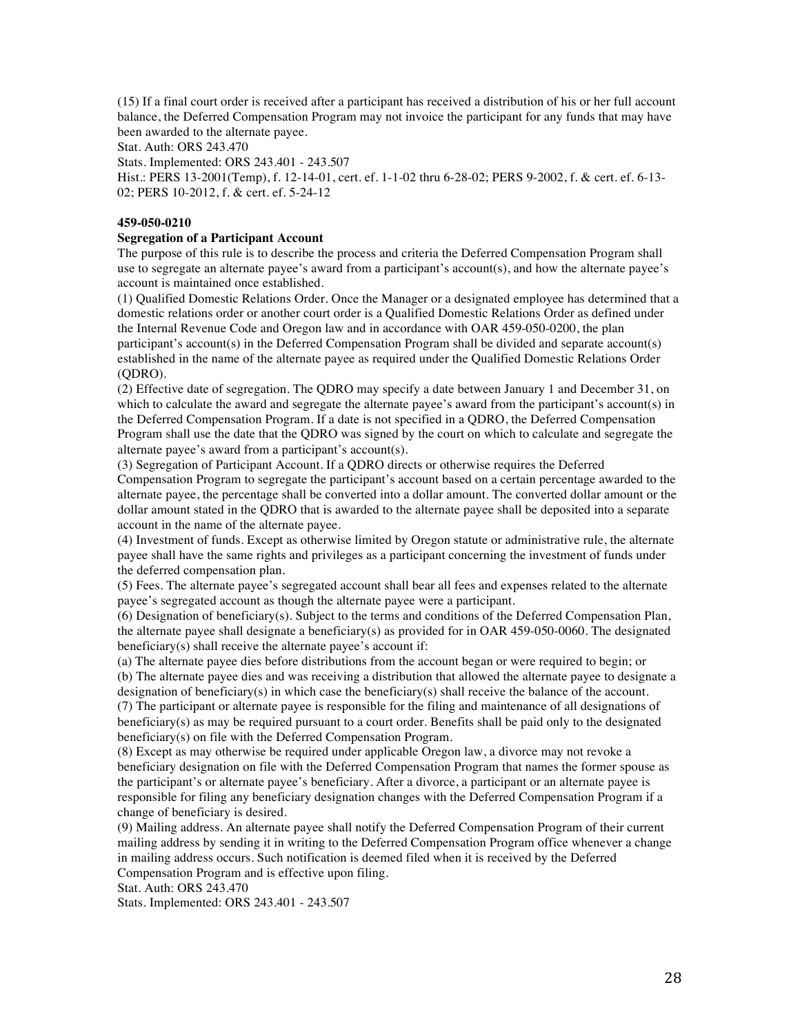(15) If a final court order is received after a participant has received a distribution of his or her full account balance, the Deferred Compensation Program may not invoice the participant for any funds that may have been awarded to the alternate payee.

Stat. Auth: ORS 243.470

Stats. Implemented: ORS 243.401 - 243.507

Hist.: PERS 13-2001(Temp), f. 12-14-01, cert. ef. 1-1-02 thru 6-28-02; PERS 9-2002, f. & cert. ef. 6-13-02; PERS 10-2012, f. & cert. ef. 5-24-12

**459-050-0210**

**Segregation of a Participant Account**

The purpose of this rule is to describe the process and criteria the Deferred Compensation Program shall use to segregate an alternate payee's award from a participant's account(s), and how the alternate payee's account is maintained once established.

(1) Qualified Domestic Relations Order. Once the Manager or a designated employee has determined that a domestic relations order or another court order is a Qualified Domestic Relations Order as defined under the Internal Revenue Code and Oregon law and in accordance with OAR 459-050-0200, the plan participant's account(s) in the Deferred Compensation Program shall be divided and separate account(s) established in the name of the alternate payee as required under the Qualified Domestic Relations Order (QDRO).

(2) Effective date of segregation. The QDRO may specify a date between January 1 and December 31, on which to calculate the award and segregate the alternate payee's award from the participant's account(s) in the Deferred Compensation Program. If a date is not specified in a QDRO, the Deferred Compensation Program shall use the date that the QDRO was signed by the court on which to calculate and segregate the alternate payee's award from a participant's account(s).

(3) Segregation of Participant Account. If a QDRO directs or otherwise requires the Deferred Compensation Program to segregate the participant's account based on a certain percentage awarded to the alternate payee, the percentage shall be converted into a dollar amount. The converted dollar amount or the dollar amount stated in the QDRO that is awarded to the alternate payee shall be deposited into a separate account in the name of the alternate payee.

(4) Investment of funds. Except as otherwise limited by Oregon statute or administrative rule, the alternate payee shall have the same rights and privileges as a participant concerning the investment of funds under the deferred compensation plan.

(5) Fees. The alternate payee's segregated account shall bear all fees and expenses related to the alternate payee's segregated account as though the alternate payee were a participant.

(6) Designation of beneficiary(s). Subject to the terms and conditions of the Deferred Compensation Plan, the alternate payee shall designate a beneficiary(s) as provided for in OAR 459-050-0060. The designated beneficiary(s) shall receive the alternate payee's account if:

(a) The alternate payee dies before distributions from the account began or were required to begin; or

(b) The alternate payee dies and was receiving a distribution that allowed the alternate payee to designate a designation of beneficiary(s) in which case the beneficiary(s) shall receive the balance of the account.

(7) The participant or alternate payee is responsible for the filing and maintenance of all designations of beneficiary(s) as may be required pursuant to a court order. Benefits shall be paid only to the designated beneficiary(s) on file with the Deferred Compensation Program.

(8) Except as may otherwise be required under applicable Oregon law, a divorce may not revoke a beneficiary designation on file with the Deferred Compensation Program that names the former spouse as the participant's or alternate payee's beneficiary. After a divorce, a participant or an alternate payee is responsible for filing any beneficiary designation changes with the Deferred Compensation Program if a change of beneficiary is desired.

(9) Mailing address. An alternate payee shall notify the Deferred Compensation Program of their current mailing address by sending it in writing to the Deferred Compensation Program office whenever a change in mailing address occurs. Such notification is deemed filed when it is received by the Deferred Compensation Program and is effective upon filing.

Stat. Auth: ORS 243.470

Stats. Implemented: ORS 243.401 - 243.507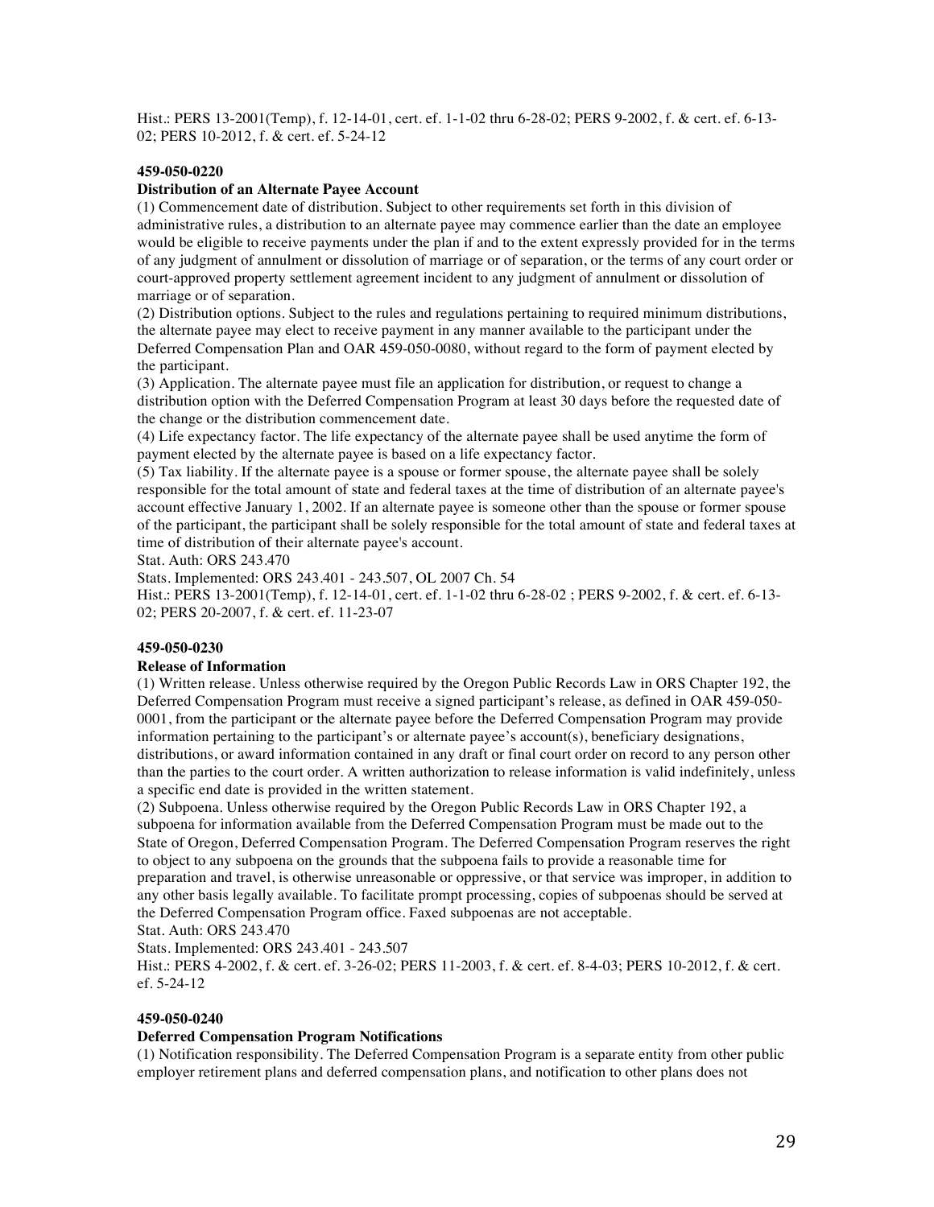Hist.: PERS 13-2001(Temp), f. 12-14-01, cert. ef. 1-1-02 thru 6-28-02; PERS 9-2002, f. & cert. ef. 6-13-02; PERS 10-2012, f. & cert. ef. 5-24-12

**459-050-0220**

**Distribution of an Alternate Payee Account**

(1) Commencement date of distribution. Subject to other requirements set forth in this division of administrative rules, a distribution to an alternate payee may commence earlier than the date an employee would be eligible to receive payments under the plan if and to the extent expressly provided for in the terms of any judgment of annulment or dissolution of marriage or of separation, or the terms of any court order or court-approved property settlement agreement incident to any judgment of annulment or dissolution of marriage or of separation.

(2) Distribution options. Subject to the rules and regulations pertaining to required minimum distributions, the alternate payee may elect to receive payment in any manner available to the participant under the Deferred Compensation Plan and OAR 459-050-0080, without regard to the form of payment elected by the participant.

(3) Application. The alternate payee must file an application for distribution, or request to change a distribution option with the Deferred Compensation Program at least 30 days before the requested date of the change or the distribution commencement date.

(4) Life expectancy factor. The life expectancy of the alternate payee shall be used anytime the form of payment elected by the alternate payee is based on a life expectancy factor.

(5) Tax liability. If the alternate payee is a spouse or former spouse, the alternate payee shall be solely responsible for the total amount of state and federal taxes at the time of distribution of an alternate payee's account effective January 1, 2002. If an alternate payee is someone other than the spouse or former spouse of the participant, the participant shall be solely responsible for the total amount of state and federal taxes at time of distribution of their alternate payee's account.

Stat. Auth: ORS 243.470

Stats. Implemented: ORS 243.401 - 243.507, OL 2007 Ch. 54

Hist.: PERS 13-2001(Temp), f. 12-14-01, cert. ef. 1-1-02 thru 6-28-02 ; PERS 9-2002, f. & cert. ef. 6-13-02; PERS 20-2007, f. & cert. ef. 11-23-07

**459-050-0230**

**Release of Information**

(1) Written release. Unless otherwise required by the Oregon Public Records Law in ORS Chapter 192, the Deferred Compensation Program must receive a signed participant's release, as defined in OAR 459-050-0001, from the participant or the alternate payee before the Deferred Compensation Program may provide information pertaining to the participant's or alternate payee's account(s), beneficiary designations, distributions, or award information contained in any draft or final court order on record to any person other than the parties to the court order. A written authorization to release information is valid indefinitely, unless a specific end date is provided in the written statement.

(2) Subpoena. Unless otherwise required by the Oregon Public Records Law in ORS Chapter 192, a subpoena for information available from the Deferred Compensation Program must be made out to the State of Oregon, Deferred Compensation Program. The Deferred Compensation Program reserves the right to object to any subpoena on the grounds that the subpoena fails to provide a reasonable time for preparation and travel, is otherwise unreasonable or oppressive, or that service was improper, in addition to any other basis legally available. To facilitate prompt processing, copies of subpoenas should be served at the Deferred Compensation Program office. Faxed subpoenas are not acceptable.

Stat. Auth: ORS 243.470

Stats. Implemented: ORS 243.401 - 243.507

Hist.: PERS 4-2002, f. & cert. ef. 3-26-02; PERS 11-2003, f. & cert. ef. 8-4-03; PERS 10-2012, f. & cert. ef. 5-24-12

**459-050-0240**

**Deferred Compensation Program Notifications**

(1) Notification responsibility. The Deferred Compensation Program is a separate entity from other public employer retirement plans and deferred compensation plans, and notification to other plans does not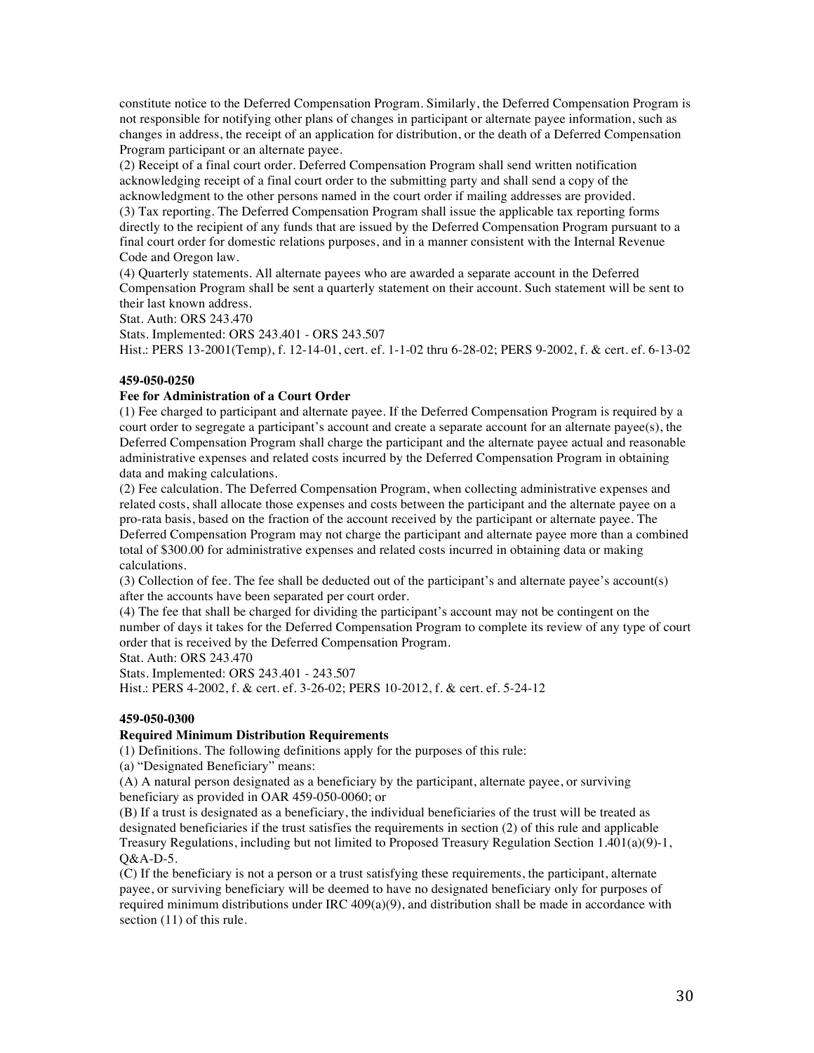constitute notice to the Deferred Compensation Program. Similarly, the Deferred Compensation Program is not responsible for notifying other plans of changes in participant or alternate payee information, such as changes in address, the receipt of an application for distribution, or the death of a Deferred Compensation Program participant or an alternate payee.

(2) Receipt of a final court order. Deferred Compensation Program shall send written notification acknowledging receipt of a final court order to the submitting party and shall send a copy of the acknowledgment to the other persons named in the court order if mailing addresses are provided.

(3) Tax reporting. The Deferred Compensation Program shall issue the applicable tax reporting forms directly to the recipient of any funds that are issued by the Deferred Compensation Program pursuant to a final court order for domestic relations purposes, and in a manner consistent with the Internal Revenue Code and Oregon law.

(4) Quarterly statements. All alternate payees who are awarded a separate account in the Deferred Compensation Program shall be sent a quarterly statement on their account. Such statement will be sent to their last known address.

Stat. Auth: ORS 243.470

Stats. Implemented: ORS 243.401 - ORS 243.507

Hist.: PERS 13-2001(Temp), f. 12-14-01, cert. ef. 1-1-02 thru 6-28-02; PERS 9-2002, f. & cert. ef. 6-13-02

**459-050-0250**

**Fee for Administration of a Court Order**

(1) Fee charged to participant and alternate payee. If the Deferred Compensation Program is required by a court order to segregate a participant's account and create a separate account for an alternate payee(s), the Deferred Compensation Program shall charge the participant and the alternate payee actual and reasonable administrative expenses and related costs incurred by the Deferred Compensation Program in obtaining data and making calculations.

(2) Fee calculation. The Deferred Compensation Program, when collecting administrative expenses and related costs, shall allocate those expenses and costs between the participant and the alternate payee on a pro-rata basis, based on the fraction of the account received by the participant or alternate payee. The Deferred Compensation Program may not charge the participant and alternate payee more than a combined total of $300.00 for administrative expenses and related costs incurred in obtaining data or making calculations.

(3) Collection of fee. The fee shall be deducted out of the participant's and alternate payee's account(s) after the accounts have been separated per court order.

(4) The fee that shall be charged for dividing the participant's account may not be contingent on the number of days it takes for the Deferred Compensation Program to complete its review of any type of court order that is received by the Deferred Compensation Program.

Stat. Auth: ORS 243.470

Stats. Implemented: ORS 243.401 - 243.507

Hist.: PERS 4-2002, f. & cert. ef. 3-26-02; PERS 10-2012, f. & cert. ef. 5-24-12

**459-050-0300**

**Required Minimum Distribution Requirements**

(1) Definitions. The following definitions apply for the purposes of this rule:

(a) "Designated Beneficiary" means:

(A) A natural person designated as a beneficiary by the participant, alternate payee, or surviving beneficiary as provided in OAR 459-050-0060; or

(B) If a trust is designated as a beneficiary, the individual beneficiaries of the trust will be treated as designated beneficiaries if the trust satisfies the requirements in section (2) of this rule and applicable Treasury Regulations, including but not limited to Proposed Treasury Regulation Section 1.401(a)(9)-1, Q&A-D-5.

(C) If the beneficiary is not a person or a trust satisfying these requirements, the participant, alternate payee, or surviving beneficiary will be deemed to have no designated beneficiary only for purposes of required minimum distributions under IRC 409(a)(9), and distribution shall be made in accordance with section (11) of this rule.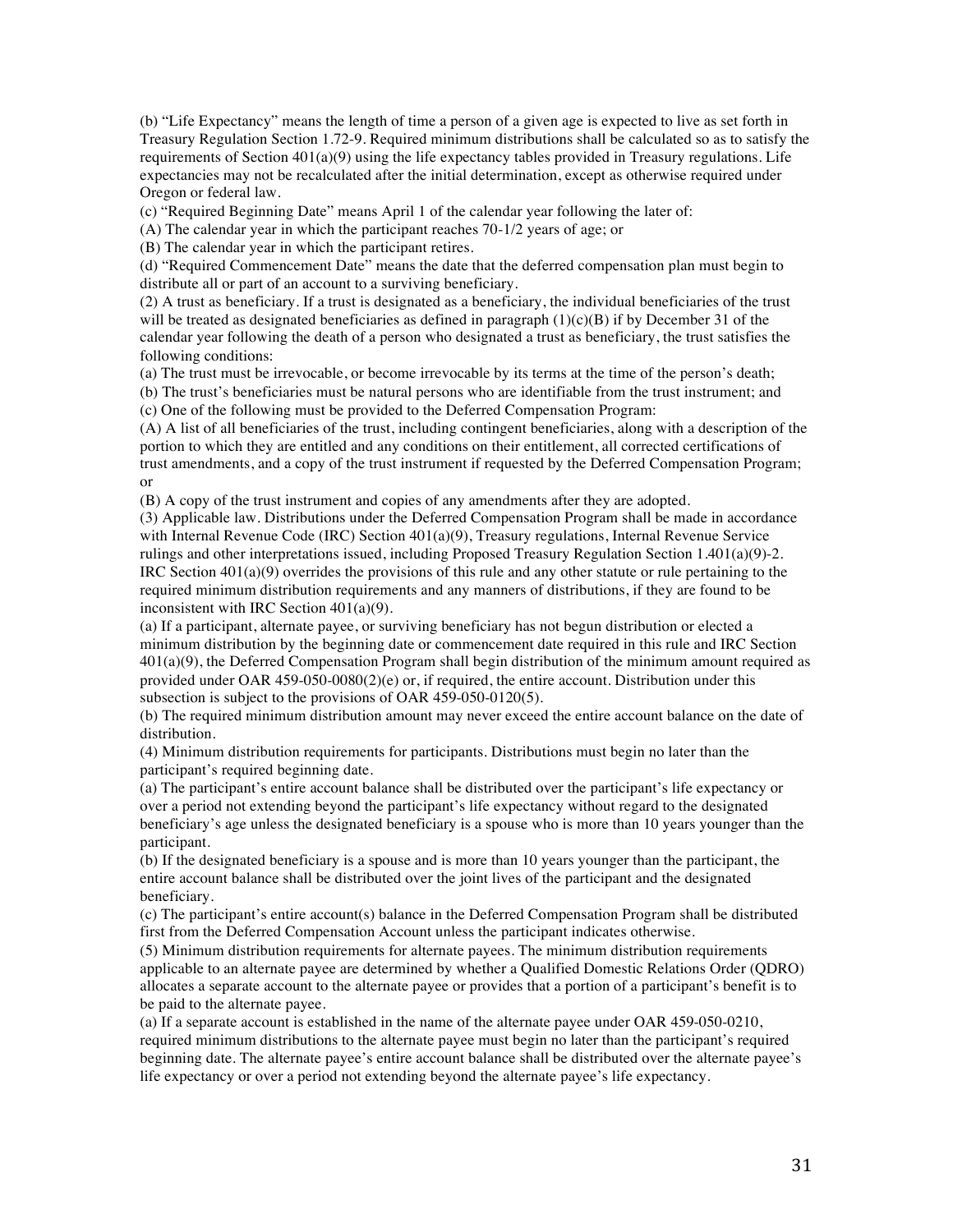(b) "Life Expectancy" means the length of time a person of a given age is expected to live as set forth in Treasury Regulation Section 1.72-9. Required minimum distributions shall be calculated so as to satisfy the requirements of Section 401(a)(9) using the life expectancy tables provided in Treasury regulations. Life expectancies may not be recalculated after the initial determination, except as otherwise required under Oregon or federal law.

(c) "Required Beginning Date" means April 1 of the calendar year following the later of:

(A) The calendar year in which the participant reaches 70-1/2 years of age; or

(B) The calendar year in which the participant retires.

(d) "Required Commencement Date" means the date that the deferred compensation plan must begin to distribute all or part of an account to a surviving beneficiary.

(2) A trust as beneficiary. If a trust is designated as a beneficiary, the individual beneficiaries of the trust will be treated as designated beneficiaries as defined in paragraph (1)(c)(B) if by December 31 of the calendar year following the death of a person who designated a trust as beneficiary, the trust satisfies the following conditions:

(a) The trust must be irrevocable, or become irrevocable by its terms at the time of the person's death;

(b) The trust's beneficiaries must be natural persons who are identifiable from the trust instrument; and

(c) One of the following must be provided to the Deferred Compensation Program:

(A) A list of all beneficiaries of the trust, including contingent beneficiaries, along with a description of the portion to which they are entitled and any conditions on their entitlement, all corrected certifications of trust amendments, and a copy of the trust instrument if requested by the Deferred Compensation Program; or

(B) A copy of the trust instrument and copies of any amendments after they are adopted.

(3) Applicable law. Distributions under the Deferred Compensation Program shall be made in accordance with Internal Revenue Code (IRC) Section 401(a)(9), Treasury regulations, Internal Revenue Service rulings and other interpretations issued, including Proposed Treasury Regulation Section 1.401(a)(9)-2. IRC Section 401(a)(9) overrides the provisions of this rule and any other statute or rule pertaining to the required minimum distribution requirements and any manners of distributions, if they are found to be inconsistent with IRC Section 401(a)(9).

(a) If a participant, alternate payee, or surviving beneficiary has not begun distribution or elected a minimum distribution by the beginning date or commencement date required in this rule and IRC Section 401(a)(9), the Deferred Compensation Program shall begin distribution of the minimum amount required as provided under OAR 459-050-0080(2)(e) or, if required, the entire account. Distribution under this subsection is subject to the provisions of OAR 459-050-0120(5).

(b) The required minimum distribution amount may never exceed the entire account balance on the date of distribution.

(4) Minimum distribution requirements for participants. Distributions must begin no later than the participant's required beginning date.

(a) The participant's entire account balance shall be distributed over the participant's life expectancy or over a period not extending beyond the participant's life expectancy without regard to the designated beneficiary's age unless the designated beneficiary is a spouse who is more than 10 years younger than the participant.

(b) If the designated beneficiary is a spouse and is more than 10 years younger than the participant, the entire account balance shall be distributed over the joint lives of the participant and the designated beneficiary.

(c) The participant's entire account(s) balance in the Deferred Compensation Program shall be distributed first from the Deferred Compensation Account unless the participant indicates otherwise.

(5) Minimum distribution requirements for alternate payees. The minimum distribution requirements applicable to an alternate payee are determined by whether a Qualified Domestic Relations Order (QDRO) allocates a separate account to the alternate payee or provides that a portion of a participant's benefit is to be paid to the alternate payee.

(a) If a separate account is established in the name of the alternate payee under OAR 459-050-0210, required minimum distributions to the alternate payee must begin no later than the participant's required beginning date. The alternate payee's entire account balance shall be distributed over the alternate payee's life expectancy or over a period not extending beyond the alternate payee's life expectancy.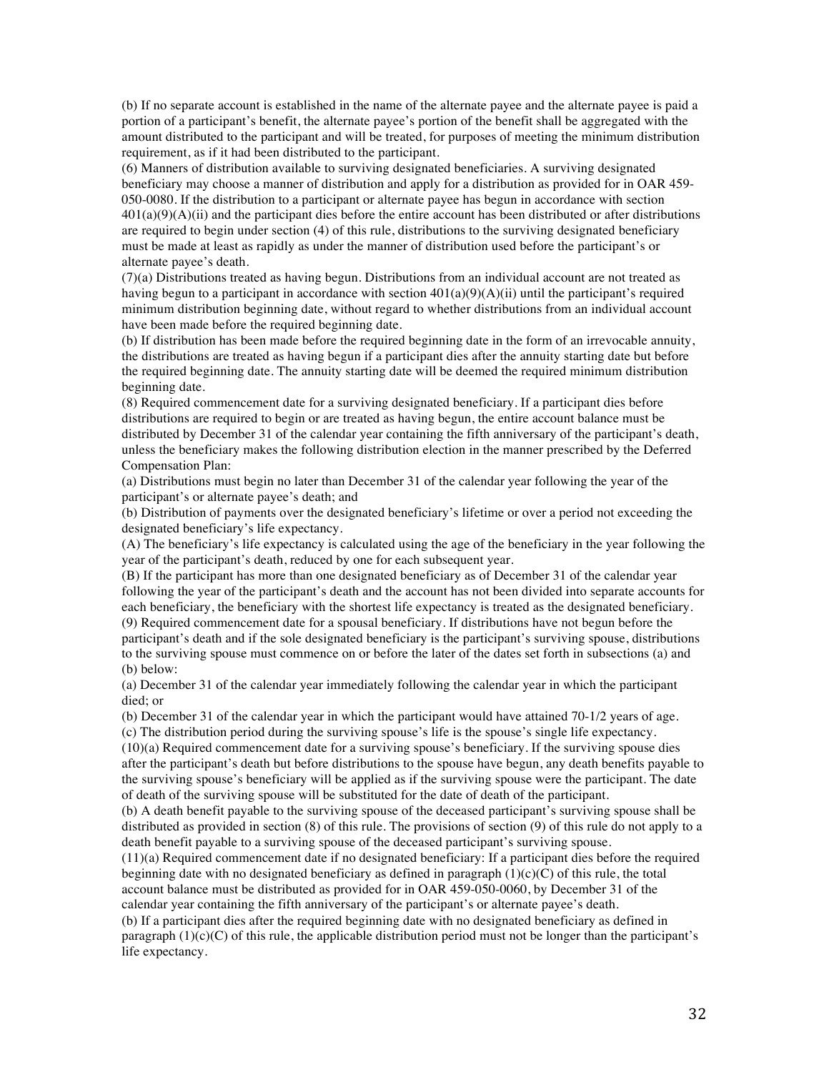(b) If no separate account is established in the name of the alternate payee and the alternate payee is paid a portion of a participant's benefit, the alternate payee's portion of the benefit shall be aggregated with the amount distributed to the participant and will be treated, for purposes of meeting the minimum distribution requirement, as if it had been distributed to the participant.

(6) Manners of distribution available to surviving designated beneficiaries. A surviving designated beneficiary may choose a manner of distribution and apply for a distribution as provided for in OAR 459-050-0080. If the distribution to a participant or alternate payee has begun in accordance with section 401(a)(9)(A)(ii) and the participant dies before the entire account has been distributed or after distributions are required to begin under section (4) of this rule, distributions to the surviving designated beneficiary must be made at least as rapidly as under the manner of distribution used before the participant's or alternate payee's death.

(7)(a) Distributions treated as having begun. Distributions from an individual account are not treated as having begun to a participant in accordance with section 401(a)(9)(A)(ii) until the participant's required minimum distribution beginning date, without regard to whether distributions from an individual account have been made before the required beginning date.

(b) If distribution has been made before the required beginning date in the form of an irrevocable annuity, the distributions are treated as having begun if a participant dies after the annuity starting date but before the required beginning date. The annuity starting date will be deemed the required minimum distribution beginning date.

(8) Required commencement date for a surviving designated beneficiary. If a participant dies before distributions are required to begin or are treated as having begun, the entire account balance must be distributed by December 31 of the calendar year containing the fifth anniversary of the participant's death, unless the beneficiary makes the following distribution election in the manner prescribed by the Deferred Compensation Plan:

(a) Distributions must begin no later than December 31 of the calendar year following the year of the participant's or alternate payee's death; and

(b) Distribution of payments over the designated beneficiary's lifetime or over a period not exceeding the designated beneficiary's life expectancy.

(A) The beneficiary's life expectancy is calculated using the age of the beneficiary in the year following the year of the participant's death, reduced by one for each subsequent year.

(B) If the participant has more than one designated beneficiary as of December 31 of the calendar year following the year of the participant's death and the account has not been divided into separate accounts for each beneficiary, the beneficiary with the shortest life expectancy is treated as the designated beneficiary.

(9) Required commencement date for a spousal beneficiary. If distributions have not begun before the participant's death and if the sole designated beneficiary is the participant's surviving spouse, distributions to the surviving spouse must commence on or before the later of the dates set forth in subsections (a) and (b) below:

(a) December 31 of the calendar year immediately following the calendar year in which the participant died; or

(b) December 31 of the calendar year in which the participant would have attained 70-1/2 years of age.

(c) The distribution period during the surviving spouse's life is the spouse's single life expectancy.

(10)(a) Required commencement date for a surviving spouse's beneficiary. If the surviving spouse dies after the participant's death but before distributions to the spouse have begun, any death benefits payable to the surviving spouse's beneficiary will be applied as if the surviving spouse were the participant. The date of death of the surviving spouse will be substituted for the date of death of the participant.

(b) A death benefit payable to the surviving spouse of the deceased participant's surviving spouse shall be distributed as provided in section (8) of this rule. The provisions of section (9) of this rule do not apply to a death benefit payable to a surviving spouse of the deceased participant's surviving spouse.

(11)(a) Required commencement date if no designated beneficiary: If a participant dies before the required beginning date with no designated beneficiary as defined in paragraph (1)(c)(C) of this rule, the total account balance must be distributed as provided for in OAR 459-050-0060, by December 31 of the calendar year containing the fifth anniversary of the participant's or alternate payee's death.

(b) If a participant dies after the required beginning date with no designated beneficiary as defined in paragraph (1)(c)(C) of this rule, the applicable distribution period must not be longer than the participant's life expectancy.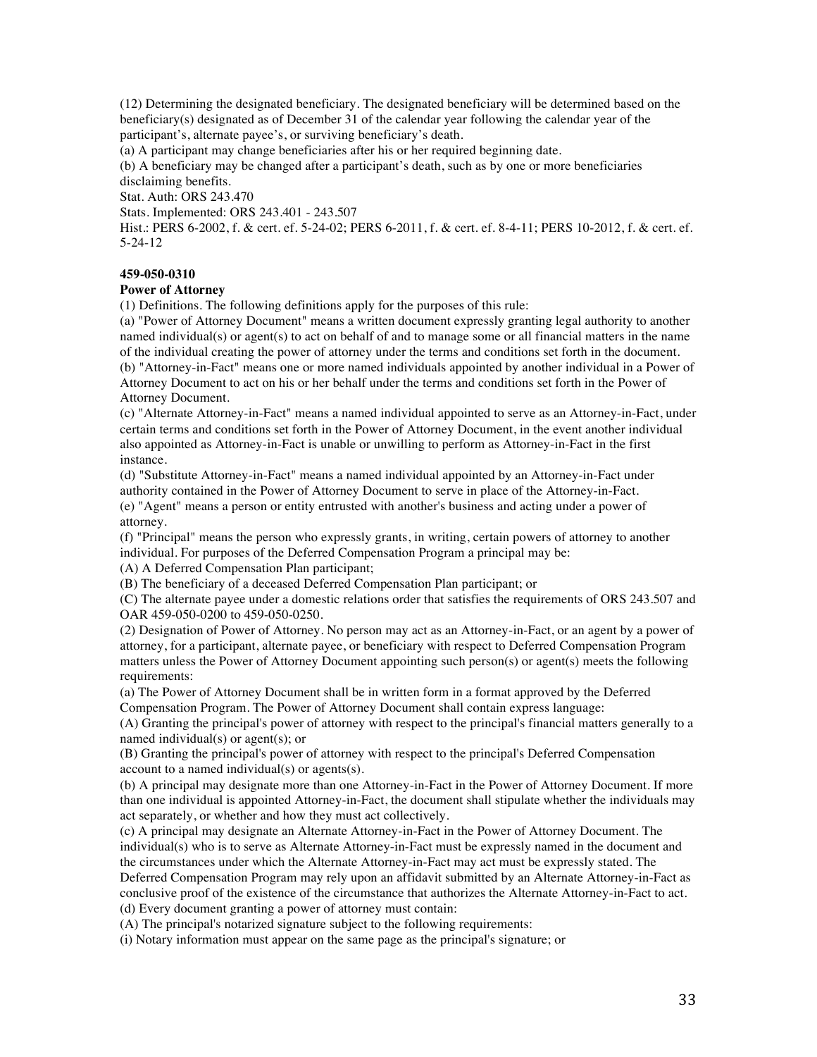(12) Determining the designated beneficiary. The designated beneficiary will be determined based on the beneficiary(s) designated as of December 31 of the calendar year following the calendar year of the participant's, alternate payee's, or surviving beneficiary's death.

(a) A participant may change beneficiaries after his or her required beginning date.

(b) A beneficiary may be changed after a participant's death, such as by one or more beneficiaries disclaiming benefits.

Stat. Auth: ORS 243.470

Stats. Implemented: ORS 243.401 - 243.507

Hist.: PERS 6-2002, f. & cert. ef. 5-24-02; PERS 6-2011, f. & cert. ef. 8-4-11; PERS 10-2012, f. & cert. ef. 5-24-12

**459-050-0310**

**Power of Attorney**

(1) Definitions. The following definitions apply for the purposes of this rule:

(a) "Power of Attorney Document" means a written document expressly granting legal authority to another named individual(s) or agent(s) to act on behalf of and to manage some or all financial matters in the name of the individual creating the power of attorney under the terms and conditions set forth in the document.

(b) "Attorney-in-Fact" means one or more named individuals appointed by another individual in a Power of Attorney Document to act on his or her behalf under the terms and conditions set forth in the Power of Attorney Document.

(c) "Alternate Attorney-in-Fact" means a named individual appointed to serve as an Attorney-in-Fact, under certain terms and conditions set forth in the Power of Attorney Document, in the event another individual also appointed as Attorney-in-Fact is unable or unwilling to perform as Attorney-in-Fact in the first instance.

(d) "Substitute Attorney-in-Fact" means a named individual appointed by an Attorney-in-Fact under authority contained in the Power of Attorney Document to serve in place of the Attorney-in-Fact.

(e) "Agent" means a person or entity entrusted with another's business and acting under a power of attorney.

(f) "Principal" means the person who expressly grants, in writing, certain powers of attorney to another individual. For purposes of the Deferred Compensation Program a principal may be:

(A) A Deferred Compensation Plan participant;

(B) The beneficiary of a deceased Deferred Compensation Plan participant; or

(C) The alternate payee under a domestic relations order that satisfies the requirements of ORS 243.507 and OAR 459-050-0200 to 459-050-0250.

(2) Designation of Power of Attorney. No person may act as an Attorney-in-Fact, or an agent by a power of attorney, for a participant, alternate payee, or beneficiary with respect to Deferred Compensation Program matters unless the Power of Attorney Document appointing such person(s) or agent(s) meets the following requirements:

(a) The Power of Attorney Document shall be in written form in a format approved by the Deferred Compensation Program. The Power of Attorney Document shall contain express language:

(A) Granting the principal's power of attorney with respect to the principal's financial matters generally to a named individual(s) or agent(s); or

(B) Granting the principal's power of attorney with respect to the principal's Deferred Compensation account to a named individual(s) or agents(s).

(b) A principal may designate more than one Attorney-in-Fact in the Power of Attorney Document. If more than one individual is appointed Attorney-in-Fact, the document shall stipulate whether the individuals may act separately, or whether and how they must act collectively.

(c) A principal may designate an Alternate Attorney-in-Fact in the Power of Attorney Document. The individual(s) who is to serve as Alternate Attorney-in-Fact must be expressly named in the document and the circumstances under which the Alternate Attorney-in-Fact may act must be expressly stated. The Deferred Compensation Program may rely upon an affidavit submitted by an Alternate Attorney-in-Fact as conclusive proof of the existence of the circumstance that authorizes the Alternate Attorney-in-Fact to act.

(d) Every document granting a power of attorney must contain:

(A) The principal's notarized signature subject to the following requirements:

(i) Notary information must appear on the same page as the principal's signature; or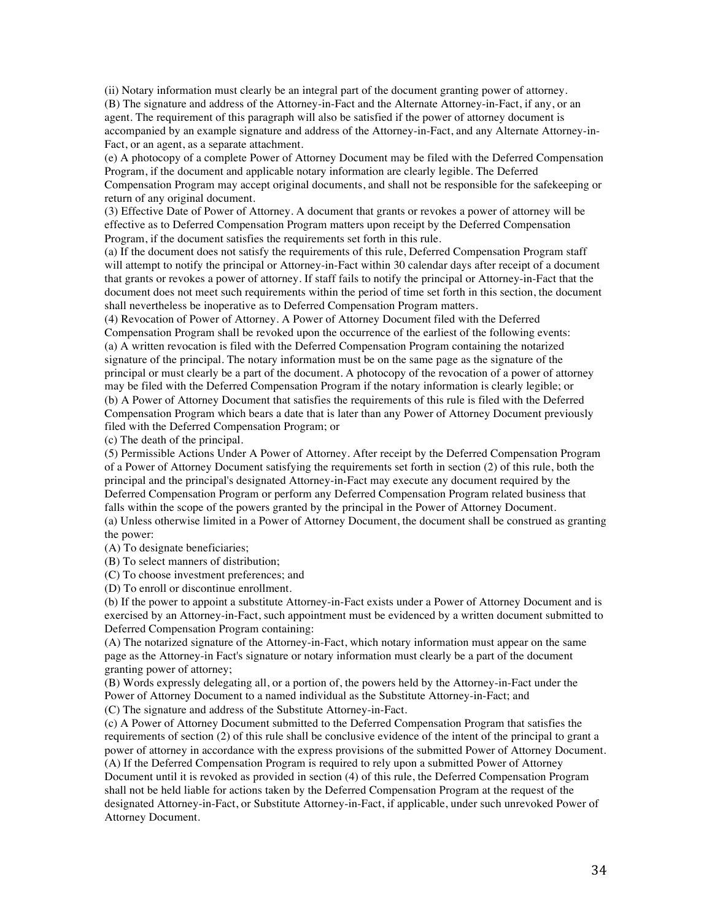(ii) Notary information must clearly be an integral part of the document granting power of attorney.

(B) The signature and address of the Attorney-in-Fact and the Alternate Attorney-in-Fact, if any, or an agent. The requirement of this paragraph will also be satisfied if the power of attorney document is accompanied by an example signature and address of the Attorney-in-Fact, and any Alternate Attorney-in-Fact, or an agent, as a separate attachment.

(e) A photocopy of a complete Power of Attorney Document may be filed with the Deferred Compensation Program, if the document and applicable notary information are clearly legible. The Deferred Compensation Program may accept original documents, and shall not be responsible for the safekeeping or return of any original document.

(3) Effective Date of Power of Attorney. A document that grants or revokes a power of attorney will be effective as to Deferred Compensation Program matters upon receipt by the Deferred Compensation Program, if the document satisfies the requirements set forth in this rule.

(a) If the document does not satisfy the requirements of this rule, Deferred Compensation Program staff will attempt to notify the principal or Attorney-in-Fact within 30 calendar days after receipt of a document that grants or revokes a power of attorney. If staff fails to notify the principal or Attorney-in-Fact that the document does not meet such requirements within the period of time set forth in this section, the document shall nevertheless be inoperative as to Deferred Compensation Program matters.

(4) Revocation of Power of Attorney. A Power of Attorney Document filed with the Deferred Compensation Program shall be revoked upon the occurrence of the earliest of the following events:

(a) A written revocation is filed with the Deferred Compensation Program containing the notarized signature of the principal. The notary information must be on the same page as the signature of the principal or must clearly be a part of the document. A photocopy of the revocation of a power of attorney may be filed with the Deferred Compensation Program if the notary information is clearly legible; or

(b) A Power of Attorney Document that satisfies the requirements of this rule is filed with the Deferred Compensation Program which bears a date that is later than any Power of Attorney Document previously filed with the Deferred Compensation Program; or

(c) The death of the principal.

(5) Permissible Actions Under A Power of Attorney. After receipt by the Deferred Compensation Program of a Power of Attorney Document satisfying the requirements set forth in section (2) of this rule, both the principal and the principal's designated Attorney-in-Fact may execute any document required by the Deferred Compensation Program or perform any Deferred Compensation Program related business that falls within the scope of the powers granted by the principal in the Power of Attorney Document.

(a) Unless otherwise limited in a Power of Attorney Document, the document shall be construed as granting the power:

(A) To designate beneficiaries;

(B) To select manners of distribution;

(C) To choose investment preferences; and

(D) To enroll or discontinue enrollment.

(b) If the power to appoint a substitute Attorney-in-Fact exists under a Power of Attorney Document and is exercised by an Attorney-in-Fact, such appointment must be evidenced by a written document submitted to Deferred Compensation Program containing:

(A) The notarized signature of the Attorney-in-Fact, which notary information must appear on the same page as the Attorney-in Fact's signature or notary information must clearly be a part of the document granting power of attorney;

(B) Words expressly delegating all, or a portion of, the powers held by the Attorney-in-Fact under the Power of Attorney Document to a named individual as the Substitute Attorney-in-Fact; and

(C) The signature and address of the Substitute Attorney-in-Fact.

(c) A Power of Attorney Document submitted to the Deferred Compensation Program that satisfies the requirements of section (2) of this rule shall be conclusive evidence of the intent of the principal to grant a power of attorney in accordance with the express provisions of the submitted Power of Attorney Document.

(A) If the Deferred Compensation Program is required to rely upon a submitted Power of Attorney Document until it is revoked as provided in section (4) of this rule, the Deferred Compensation Program shall not be held liable for actions taken by the Deferred Compensation Program at the request of the designated Attorney-in-Fact, or Substitute Attorney-in-Fact, if applicable, under such unrevoked Power of Attorney Document.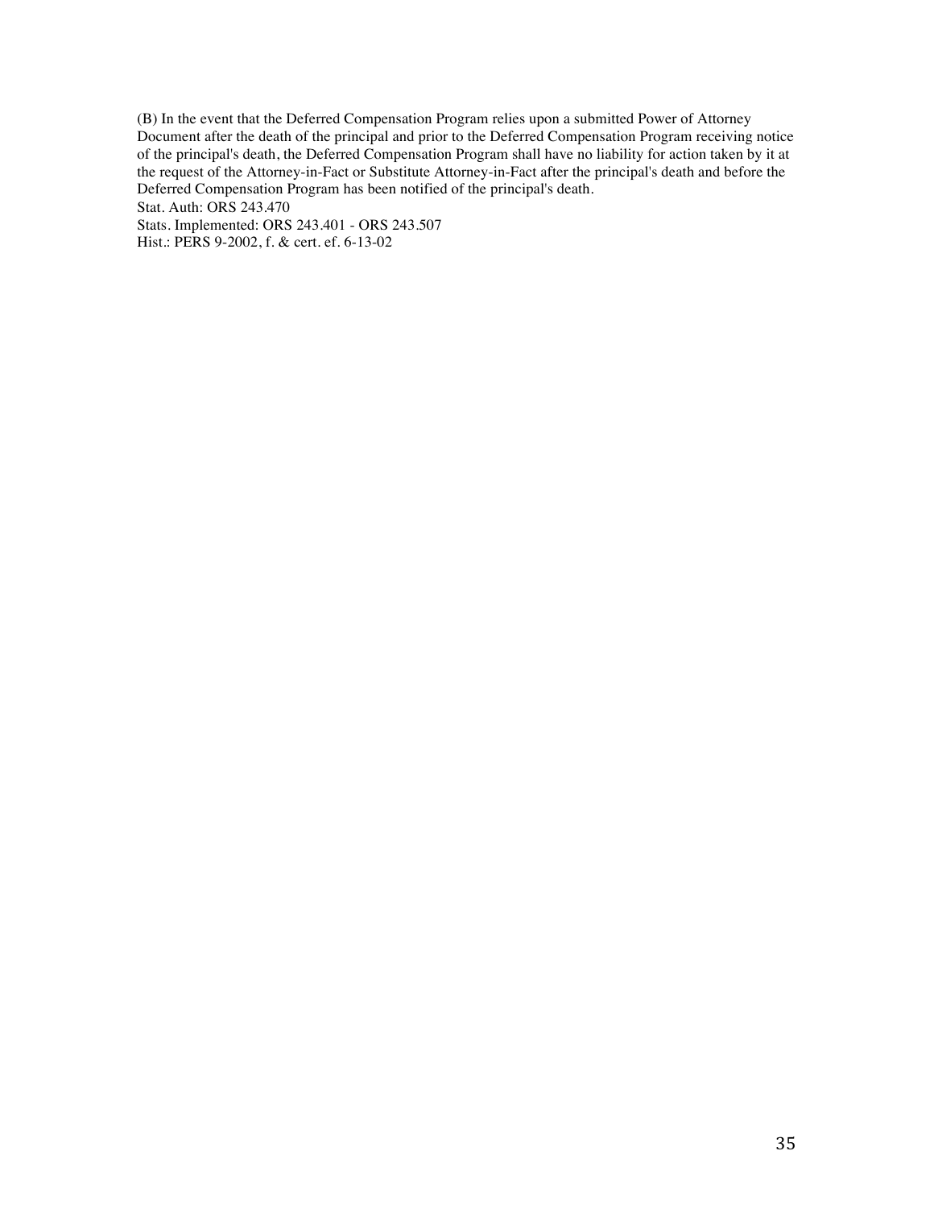(B) In the event that the Deferred Compensation Program relies upon a submitted Power of Attorney Document after the death of the principal and prior to the Deferred Compensation Program receiving notice of the principal's death, the Deferred Compensation Program shall have no liability for action taken by it at the request of the Attorney-in-Fact or Substitute Attorney-in-Fact after the principal's death and before the Deferred Compensation Program has been notified of the principal's death.

Stat. Auth: ORS 243.470

Stats. Implemented: ORS 243.401 - ORS 243.507

Hist.: PERS 9-2002, f. & cert. ef. 6-13-02